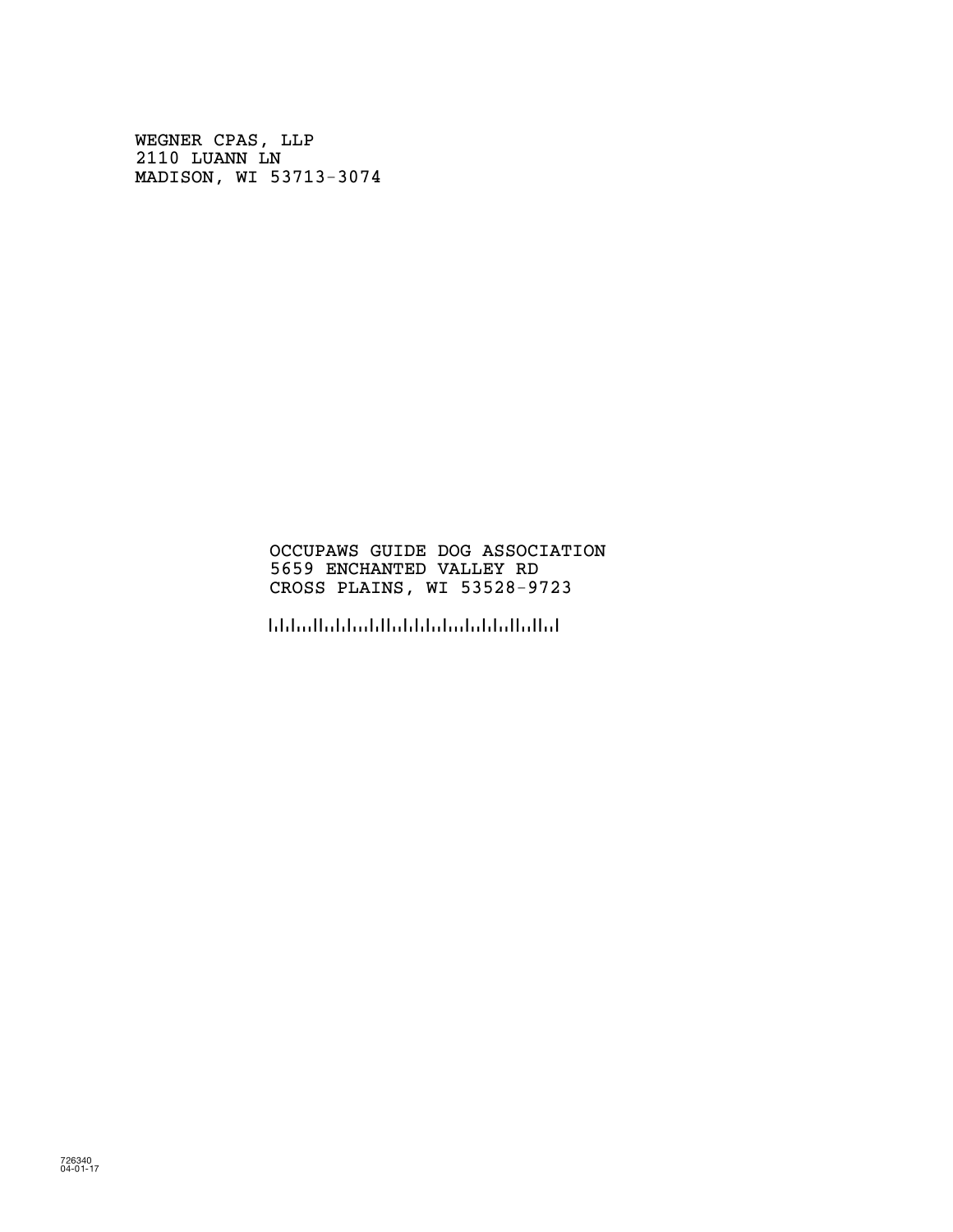WEGNER CPAS, LLP
2110 LUANN LN
MADISON, WI 53713-3074

OCCUPAWS GUIDE DOG ASSOCIATION
5659 ENCHANTED VALLEY RD
CROSS PLAINS, WI 53528-9723

726340
04-01-17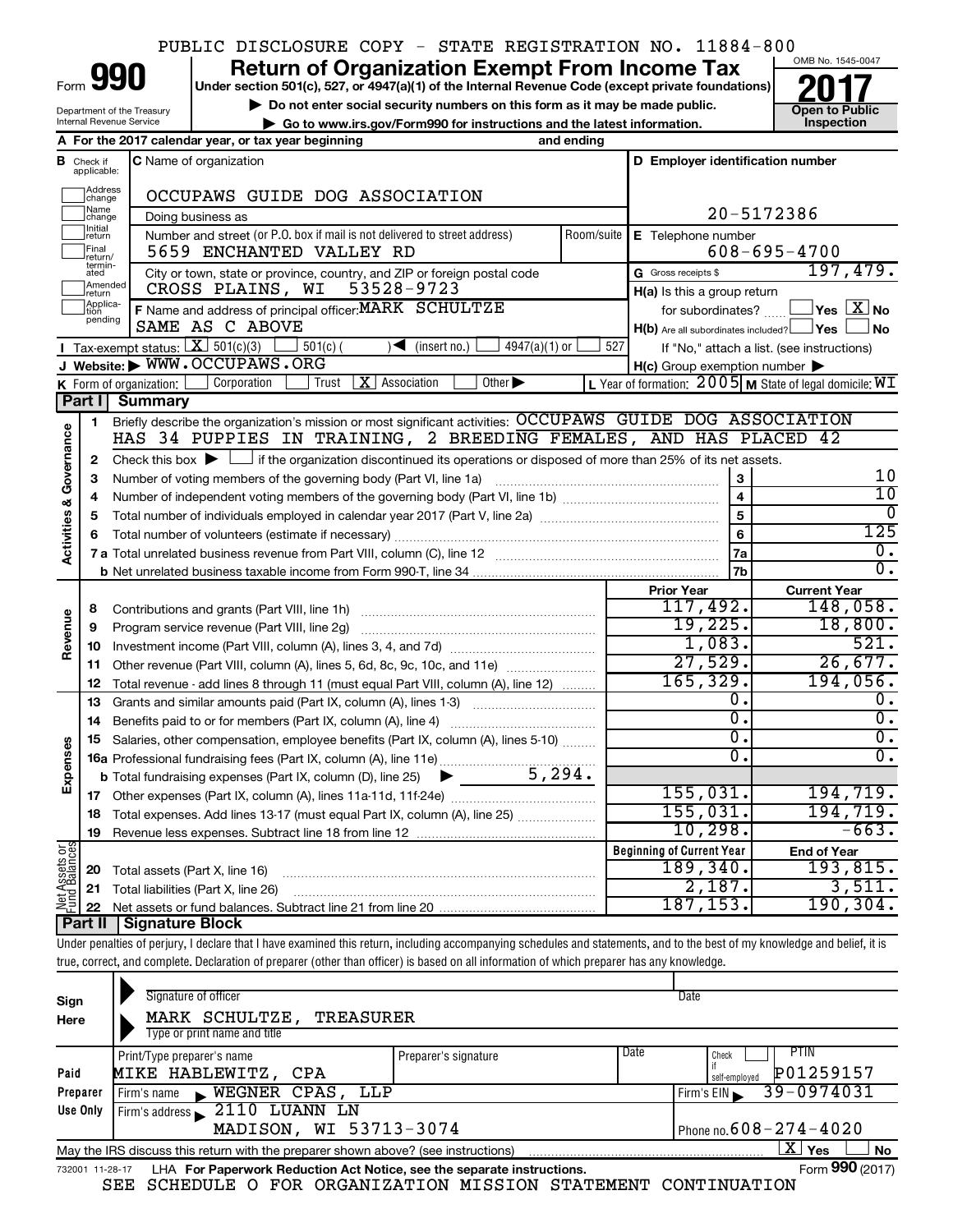PUBLIC DISCLOSURE COPY - STATE REGISTRATION NO. 11884-800

# Form 990 — Return of Organization Exempt From Income Tax (2017)

Under section 501(c), 527, or 4947(a)(1) of the Internal Revenue Code (except private foundations)

▶ Do not enter social security numbers on this form as it may be made public.

▶ Go to www.irs.gov/Form990 for instructions and the latest information.

Department of the Treasury, Internal Revenue Service

OMB No. 1545-0047 — Open to Public Inspection

**A** For the 2017 calendar year, or tax year beginning and ending

**B** Check if applicable: Address change, Name change, Initial return, Final return/terminated, Amended return, Application pending

**C** Name of organization: OCCUPAWS GUIDE DOG ASSOCIATION

Doing business as

Number and street (or P.O. box if mail is not delivered to street address): 5659 ENCHANTED VALLEY RD — Room/suite

City or town, state or province, country, and ZIP or foreign postal code: CROSS PLAINS, WI 53528-9723

**D** Employer identification number: 20-5172386

**E** Telephone number: 608-695-4700

**G** Gross receipts $ 197,479.

**F** Name and address of principal officer: MARK SCHULTZE, SAME AS C ABOVE

**H(a)** Is this a group return for subordinates? Yes [ ] No [X]

**H(b)** Are all subordinates included? Yes [ ] No [ ] If "No," attach a list. (see instructions)

**H(c)** Group exemption number ▶

**I** Tax-exempt status: [X] 501(c)(3) [ ] 501(c) ( ) ◀ (insert no.) [ ] 4947(a)(1) or [ ] 527

**J** Website: ▶ WWW.OCCUPAWS.ORG

**K** Form of organization: [ ] Corporation [ ] Trust [X] Association [ ] Other ▶

**L** Year of formation: 2005 **M** State of legal domicile: WI

## Part I Summary

### Activities & Governance

1 Briefly describe the organization's mission or most significant activities: OCCUPAWS GUIDE DOG ASSOCIATION HAS 34 PUPPIES IN TRAINING, 2 BREEDING FEMALES, AND HAS PLACED 42

2 Check this box ▶ [ ] if the organization discontinued its operations or disposed of more than 25% of its net assets.

| Line | Description | | Value |
|---|---|---|---|
| 3 | Number of voting members of the governing body (Part VI, line 1a) | 3 | 10 |
| 4 | Number of independent voting members of the governing body (Part VI, line 1b) | 4 | 10 |
| 5 | Total number of individuals employed in calendar year 2017 (Part V, line 2a) | 5 | 0 |
| 6 | Total number of volunteers (estimate if necessary) | 6 | 125 |
| 7a | Total unrelated business revenue from Part VIII, column (C), line 12 | 7a | 0. |
| 7b | Net unrelated business taxable income from Form 990-T, line 34 | 7b | 0. |

### Revenue / Expenses

| Line | Description | Prior Year | Current Year |
|---|---|---|---|
| 8 | Contributions and grants (Part VIII, line 1h) | 117,492. | 148,058. |
| 9 | Program service revenue (Part VIII, line 2g) | 19,225. | 18,800. |
| 10 | Investment income (Part VIII, column (A), lines 3, 4, and 7d) | 1,083. | 521. |
| 11 | Other revenue (Part VIII, column (A), lines 5, 6d, 8c, 9c, 10c, and 11e) | 27,529. | 26,677. |
| 12 | Total revenue - add lines 8 through 11 (must equal Part VIII, column (A), line 12) | 165,329. | 194,056. |
| 13 | Grants and similar amounts paid (Part IX, column (A), lines 1-3) | 0. | 0. |
| 14 | Benefits paid to or for members (Part IX, column (A), line 4) | 0. | 0. |
| 15 | Salaries, other compensation, employee benefits (Part IX, column (A), lines 5-10) | 0. | 0. |
| 16a | Professional fundraising fees (Part IX, column (A), line 11e) | 0. | 0. |
| b | Total fundraising expenses (Part IX, column (D), line 25) ▶ 5,294. | | |
| 17 | Other expenses (Part IX, column (A), lines 11a-11d, 11f-24e) | 155,031. | 194,719. |
| 18 | Total expenses. Add lines 13-17 (must equal Part IX, column (A), line 25) | 155,031. | 194,719. |
| 19 | Revenue less expenses. Subtract line 18 from line 12 | 10,298. | -663. |

### Net Assets or Fund Balances

| Line | Description | Beginning of Current Year | End of Year |
|---|---|---|---|
| 20 | Total assets (Part X, line 16) | 189,340. | 193,815. |
| 21 | Total liabilities (Part X, line 26) | 2,187. | 3,511. |
| 22 | Net assets or fund balances. Subtract line 21 from line 20 | 187,153. | 190,304. |

## Part II Signature Block

Under penalties of perjury, I declare that I have examined this return, including accompanying schedules and statements, and to the best of my knowledge and belief, it is true, correct, and complete. Declaration of preparer (other than officer) is based on all information of which preparer has any knowledge.

**Sign Here**

Signature of officer — Date

MARK SCHULTZE, TREASURER

Type or print name and title

**Paid Preparer Use Only**

| Print/Type preparer's name | Preparer's signature | Date | Check if self-employed | PTIN |
|---|---|---|---|---|
| MIKE HABLEWITZ, CPA | | | [ ] | P01259157 |

Firm's name ▶ WEGNER CPAS, LLP — Firm's EIN ▶ 39-0974031

Firm's address ▶ 2110 LUANN LN, MADISON, WI 53713-3074 — Phone no. 608-274-4020

May the IRS discuss this return with the preparer shown above? (see instructions) [X] Yes [ ] No

732001 11-28-17 LHA For Paperwork Reduction Act Notice, see the separate instructions. Form **990** (2017)

SEE SCHEDULE O FOR ORGANIZATION MISSION STATEMENT CONTINUATION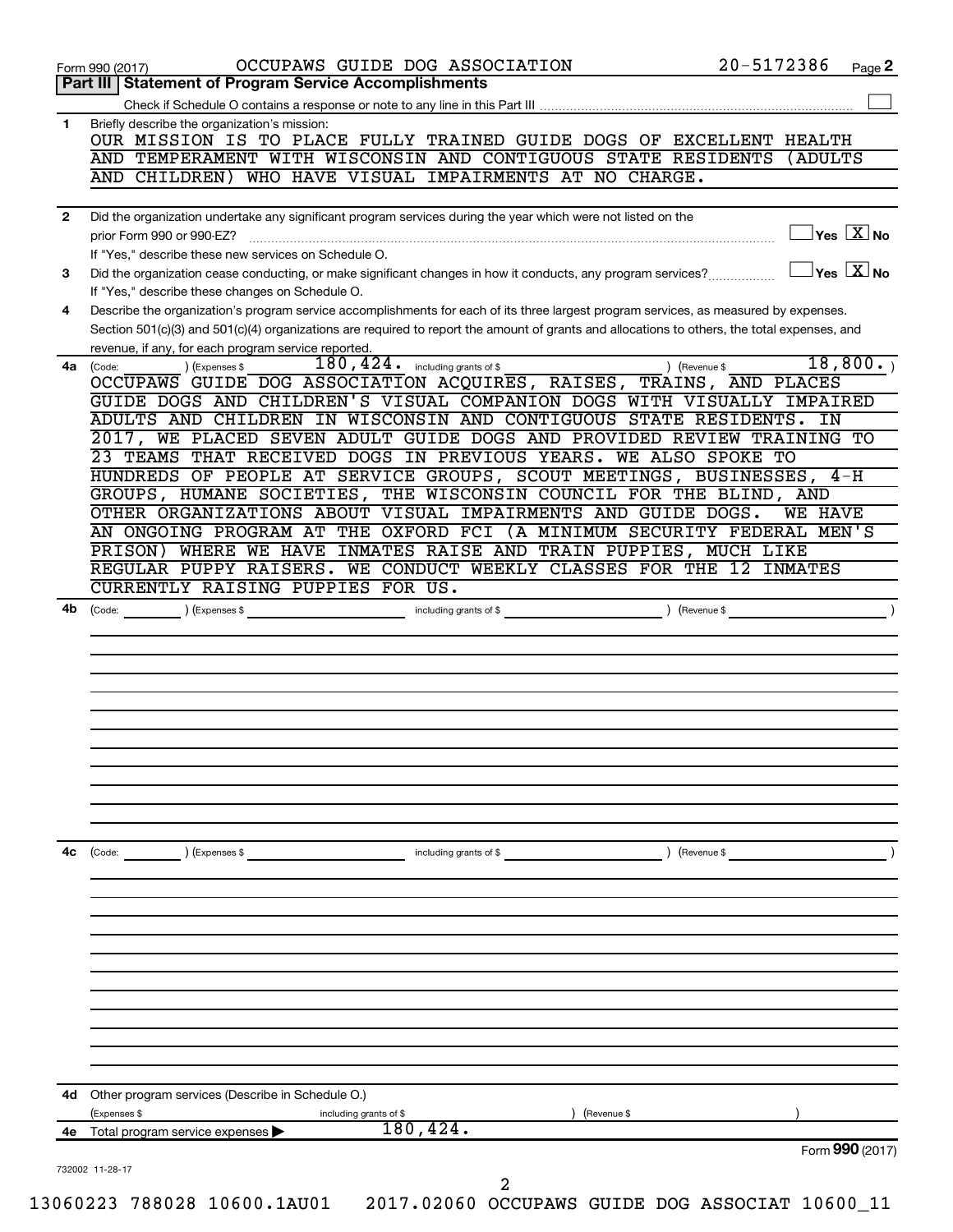Form 990 (2017) OCCUPAWS GUIDE DOG ASSOCIATION 20-5172386 Page **2**

## Part III | Statement of Program Service Accomplishments

Check if Schedule O contains a response or note to any line in this Part III ☐

**1** Briefly describe the organization's mission:

OUR MISSION IS TO PLACE FULLY TRAINED GUIDE DOGS OF EXCELLENT HEALTH AND TEMPERAMENT WITH WISCONSIN AND CONTIGUOUS STATE RESIDENTS (ADULTS AND CHILDREN) WHO HAVE VISUAL IMPAIRMENTS AT NO CHARGE.

**2** Did the organization undertake any significant program services during the year which were not listed on the prior Form 990 or 990-EZ? ☐ Yes ☒ No

If "Yes," describe these new services on Schedule O.

**3** Did the organization cease conducting, or make significant changes in how it conducts, any program services? ☐ Yes ☒ No

If "Yes," describe these changes on Schedule O.

**4** Describe the organization's program service accomplishments for each of its three largest program services, as measured by expenses. Section 501(c)(3) and 501(c)(4) organizations are required to report the amount of grants and allocations to others, the total expenses, and revenue, if any, for each program service reported.

**4a** (Code: ) (Expenses $ 180,424. including grants of $ ) (Revenue $ 18,800. )

OCCUPAWS GUIDE DOG ASSOCIATION ACQUIRES, RAISES, TRAINS, AND PLACES GUIDE DOGS AND CHILDREN'S VISUAL COMPANION DOGS WITH VISUALLY IMPAIRED ADULTS AND CHILDREN IN WISCONSIN AND CONTIGUOUS STATE RESIDENTS. IN 2017, WE PLACED SEVEN ADULT GUIDE DOGS AND PROVIDED REVIEW TRAINING TO 23 TEAMS THAT RECEIVED DOGS IN PREVIOUS YEARS. WE ALSO SPOKE TO HUNDREDS OF PEOPLE AT SERVICE GROUPS, SCOUT MEETINGS, BUSINESSES, 4-H GROUPS, HUMANE SOCIETIES, THE WISCONSIN COUNCIL FOR THE BLIND, AND OTHER ORGANIZATIONS ABOUT VISUAL IMPAIRMENTS AND GUIDE DOGS. WE HAVE AN ONGOING PROGRAM AT THE OXFORD FCI (A MINIMUM SECURITY FEDERAL MEN'S PRISON) WHERE WE HAVE INMATES RAISE AND TRAIN PUPPIES, MUCH LIKE REGULAR PUPPY RAISERS. WE CONDUCT WEEKLY CLASSES FOR THE 12 INMATES CURRENTLY RAISING PUPPIES FOR US.

**4b** (Code: ) (Expenses $ including grants of $ ) (Revenue $ )

**4c** (Code: ) (Expenses $ including grants of $ ) (Revenue $ )

**4d** Other program services (Describe in Schedule O.)

(Expenses $ including grants of $ ) (Revenue $ )

**4e** Total program service expenses ▶ 180,424.

Form **990** (2017)

732002 11-28-17

13060223 788028 10600.1AU01 2017.02060 OCCUPAWS GUIDE DOG ASSOCIAT 10600_11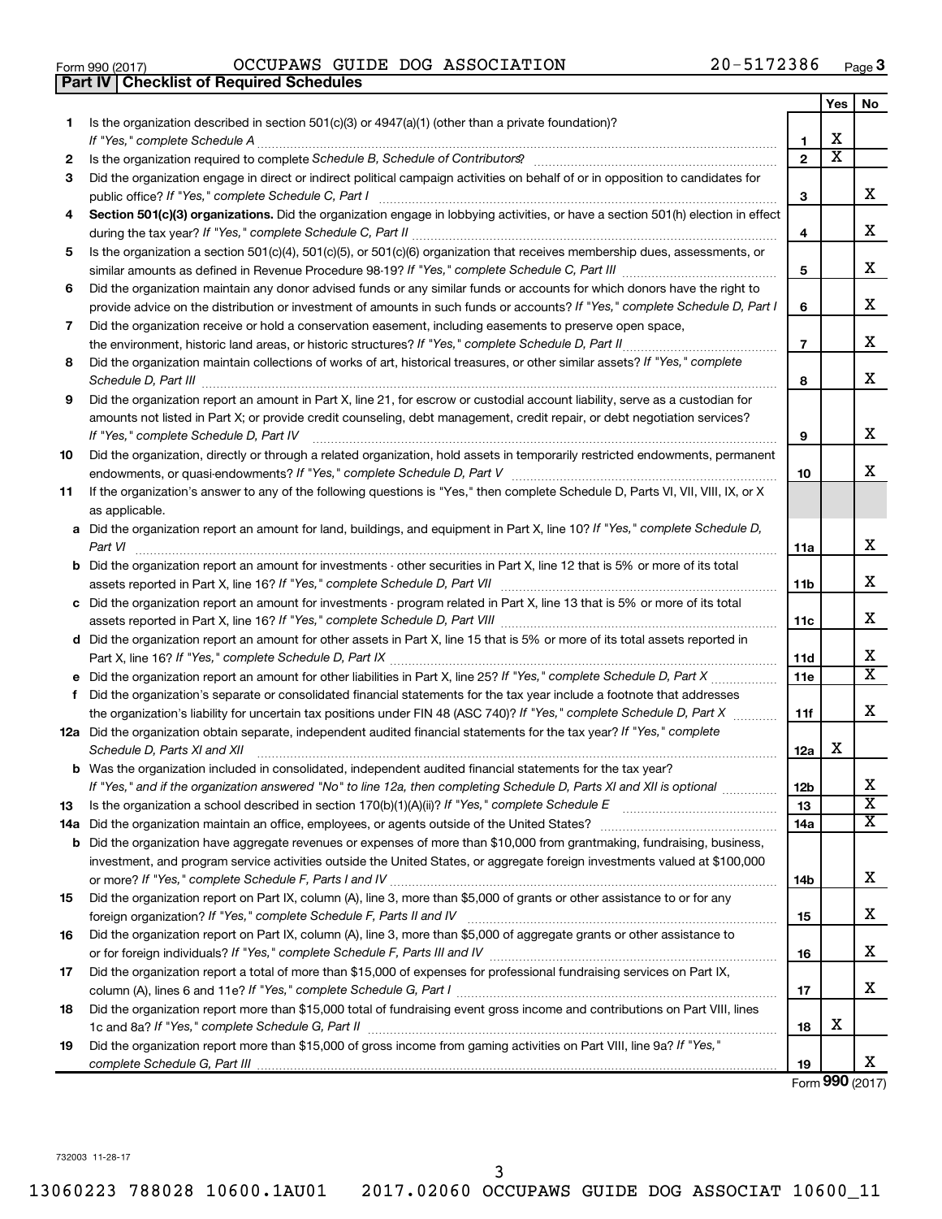Form 990 (2017) OCCUPAWS GUIDE DOG ASSOCIATION 20-5172386 Page 3

## Part IV | Checklist of Required Schedules

| | | | Yes | No |
|---|---|---|---|---|
| 1 | Is the organization described in section 501(c)(3) or 4947(a)(1) (other than a private foundation)? *If "Yes," complete Schedule A* | 1 | X | |
| 2 | Is the organization required to complete *Schedule B, Schedule of Contributors*? | 2 | X | |
| 3 | Did the organization engage in direct or indirect political campaign activities on behalf of or in opposition to candidates for public office? *If "Yes," complete Schedule C, Part I* | 3 | | X |
| 4 | **Section 501(c)(3) organizations.** Did the organization engage in lobbying activities, or have a section 501(h) election in effect during the tax year? *If "Yes," complete Schedule C, Part II* | 4 | | X |
| 5 | Is the organization a section 501(c)(4), 501(c)(5), or 501(c)(6) organization that receives membership dues, assessments, or similar amounts as defined in Revenue Procedure 98-19? *If "Yes," complete Schedule C, Part III* | 5 | | X |
| 6 | Did the organization maintain any donor advised funds or any similar funds or accounts for which donors have the right to provide advice on the distribution or investment of amounts in such funds or accounts? *If "Yes," complete Schedule D, Part I* | 6 | | X |
| 7 | Did the organization receive or hold a conservation easement, including easements to preserve open space, the environment, historic land areas, or historic structures? *If "Yes," complete Schedule D, Part II* | 7 | | X |
| 8 | Did the organization maintain collections of works of art, historical treasures, or other similar assets? *If "Yes," complete Schedule D, Part III* | 8 | | X |
| 9 | Did the organization report an amount in Part X, line 21, for escrow or custodial account liability, serve as a custodian for amounts not listed in Part X; or provide credit counseling, debt management, credit repair, or debt negotiation services? *If "Yes," complete Schedule D, Part IV* | 9 | | X |
| 10 | Did the organization, directly or through a related organization, hold assets in temporarily restricted endowments, permanent endowments, or quasi-endowments? *If "Yes," complete Schedule D, Part V* | 10 | | X |
| 11 | If the organization's answer to any of the following questions is "Yes," then complete Schedule D, Parts VI, VII, VIII, IX, or X as applicable. | | | |
| a | Did the organization report an amount for land, buildings, and equipment in Part X, line 10? *If "Yes," complete Schedule D, Part VI* | 11a | | X |
| b | Did the organization report an amount for investments - other securities in Part X, line 12 that is 5% or more of its total assets reported in Part X, line 16? *If "Yes," complete Schedule D, Part VII* | 11b | | X |
| c | Did the organization report an amount for investments - program related in Part X, line 13 that is 5% or more of its total assets reported in Part X, line 16? *If "Yes," complete Schedule D, Part VIII* | 11c | | X |
| d | Did the organization report an amount for other assets in Part X, line 15 that is 5% or more of its total assets reported in Part X, line 16? *If "Yes," complete Schedule D, Part IX* | 11d | | X |
| e | Did the organization report an amount for other liabilities in Part X, line 25? *If "Yes," complete Schedule D, Part X* | 11e | | X |
| f | Did the organization's separate or consolidated financial statements for the tax year include a footnote that addresses the organization's liability for uncertain tax positions under FIN 48 (ASC 740)? *If "Yes," complete Schedule D, Part X* | 11f | | X |
| 12a | Did the organization obtain separate, independent audited financial statements for the tax year? *If "Yes," complete Schedule D, Parts XI and XII* | 12a | X | |
| b | Was the organization included in consolidated, independent audited financial statements for the tax year? *If "Yes," and if the organization answered "No" to line 12a, then completing Schedule D, Parts XI and XII is optional* | 12b | | X |
| 13 | Is the organization a school described in section 170(b)(1)(A)(ii)? *If "Yes," complete Schedule E* | 13 | | X |
| 14a | Did the organization maintain an office, employees, or agents outside of the United States? | 14a | | X |
| b | Did the organization have aggregate revenues or expenses of more than $10,000 from grantmaking, fundraising, business, investment, and program service activities outside the United States, or aggregate foreign investments valued at $100,000 or more? *If "Yes," complete Schedule F, Parts I and IV* | 14b | | X |
| 15 | Did the organization report on Part IX, column (A), line 3, more than $5,000 of grants or other assistance to or for any foreign organization? *If "Yes," complete Schedule F, Parts II and IV* | 15 | | X |
| 16 | Did the organization report on Part IX, column (A), line 3, more than $5,000 of aggregate grants or other assistance to or for foreign individuals? *If "Yes," complete Schedule F, Parts III and IV* | 16 | | X |
| 17 | Did the organization report a total of more than $15,000 of expenses for professional fundraising services on Part IX, column (A), lines 6 and 11e? *If "Yes," complete Schedule G, Part I* | 17 | | X |
| 18 | Did the organization report more than $15,000 total of fundraising event gross income and contributions on Part VIII, lines 1c and 8a? *If "Yes," complete Schedule G, Part II* | 18 | X | |
| 19 | Did the organization report more than $15,000 of gross income from gaming activities on Part VIII, line 9a? *If "Yes," complete Schedule G, Part III* | 19 | | X |

Form **990** (2017)

732003 11-28-17

13060223 788028 10600.1AU01 2017.02060 OCCUPAWS GUIDE DOG ASSOCIAT 10600_11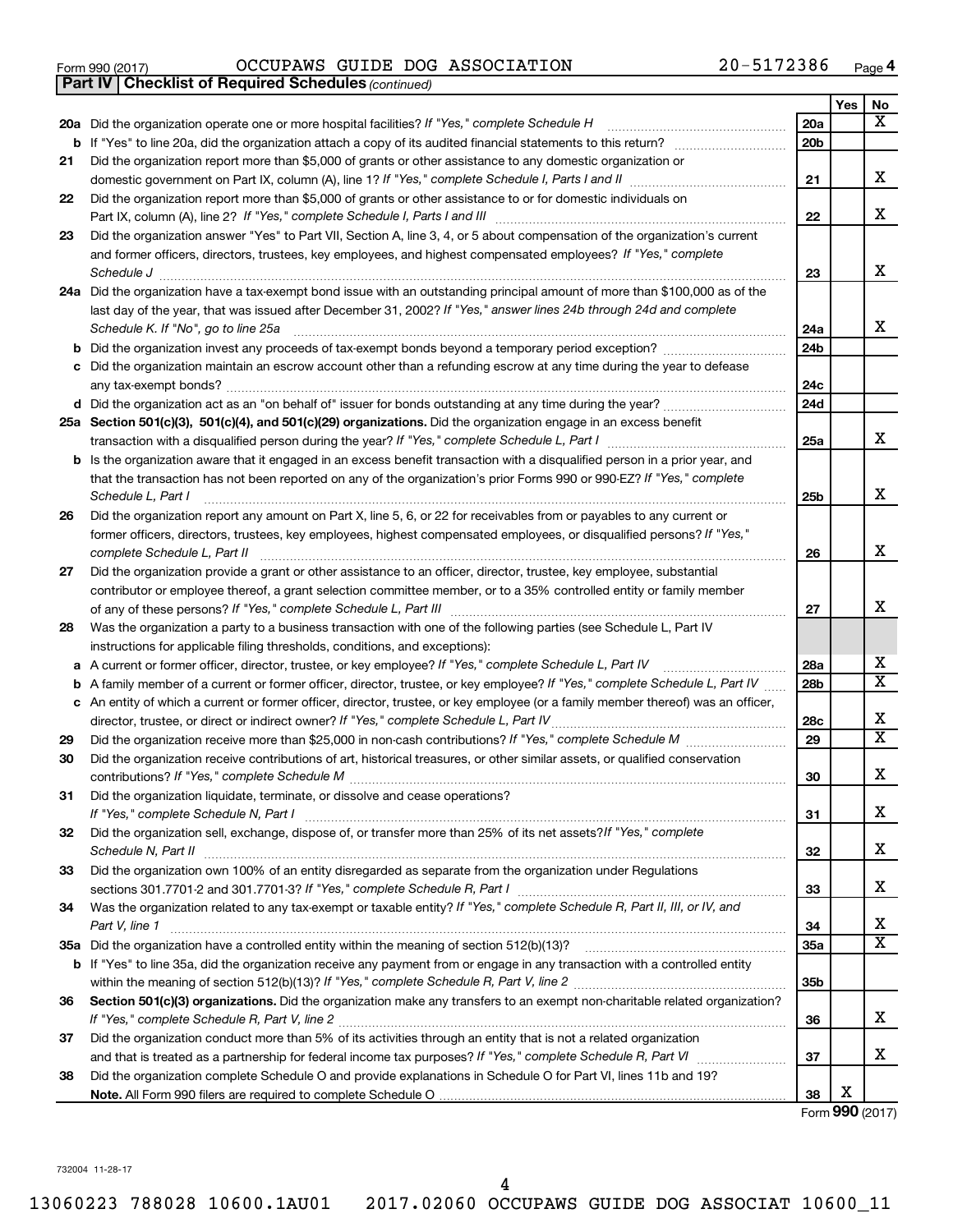Form 990 (2017) OCCUPAWS GUIDE DOG ASSOCIATION 20-5172386 Page 4

**Part IV | Checklist of Required Schedules** *(continued)*

| | | | Yes | No |
|---|---|---|---|---|
| **20a** | Did the organization operate one or more hospital facilities? *If "Yes," complete Schedule H* | 20a | | X |
| **b** | If "Yes" to line 20a, did the organization attach a copy of its audited financial statements to this return? | 20b | | |
| **21** | Did the organization report more than $5,000 of grants or other assistance to any domestic organization or domestic government on Part IX, column (A), line 1? *If "Yes," complete Schedule I, Parts I and II* | 21 | | X |
| **22** | Did the organization report more than $5,000 of grants or other assistance to or for domestic individuals on Part IX, column (A), line 2? *If "Yes," complete Schedule I, Parts I and III* | 22 | | X |
| **23** | Did the organization answer "Yes" to Part VII, Section A, line 3, 4, or 5 about compensation of the organization's current and former officers, directors, trustees, key employees, and highest compensated employees? *If "Yes," complete Schedule J* | 23 | | X |
| **24a** | Did the organization have a tax-exempt bond issue with an outstanding principal amount of more than $100,000 as of the last day of the year, that was issued after December 31, 2002? *If "Yes," answer lines 24b through 24d and complete Schedule K. If "No", go to line 25a* | 24a | | X |
| **b** | Did the organization invest any proceeds of tax-exempt bonds beyond a temporary period exception? | 24b | | |
| **c** | Did the organization maintain an escrow account other than a refunding escrow at any time during the year to defease any tax-exempt bonds? | 24c | | |
| **d** | Did the organization act as an "on behalf of" issuer for bonds outstanding at any time during the year? | 24d | | |
| **25a** | **Section 501(c)(3), 501(c)(4), and 501(c)(29) organizations.** Did the organization engage in an excess benefit transaction with a disqualified person during the year? *If "Yes," complete Schedule L, Part I* | 25a | | X |
| **b** | Is the organization aware that it engaged in an excess benefit transaction with a disqualified person in a prior year, and that the transaction has not been reported on any of the organization's prior Forms 990 or 990-EZ? *If "Yes," complete Schedule L, Part I* | 25b | | X |
| **26** | Did the organization report any amount on Part X, line 5, 6, or 22 for receivables from or payables to any current or former officers, directors, trustees, key employees, highest compensated employees, or disqualified persons? *If "Yes," complete Schedule L, Part II* | 26 | | X |
| **27** | Did the organization provide a grant or other assistance to an officer, director, trustee, key employee, substantial contributor or employee thereof, a grant selection committee member, or to a 35% controlled entity or family member of any of these persons? *If "Yes," complete Schedule L, Part III* | 27 | | X |
| **28** | Was the organization a party to a business transaction with one of the following parties (see Schedule L, Part IV instructions for applicable filing thresholds, conditions, and exceptions): | | | |
| **a** | A current or former officer, director, trustee, or key employee? *If "Yes," complete Schedule L, Part IV* | 28a | | X |
| **b** | A family member of a current or former officer, director, trustee, or key employee? *If "Yes," complete Schedule L, Part IV* | 28b | | X |
| **c** | An entity of which a current or former officer, director, trustee, or key employee (or a family member thereof) was an officer, director, trustee, or direct or indirect owner? *If "Yes," complete Schedule L, Part IV* | 28c | | X |
| **29** | Did the organization receive more than $25,000 in non-cash contributions? *If "Yes," complete Schedule M* | 29 | | X |
| **30** | Did the organization receive contributions of art, historical treasures, or other similar assets, or qualified conservation contributions? *If "Yes," complete Schedule M* | 30 | | X |
| **31** | Did the organization liquidate, terminate, or dissolve and cease operations? *If "Yes," complete Schedule N, Part I* | 31 | | X |
| **32** | Did the organization sell, exchange, dispose of, or transfer more than 25% of its net assets? *If "Yes," complete Schedule N, Part II* | 32 | | X |
| **33** | Did the organization own 100% of an entity disregarded as separate from the organization under Regulations sections 301.7701-2 and 301.7701-3? *If "Yes," complete Schedule R, Part I* | 33 | | X |
| **34** | Was the organization related to any tax-exempt or taxable entity? *If "Yes," complete Schedule R, Part II, III, or IV, and Part V, line 1* | 34 | | X |
| **35a** | Did the organization have a controlled entity within the meaning of section 512(b)(13)? | 35a | | X |
| **b** | If "Yes" to line 35a, did the organization receive any payment from or engage in any transaction with a controlled entity within the meaning of section 512(b)(13)? *If "Yes," complete Schedule R, Part V, line 2* | 35b | | |
| **36** | **Section 501(c)(3) organizations.** Did the organization make any transfers to an exempt non-charitable related organization? *If "Yes," complete Schedule R, Part V, line 2* | 36 | | X |
| **37** | Did the organization conduct more than 5% of its activities through an entity that is not a related organization and that is treated as a partnership for federal income tax purposes? *If "Yes," complete Schedule R, Part VI* | 37 | | X |
| **38** | Did the organization complete Schedule O and provide explanations in Schedule O for Part VI, lines 11b and 19? **Note.** All Form 990 filers are required to complete Schedule O | 38 | X | |

Form **990** (2017)

732004 11-28-17

13060223 788028 10600.1AU01 2017.02060 OCCUPAWS GUIDE DOG ASSOCIAT 10600_11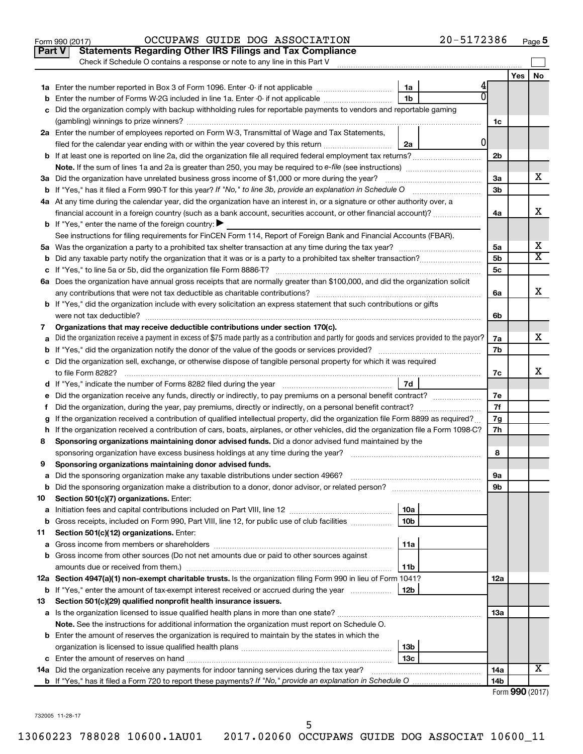Form 990 (2017) OCCUPAWS GUIDE DOG ASSOCIATION 20-5172386 Page 5

**Part V Statements Regarding Other IRS Filings and Tax Compliance**

Check if Schedule O contains a response or note to any line in this Part V

| | | | | | Yes | No |
|---|---|---|---|---|---|---|
| 1a | Enter the number reported in Box 3 of Form 1096. Enter -0- if not applicable | 1a | 4 | | | |
| b | Enter the number of Forms W-2G included in line 1a. Enter -0- if not applicable | 1b | 0 | | | |
| c | Did the organization comply with backup withholding rules for reportable payments to vendors and reportable gaming (gambling) winnings to prize winners? | | | 1c | | |
| 2a | Enter the number of employees reported on Form W-3, Transmittal of Wage and Tax Statements, filed for the calendar year ending with or within the year covered by this return | 2a | 0 | | | |
| b | If at least one is reported on line 2a, did the organization file all required federal employment tax returns? | | | 2b | | |
| | **Note.** If the sum of lines 1a and 2a is greater than 250, you may be required to *e-file* (see instructions) | | | | | |
| 3a | Did the organization have unrelated business gross income of $1,000 or more during the year? | | | 3a | | X |
| b | If "Yes," has it filed a Form 990-T for this year? *If "No," to line 3b, provide an explanation in Schedule O* | | | 3b | | |
| 4a | At any time during the calendar year, did the organization have an interest in, or a signature or other authority over, a financial account in a foreign country (such as a bank account, securities account, or other financial account)? | | | 4a | | X |
| b | If "Yes," enter the name of the foreign country: ▶ | | | | | |
| | See instructions for filing requirements for FinCEN Form 114, Report of Foreign Bank and Financial Accounts (FBAR). | | | | | |
| 5a | Was the organization a party to a prohibited tax shelter transaction at any time during the tax year? | | | 5a | | X |
| b | Did any taxable party notify the organization that it was or is a party to a prohibited tax shelter transaction? | | | 5b | | X |
| c | If "Yes," to line 5a or 5b, did the organization file Form 8886-T? | | | 5c | | |
| 6a | Does the organization have annual gross receipts that are normally greater than $100,000, and did the organization solicit any contributions that were not tax deductible as charitable contributions? | | | 6a | | X |
| b | If "Yes," did the organization include with every solicitation an express statement that such contributions or gifts were not tax deductible? | | | 6b | | |
| 7 | **Organizations that may receive deductible contributions under section 170(c).** | | | | | |
| a | Did the organization receive a payment in excess of $75 made partly as a contribution and partly for goods and services provided to the payor? | | | 7a | | X |
| b | If "Yes," did the organization notify the donor of the value of the goods or services provided? | | | 7b | | |
| c | Did the organization sell, exchange, or otherwise dispose of tangible personal property for which it was required to file Form 8282? | | | 7c | | X |
| d | If "Yes," indicate the number of Forms 8282 filed during the year | 7d | | | | |
| e | Did the organization receive any funds, directly or indirectly, to pay premiums on a personal benefit contract? | | | 7e | | |
| f | Did the organization, during the year, pay premiums, directly or indirectly, on a personal benefit contract? | | | 7f | | |
| g | If the organization received a contribution of qualified intellectual property, did the organization file Form 8899 as required? | | | 7g | | |
| h | If the organization received a contribution of cars, boats, airplanes, or other vehicles, did the organization file a Form 1098-C? | | | 7h | | |
| 8 | **Sponsoring organizations maintaining donor advised funds.** Did a donor advised fund maintained by the sponsoring organization have excess business holdings at any time during the year? | | | 8 | | |
| 9 | **Sponsoring organizations maintaining donor advised funds.** | | | | | |
| a | Did the sponsoring organization make any taxable distributions under section 4966? | | | 9a | | |
| b | Did the sponsoring organization make a distribution to a donor, donor advisor, or related person? | | | 9b | | |
| 10 | **Section 501(c)(7) organizations.** Enter: | | | | | |
| a | Initiation fees and capital contributions included on Part VIII, line 12 | 10a | | | | |
| b | Gross receipts, included on Form 990, Part VIII, line 12, for public use of club facilities | 10b | | | | |
| 11 | **Section 501(c)(12) organizations.** Enter: | | | | | |
| a | Gross income from members or shareholders | 11a | | | | |
| b | Gross income from other sources (Do not net amounts due or paid to other sources against amounts due or received from them.) | 11b | | | | |
| 12a | **Section 4947(a)(1) non-exempt charitable trusts.** Is the organization filing Form 990 in lieu of Form 1041? | | | 12a | | |
| b | If "Yes," enter the amount of tax-exempt interest received or accrued during the year | 12b | | | | |
| 13 | **Section 501(c)(29) qualified nonprofit health insurance issuers.** | | | | | |
| a | Is the organization licensed to issue qualified health plans in more than one state? | | | 13a | | |
| | **Note.** See the instructions for additional information the organization must report on Schedule O. | | | | | |
| b | Enter the amount of reserves the organization is required to maintain by the states in which the organization is licensed to issue qualified health plans | 13b | | | | |
| c | Enter the amount of reserves on hand | 13c | | | | |
| 14a | Did the organization receive any payments for indoor tanning services during the tax year? | | | 14a | | X |
| b | If "Yes," has it filed a Form 720 to report these payments? *If "No," provide an explanation in Schedule O* | | | 14b | | |

Form **990** (2017)

732005 11-28-17

13060223 788028 10600.1AU01 2017.02060 OCCUPAWS GUIDE DOG ASSOCIAT 10600_11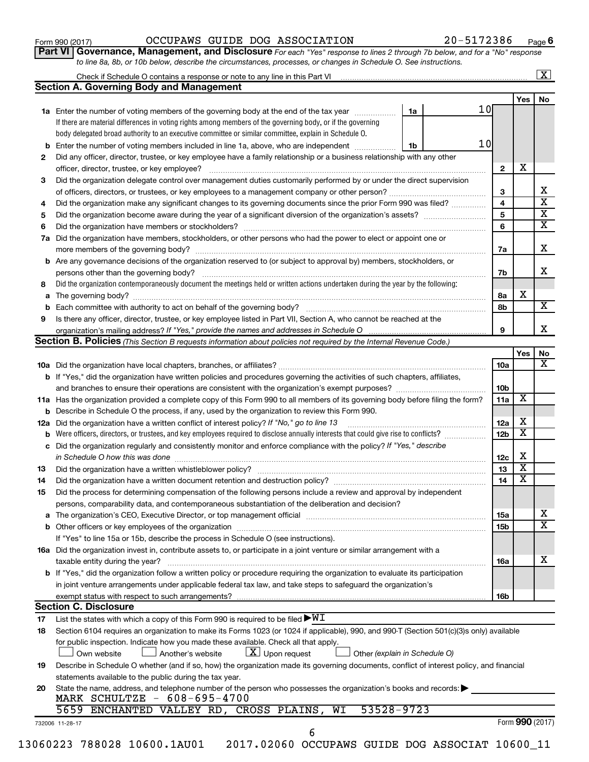Form 990 (2017) OCCUPAWS GUIDE DOG ASSOCIATION 20-5172386 Page 6

**Part VI Governance, Management, and Disclosure** *For each "Yes" response to lines 2 through 7b below, and for a "No" response to line 8a, 8b, or 10b below, describe the circumstances, processes, or changes in Schedule O. See instructions.*

Check if Schedule O contains a response or note to any line in this Part VI ..... [X]

## Section A. Governing Body and Management

| | | | Yes | No |
|---|---|---|---|---|
| **1a** | Enter the number of voting members of the governing body at the end of the tax year ..... **1a** 10. If there are material differences in voting rights among members of the governing body, or if the governing body delegated broad authority to an executive committee or similar committee, explain in Schedule O. | | | |
| **b** | Enter the number of voting members included in line 1a, above, who are independent ..... **1b** 10 | | | |
| **2** | Did any officer, director, trustee, or key employee have a family relationship or a business relationship with any other officer, director, trustee, or key employee? | 2 | X | |
| **3** | Did the organization delegate control over management duties customarily performed by or under the direct supervision of officers, directors, or trustees, or key employees to a management company or other person? | 3 | | X |
| **4** | Did the organization make any significant changes to its governing documents since the prior Form 990 was filed? | 4 | | X |
| **5** | Did the organization become aware during the year of a significant diversion of the organization's assets? | 5 | | X |
| **6** | Did the organization have members or stockholders? | 6 | | X |
| **7a** | Did the organization have members, stockholders, or other persons who had the power to elect or appoint one or more members of the governing body? | 7a | | X |
| **b** | Are any governance decisions of the organization reserved to (or subject to approval by) members, stockholders, or persons other than the governing body? | 7b | | X |
| **8** | Did the organization contemporaneously document the meetings held or written actions undertaken during the year by the following: | | | |
| **a** | The governing body? | 8a | X | |
| **b** | Each committee with authority to act on behalf of the governing body? | 8b | | X |
| **9** | Is there any officer, director, trustee, or key employee listed in Part VII, Section A, who cannot be reached at the organization's mailing address? *If "Yes," provide the names and addresses in Schedule O* | 9 | | X |

## Section B. Policies *(This Section B requests information about policies not required by the Internal Revenue Code.)*

| | | | Yes | No |
|---|---|---|---|---|
| **10a** | Did the organization have local chapters, branches, or affiliates? | 10a | | X |
| **b** | If "Yes," did the organization have written policies and procedures governing the activities of such chapters, affiliates, and branches to ensure their operations are consistent with the organization's exempt purposes? | 10b | | |
| **11a** | Has the organization provided a complete copy of this Form 990 to all members of its governing body before filing the form? | 11a | X | |
| **b** | Describe in Schedule O the process, if any, used by the organization to review this Form 990. | | | |
| **12a** | Did the organization have a written conflict of interest policy? *If "No," go to line 13* | 12a | X | |
| **b** | Were officers, directors, or trustees, and key employees required to disclose annually interests that could give rise to conflicts? | 12b | X | |
| **c** | Did the organization regularly and consistently monitor and enforce compliance with the policy? *If "Yes," describe in Schedule O how this was done* | 12c | X | |
| **13** | Did the organization have a written whistleblower policy? | 13 | X | |
| **14** | Did the organization have a written document retention and destruction policy? | 14 | X | |
| **15** | Did the process for determining compensation of the following persons include a review and approval by independent persons, comparability data, and contemporaneous substantiation of the deliberation and decision? | | | |
| **a** | The organization's CEO, Executive Director, or top management official | 15a | | X |
| **b** | Other officers or key employees of the organization | 15b | | X |
| | If "Yes" to line 15a or 15b, describe the process in Schedule O (see instructions). | | | |
| **16a** | Did the organization invest in, contribute assets to, or participate in a joint venture or similar arrangement with a taxable entity during the year? | 16a | | X |
| **b** | If "Yes," did the organization follow a written policy or procedure requiring the organization to evaluate its participation in joint venture arrangements under applicable federal tax law, and take steps to safeguard the organization's exempt status with respect to such arrangements? | 16b | | |

## Section C. Disclosure

**17** List the states with which a copy of this Form 990 is required to be filed ▶WI

**18** Section 6104 requires an organization to make its Forms 1023 (or 1024 if applicable), 990, and 990-T (Section 501(c)(3)s only) available for public inspection. Indicate how you made these available. Check all that apply.

[ ] Own website [ ] Another's website [X] Upon request [ ] Other *(explain in Schedule O)*

**19** Describe in Schedule O whether (and if so, how) the organization made its governing documents, conflict of interest policy, and financial statements available to the public during the tax year.

**20** State the name, address, and telephone number of the person who possesses the organization's books and records: ▶
MARK SCHULTZE - 608-695-4700
5659 ENCHANTED VALLEY RD, CROSS PLAINS, WI 53528-9723

732006 11-28-17 Form **990** (2017)

13060223 788028 10600.1AU01 2017.02060 OCCUPAWS GUIDE DOG ASSOCIAT 10600_11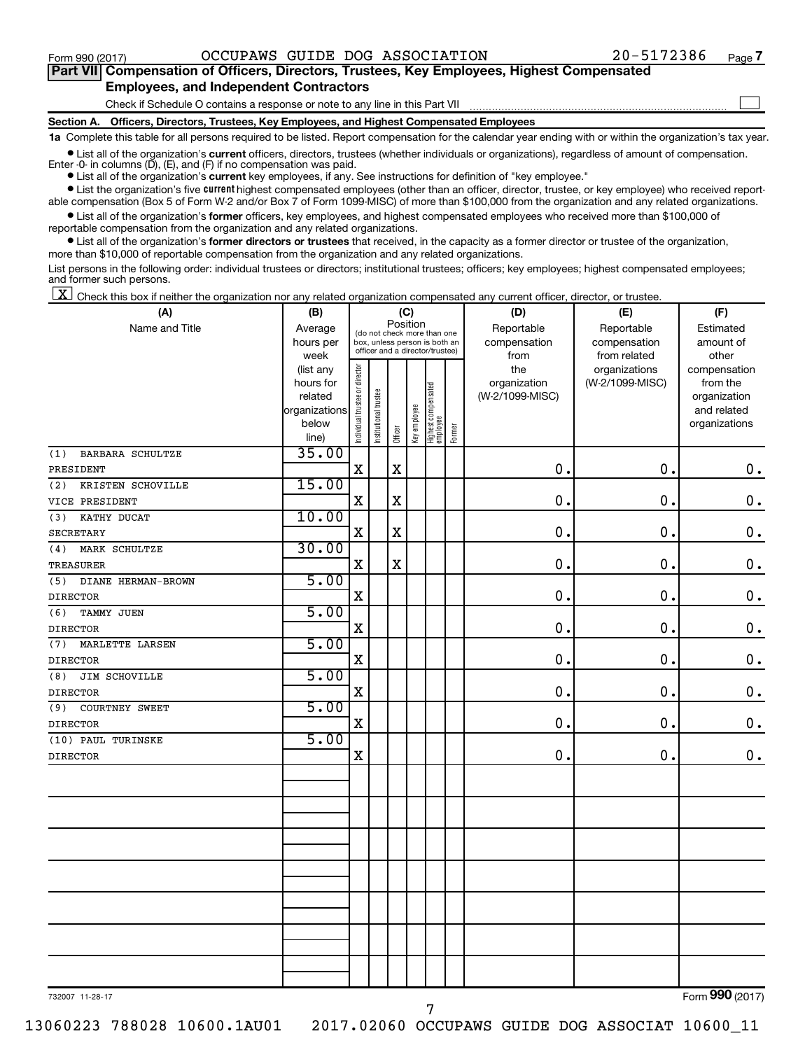Form 990 (2017) OCCUPAWS GUIDE DOG ASSOCIATION 20-5172386 Page 7

**Part VII Compensation of Officers, Directors, Trustees, Key Employees, Highest Compensated Employees, and Independent Contractors**

Check if Schedule O contains a response or note to any line in this Part VII ☐

**Section A. Officers, Directors, Trustees, Key Employees, and Highest Compensated Employees**

**1a** Complete this table for all persons required to be listed. Report compensation for the calendar year ending with or within the organization's tax year.

- List all of the organization's **current** officers, directors, trustees (whether individuals or organizations), regardless of amount of compensation. Enter -0- in columns (D), (E), and (F) if no compensation was paid.
- List all of the organization's **current** key employees, if any. See instructions for definition of "key employee."
- List the organization's five **current** highest compensated employees (other than an officer, director, trustee, or key employee) who received reportable compensation (Box 5 of Form W-2 and/or Box 7 of Form 1099-MISC) of more than $100,000 from the organization and any related organizations.
- List all of the organization's **former** officers, key employees, and highest compensated employees who received more than $100,000 of reportable compensation from the organization and any related organizations.
- List all of the organization's **former directors or trustees** that received, in the capacity as a former director or trustee of the organization, more than $10,000 of reportable compensation from the organization and any related organizations.

List persons in the following order: individual trustees or directors; institutional trustees; officers; key employees; highest compensated employees; and former such persons.

☒ Check this box if neither the organization nor any related organization compensated any current officer, director, or trustee.

| (A) Name and Title | (B) Average hours per week (list any hours for related organizations below line) | (C) Position: Individual trustee or director | Institutional trustee | Officer | Key employee | Highest compensated employee | Former | (D) Reportable compensation from the organization (W-2/1099-MISC) | (E) Reportable compensation from related organizations (W-2/1099-MISC) | (F) Estimated amount of other compensation from the organization and related organizations |
|---|---|---|---|---|---|---|---|---|---|---|
| (1) BARBARA SCHULTZE<br>PRESIDENT | 35.00 | X | | X | | | | 0. | 0. | 0. |
| (2) KRISTEN SCHOVILLE<br>VICE PRESIDENT | 15.00 | X | | X | | | | 0. | 0. | 0. |
| (3) KATHY DUCAT<br>SECRETARY | 10.00 | X | | X | | | | 0. | 0. | 0. |
| (4) MARK SCHULTZE<br>TREASURER | 30.00 | X | | X | | | | 0. | 0. | 0. |
| (5) DIANE HERMAN-BROWN<br>DIRECTOR | 5.00 | X | | | | | | 0. | 0. | 0. |
| (6) TAMMY JUEN<br>DIRECTOR | 5.00 | X | | | | | | 0. | 0. | 0. |
| (7) MARLETTE LARSEN<br>DIRECTOR | 5.00 | X | | | | | | 0. | 0. | 0. |
| (8) JIM SCHOVILLE<br>DIRECTOR | 5.00 | X | | | | | | 0. | 0. | 0. |
| (9) COURTNEY SWEET<br>DIRECTOR | 5.00 | X | | | | | | 0. | 0. | 0. |
| (10) PAUL TURINSKE<br>DIRECTOR | 5.00 | X | | | | | | 0. | 0. | 0. |

732007 11-28-17 Form 990 (2017)

13060223 788028 10600.1AU01 2017.02060 OCCUPAWS GUIDE DOG ASSOCIAT 10600_11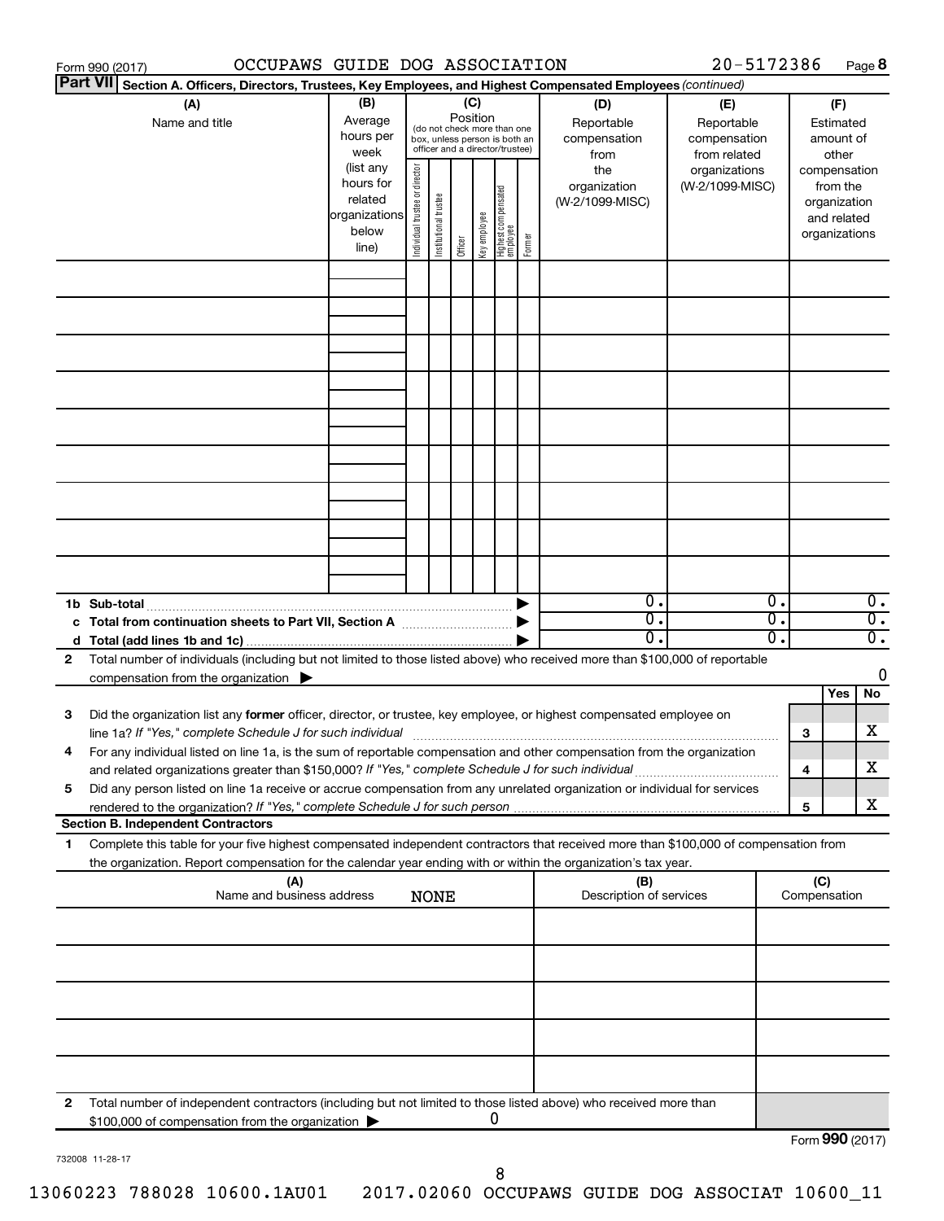Form 990 (2017) OCCUPAWS GUIDE DOG ASSOCIATION 20-5172386 Page **8**

**Part VII** **Section A. Officers, Directors, Trustees, Key Employees, and Highest Compensated Employees** *(continued)*

| (A) Name and title | (B) Average hours per week (list any hours for related organizations below line) | (C) Position (do not check more than one box, unless person is both an officer and a director/trustee): Individual trustee or director | Institutional trustee | Officer | Key employee | Highest compensated employee | Former | (D) Reportable compensation from the organization (W-2/1099-MISC) | (E) Reportable compensation from related organizations (W-2/1099-MISC) | (F) Estimated amount of other compensation from the organization and related organizations |
|---|---|---|---|---|---|---|---|---|---|---|
| | | | | | | | | | | |
| | | | | | | | | | | |
| | | | | | | | | | | |
| | | | | | | | | | | |
| | | | | | | | | | | |
| | | | | | | | | | | |
| | | | | | | | | | | |
| | | | | | | | | | | |
| | | | | | | | | | | |
| **1b Sub-total** | | | | | | | ▶ | 0. | 0. | 0. |
| **c Total from continuation sheets to Part VII, Section A** | | | | | | | ▶ | 0. | 0. | 0. |
| **d Total (add lines 1b and 1c)** | | | | | | | ▶ | 0. | 0. | 0. |

**2** Total number of individuals (including but not limited to those listed above) who received more than $100,000 of reportable compensation from the organization ▶ 0

| | | | Yes | No |
|---|---|---|---|---|
| **3** | Did the organization list any **former** officer, director, or trustee, key employee, or highest compensated employee on line 1a? *If "Yes," complete Schedule J for such individual* | **3** | | X |
| **4** | For any individual listed on line 1a, is the sum of reportable compensation and other compensation from the organization and related organizations greater than $150,000? *If "Yes," complete Schedule J for such individual* | **4** | | X |
| **5** | Did any person listed on line 1a receive or accrue compensation from any unrelated organization or individual for services rendered to the organization? *If "Yes," complete Schedule J for such person* | **5** | | X |

**Section B. Independent Contractors**

**1** Complete this table for your five highest compensated independent contractors that received more than $100,000 of compensation from the organization. Report compensation for the calendar year ending with or within the organization's tax year.

| (A) Name and business address NONE | (B) Description of services | (C) Compensation |
|---|---|---|
| | | |
| | | |
| | | |
| | | |
| | | |

**2** Total number of independent contractors (including but not limited to those listed above) who received more than $100,000 of compensation from the organization ▶ 0

Form **990** (2017)

732008 11-28-17

13060223 788028 10600.1AU01 2017.02060 OCCUPAWS GUIDE DOG ASSOCIAT 10600_11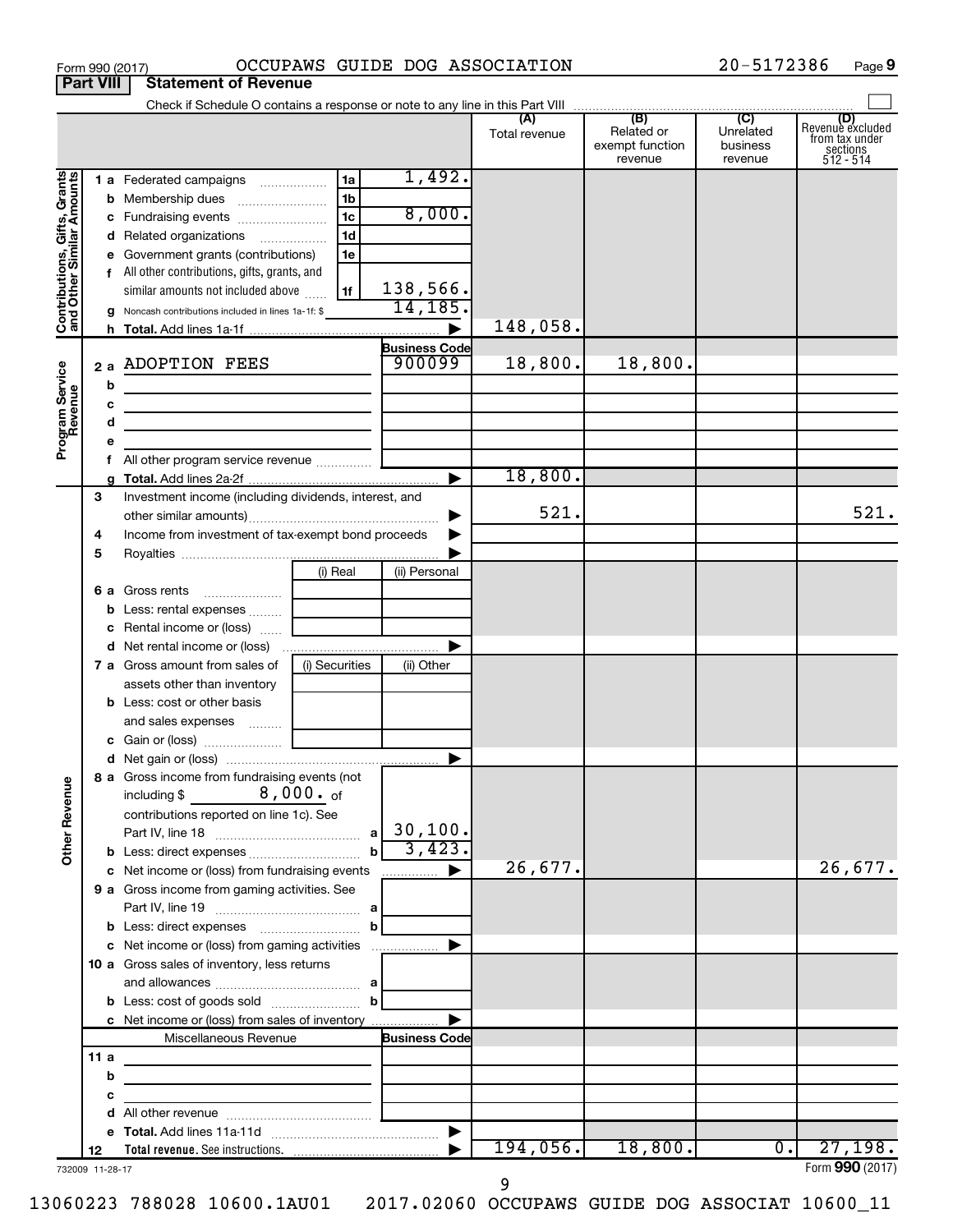Form 990 (2017) OCCUPAWS GUIDE DOG ASSOCIATION 20-5172386 Page **9**

**Part VIII Statement of Revenue**

Check if Schedule O contains a response or note to any line in this Part VIII

| | | | (A) Total revenue | (B) Related or exempt function revenue | (C) Unrelated business revenue | (D) Revenue excluded from tax under sections 512 - 514 |
|---|---|---|---|---|---|---|
| **Contributions, Gifts, Grants and Other Similar Amounts** | | | | | | |
| 1 a Federated campaigns | 1a | 1,492. | | | | |
| b Membership dues | 1b | | | | | |
| c Fundraising events | 1c | 8,000. | | | | |
| d Related organizations | 1d | | | | | |
| e Government grants (contributions) | 1e | | | | | |
| f All other contributions, gifts, grants, and similar amounts not included above | 1f | 138,566. | | | | |
| g Noncash contributions included in lines 1a-1f: $ | | 14,185. | | | | |
| h **Total.** Add lines 1a-1f | | ▶ | 148,058. | | | |
| **Program Service Revenue** | | **Business Code** | | | | |
| 2 a ADOPTION FEES | | 900099 | 18,800. | 18,800. | | |
| b | | | | | | |
| c | | | | | | |
| d | | | | | | |
| e | | | | | | |
| f All other program service revenue | | | | | | |
| g **Total.** Add lines 2a-2f | | ▶ | 18,800. | | | |
| **Other Revenue** | | | | | | |
| 3 Investment income (including dividends, interest, and other similar amounts) | | ▶ | 521. | | | 521. |
| 4 Income from investment of tax-exempt bond proceeds | | ▶ | | | | |
| 5 Royalties | | ▶ | | | | |
| | (i) Real | (ii) Personal | | | | |
| 6 a Gross rents | | | | | | |
| b Less: rental expenses | | | | | | |
| c Rental income or (loss) | | | | | | |
| d Net rental income or (loss) | | ▶ | | | | |
| | (i) Securities | (ii) Other | | | | |
| 7 a Gross amount from sales of assets other than inventory | | | | | | |
| b Less: cost or other basis and sales expenses | | | | | | |
| c Gain or (loss) | | | | | | |
| d Net gain or (loss) | | ▶ | | | | |
| 8 a Gross income from fundraising events (not including $ 8,000. of contributions reported on line 1c). See Part IV, line 18 | a | 30,100. | | | | |
| b Less: direct expenses | b | 3,423. | | | | |
| c Net income or (loss) from fundraising events | | ▶ | 26,677. | | | 26,677. |
| 9 a Gross income from gaming activities. See Part IV, line 19 | a | | | | | |
| b Less: direct expenses | b | | | | | |
| c Net income or (loss) from gaming activities | | ▶ | | | | |
| 10 a Gross sales of inventory, less returns and allowances | a | | | | | |
| b Less: cost of goods sold | b | | | | | |
| c Net income or (loss) from sales of inventory | | ▶ | | | | |
| Miscellaneous Revenue | | **Business Code** | | | | |
| 11 a | | | | | | |
| b | | | | | | |
| c | | | | | | |
| d All other revenue | | | | | | |
| e **Total.** Add lines 11a-11d | | ▶ | | | | |
| 12 **Total revenue.** See instructions. | | ▶ | 194,056. | 18,800. | 0. | 27,198. |

732009 11-28-17 Form **990** (2017)

13060223 788028 10600.1AU01 2017.02060 OCCUPAWS GUIDE DOG ASSOCIAT 10600_11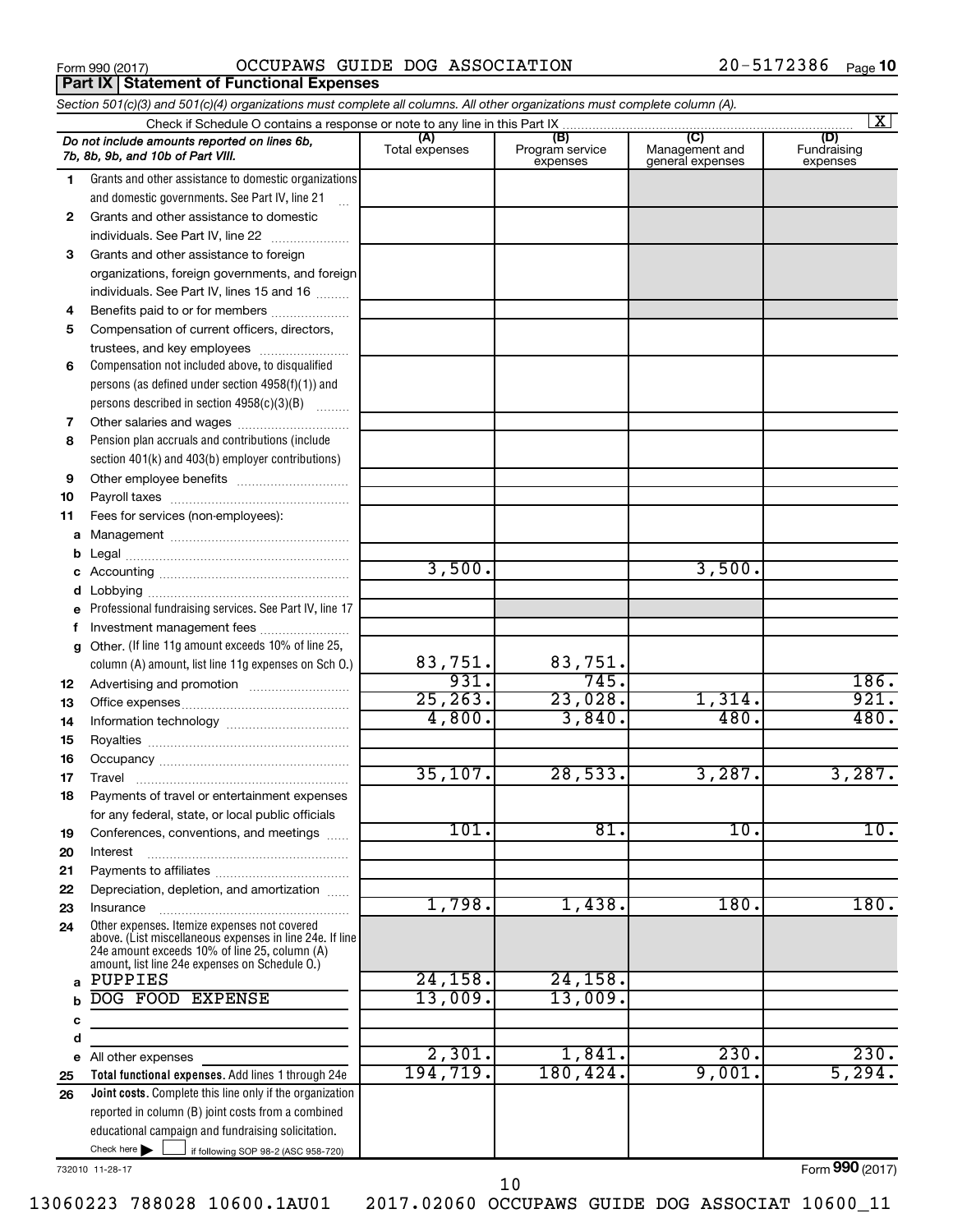Form 990 (2017) OCCUPAWS GUIDE DOG ASSOCIATION 20-5172386 Page 10

**Part IX Statement of Functional Expenses**

*Section 501(c)(3) and 501(c)(4) organizations must complete all columns. All other organizations must complete column (A).*

Check if Schedule O contains a response or note to any line in this Part IX [X]

| *Do not include amounts reported on lines 6b, 7b, 8b, 9b, and 10b of Part VIII.* | (A) Total expenses | (B) Program service expenses | (C) Management and general expenses | (D) Fundraising expenses |
|---|---|---|---|---|
| 1 Grants and other assistance to domestic organizations and domestic governments. See Part IV, line 21 | | | | |
| 2 Grants and other assistance to domestic individuals. See Part IV, line 22 | | | | |
| 3 Grants and other assistance to foreign organizations, foreign governments, and foreign individuals. See Part IV, lines 15 and 16 | | | | |
| 4 Benefits paid to or for members | | | | |
| 5 Compensation of current officers, directors, trustees, and key employees | | | | |
| 6 Compensation not included above, to disqualified persons (as defined under section 4958(f)(1)) and persons described in section 4958(c)(3)(B) | | | | |
| 7 Other salaries and wages | | | | |
| 8 Pension plan accruals and contributions (include section 401(k) and 403(b) employer contributions) | | | | |
| 9 Other employee benefits | | | | |
| 10 Payroll taxes | | | | |
| 11 Fees for services (non-employees): | | | | |
| a Management | | | | |
| b Legal | | | | |
| c Accounting | 3,500. | | 3,500. | |
| d Lobbying | | | | |
| e Professional fundraising services. See Part IV, line 17 | | | | |
| f Investment management fees | | | | |
| g Other. (If line 11g amount exceeds 10% of line 25, column (A) amount, list line 11g expenses on Sch O.) | 83,751. | 83,751. | | |
| 12 Advertising and promotion | 931. | 745. | | 186. |
| 13 Office expenses | 25,263. | 23,028. | 1,314. | 921. |
| 14 Information technology | 4,800. | 3,840. | 480. | 480. |
| 15 Royalties | | | | |
| 16 Occupancy | | | | |
| 17 Travel | 35,107. | 28,533. | 3,287. | 3,287. |
| 18 Payments of travel or entertainment expenses for any federal, state, or local public officials | | | | |
| 19 Conferences, conventions, and meetings | 101. | 81. | 10. | 10. |
| 20 Interest | | | | |
| 21 Payments to affiliates | | | | |
| 22 Depreciation, depletion, and amortization | | | | |
| 23 Insurance | 1,798. | 1,438. | 180. | 180. |
| 24 Other expenses. Itemize expenses not covered above. (List miscellaneous expenses in line 24e. If line 24e amount exceeds 10% of line 25, column (A) amount, list line 24e expenses on Schedule O.) | | | | |
| a PUPPIES | 24,158. | 24,158. | | |
| b DOG FOOD EXPENSE | 13,009. | 13,009. | | |
| c | | | | |
| d | | | | |
| e All other expenses | 2,301. | 1,841. | 230. | 230. |
| 25 **Total functional expenses.** Add lines 1 through 24e | 194,719. | 180,424. | 9,001. | 5,294. |
| 26 **Joint costs.** Complete this line only if the organization reported in column (B) joint costs from a combined educational campaign and fundraising solicitation. Check here [ ] if following SOP 98-2 (ASC 958-720) | | | | |

732010 11-28-17 Form **990** (2017)

13060223 788028 10600.1AU01 2017.02060 OCCUPAWS GUIDE DOG ASSOCIAT 10600_11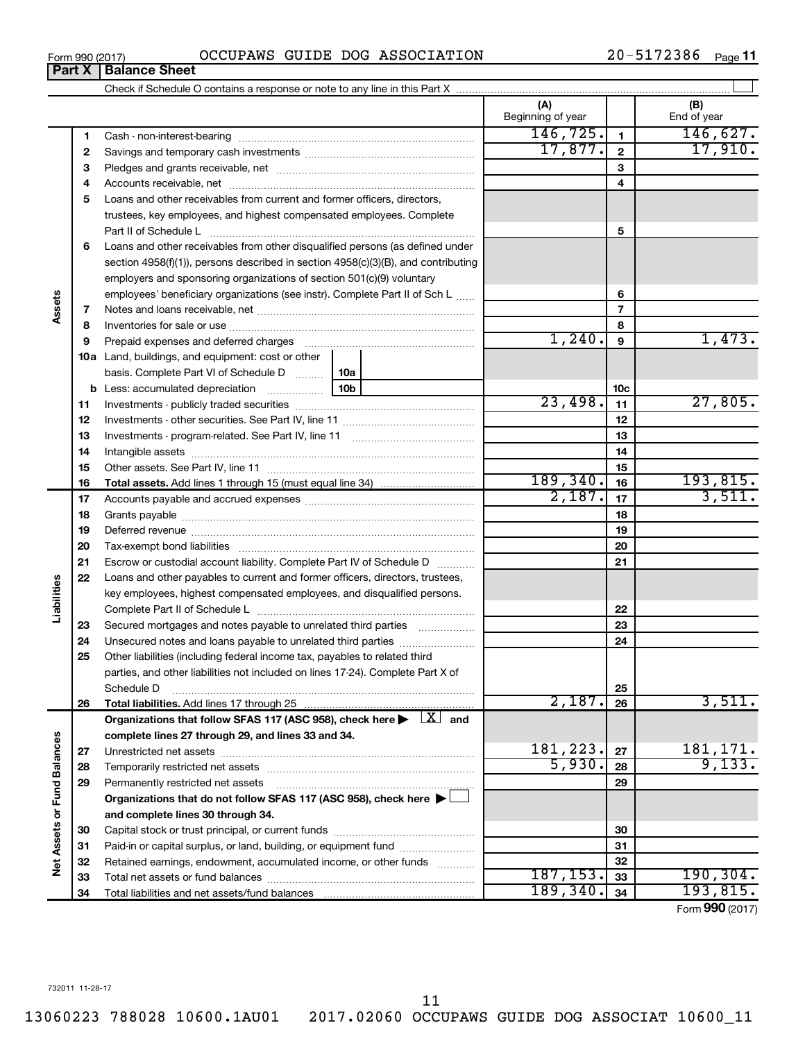Form 990 (2017) OCCUPAWS GUIDE DOG ASSOCIATION 20-5172386 Page 11

## Part X | Balance Sheet

Check if Schedule O contains a response or note to any line in this Part X

| | | | (A) Beginning of year | | (B) End of year |
|---|---|---|---|---|---|
| Assets | 1 | Cash - non-interest-bearing | 146,725. | 1 | 146,627. |
| | 2 | Savings and temporary cash investments | 17,877. | 2 | 17,910. |
| | 3 | Pledges and grants receivable, net | | 3 | |
| | 4 | Accounts receivable, net | | 4 | |
| | 5 | Loans and other receivables from current and former officers, directors, trustees, key employees, and highest compensated employees. Complete Part II of Schedule L | | 5 | |
| | 6 | Loans and other receivables from other disqualified persons (as defined under section 4958(f)(1)), persons described in section 4958(c)(3)(B), and contributing employers and sponsoring organizations of section 501(c)(9) voluntary employees' beneficiary organizations (see instr). Complete Part II of Sch L | | 6 | |
| | 7 | Notes and loans receivable, net | | 7 | |
| | 8 | Inventories for sale or use | | 8 | |
| | 9 | Prepaid expenses and deferred charges | 1,240. | 9 | 1,473. |
| | 10a | Land, buildings, and equipment: cost or other basis. Complete Part VI of Schedule D 10a | | | |
| | b | Less: accumulated depreciation 10b | | 10c | |
| | 11 | Investments - publicly traded securities | 23,498. | 11 | 27,805. |
| | 12 | Investments - other securities. See Part IV, line 11 | | 12 | |
| | 13 | Investments - program-related. See Part IV, line 11 | | 13 | |
| | 14 | Intangible assets | | 14 | |
| | 15 | Other assets. See Part IV, line 11 | | 15 | |
| | 16 | **Total assets.** Add lines 1 through 15 (must equal line 34) | 189,340. | 16 | 193,815. |
| Liabilities | 17 | Accounts payable and accrued expenses | 2,187. | 17 | 3,511. |
| | 18 | Grants payable | | 18 | |
| | 19 | Deferred revenue | | 19 | |
| | 20 | Tax-exempt bond liabilities | | 20 | |
| | 21 | Escrow or custodial account liability. Complete Part IV of Schedule D | | 21 | |
| | 22 | Loans and other payables to current and former officers, directors, trustees, key employees, highest compensated employees, and disqualified persons. Complete Part II of Schedule L | | 22 | |
| | 23 | Secured mortgages and notes payable to unrelated third parties | | 23 | |
| | 24 | Unsecured notes and loans payable to unrelated third parties | | 24 | |
| | 25 | Other liabilities (including federal income tax, payables to related third parties, and other liabilities not included on lines 17-24). Complete Part X of Schedule D | | 25 | |
| | 26 | **Total liabilities.** Add lines 17 through 25 | 2,187. | 26 | 3,511. |
| Net Assets or Fund Balances | | **Organizations that follow SFAS 117 (ASC 958), check here ▶ [X] and complete lines 27 through 29, and lines 33 and 34.** | | | |
| | 27 | Unrestricted net assets | 181,223. | 27 | 181,171. |
| | 28 | Temporarily restricted net assets | 5,930. | 28 | 9,133. |
| | 29 | Permanently restricted net assets | | 29 | |
| | | **Organizations that do not follow SFAS 117 (ASC 958), check here ▶ [ ] and complete lines 30 through 34.** | | | |
| | 30 | Capital stock or trust principal, or current funds | | 30 | |
| | 31 | Paid-in or capital surplus, or land, building, or equipment fund | | 31 | |
| | 32 | Retained earnings, endowment, accumulated income, or other funds | | 32 | |
| | 33 | Total net assets or fund balances | 187,153. | 33 | 190,304. |
| | 34 | Total liabilities and net assets/fund balances | 189,340. | 34 | 193,815. |

Form **990** (2017)

732011 11-28-17

13060223 788028 10600.1AU01 2017.02060 OCCUPAWS GUIDE DOG ASSOCIAT 10600_11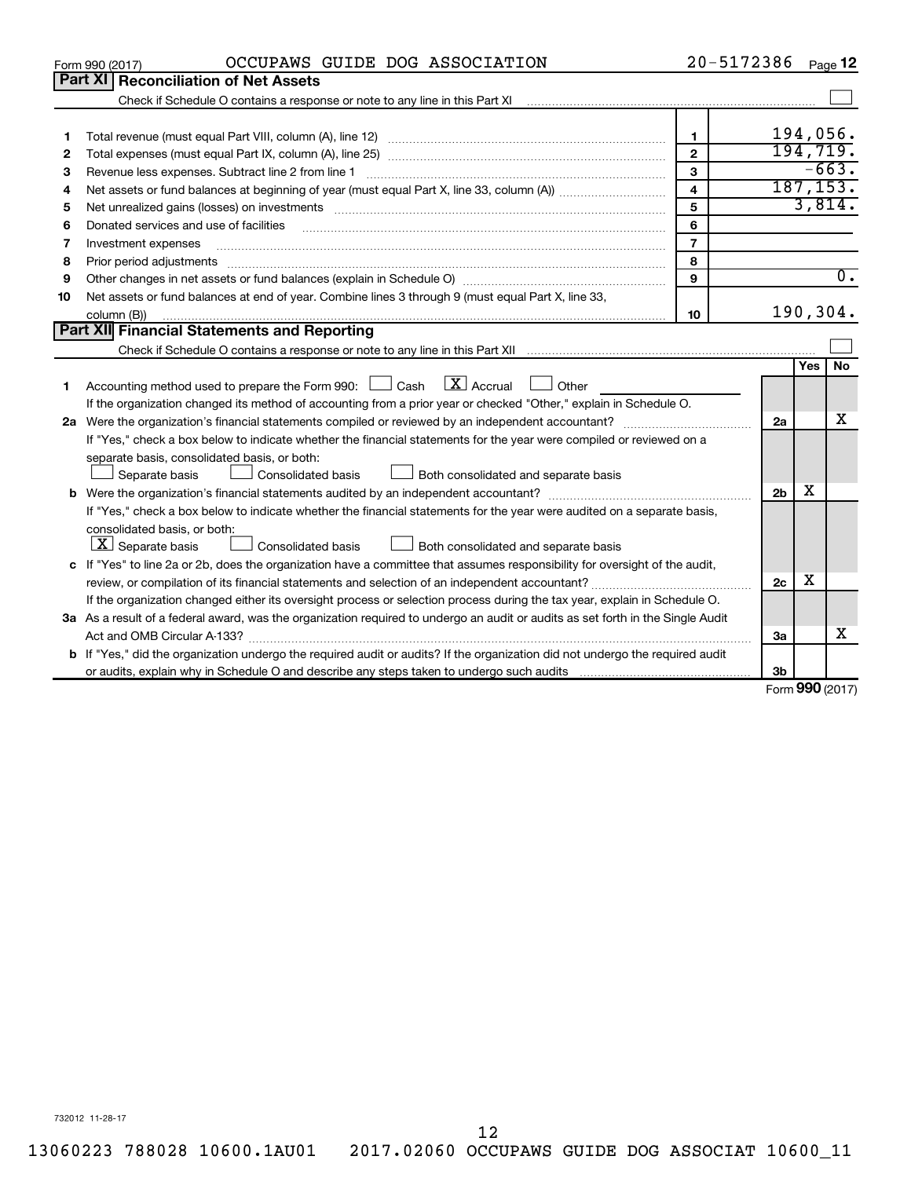Form 990 (2017) OCCUPAWS GUIDE DOG ASSOCIATION 20-5172386 Page 12

## Part XI Reconciliation of Net Assets

Check if Schedule O contains a response or note to any line in this Part XI ☐

| | | | |
|---|---|---|---|
| 1 | Total revenue (must equal Part VIII, column (A), line 12) | 1 | 194,056. |
| 2 | Total expenses (must equal Part IX, column (A), line 25) | 2 | 194,719. |
| 3 | Revenue less expenses. Subtract line 2 from line 1 | 3 | -663. |
| 4 | Net assets or fund balances at beginning of year (must equal Part X, line 33, column (A)) | 4 | 187,153. |
| 5 | Net unrealized gains (losses) on investments | 5 | 3,814. |
| 6 | Donated services and use of facilities | 6 | |
| 7 | Investment expenses | 7 | |
| 8 | Prior period adjustments | 8 | |
| 9 | Other changes in net assets or fund balances (explain in Schedule O) | 9 | 0. |
| 10 | Net assets or fund balances at end of year. Combine lines 3 through 9 (must equal Part X, line 33, column (B)) | 10 | 190,304. |

## Part XII Financial Statements and Reporting

Check if Schedule O contains a response or note to any line in this Part XII ☐

| | | | Yes | No |
|---|---|---|---|---|
| 1 | Accounting method used to prepare the Form 990: ☐ Cash ☒ Accrual ☐ Other<br>If the organization changed its method of accounting from a prior year or checked "Other," explain in Schedule O. | | | |
| 2a | Were the organization's financial statements compiled or reviewed by an independent accountant?<br>If "Yes," check a box below to indicate whether the financial statements for the year were compiled or reviewed on a separate basis, consolidated basis, or both:<br>☐ Separate basis ☐ Consolidated basis ☐ Both consolidated and separate basis | 2a | | X |
| b | Were the organization's financial statements audited by an independent accountant?<br>If "Yes," check a box below to indicate whether the financial statements for the year were audited on a separate basis, consolidated basis, or both:<br>☒ Separate basis ☐ Consolidated basis ☐ Both consolidated and separate basis | 2b | X | |
| c | If "Yes" to line 2a or 2b, does the organization have a committee that assumes responsibility for oversight of the audit, review, or compilation of its financial statements and selection of an independent accountant?<br>If the organization changed either its oversight process or selection process during the tax year, explain in Schedule O. | 2c | X | |
| 3a | As a result of a federal award, was the organization required to undergo an audit or audits as set forth in the Single Audit Act and OMB Circular A-133? | 3a | | X |
| b | If "Yes," did the organization undergo the required audit or audits? If the organization did not undergo the required audit or audits, explain why in Schedule O and describe any steps taken to undergo such audits | 3b | | |

Form 990 (2017)

732012 11-28-17

13060223 788028 10600.1AU01 2017.02060 OCCUPAWS GUIDE DOG ASSOCIAT 10600_11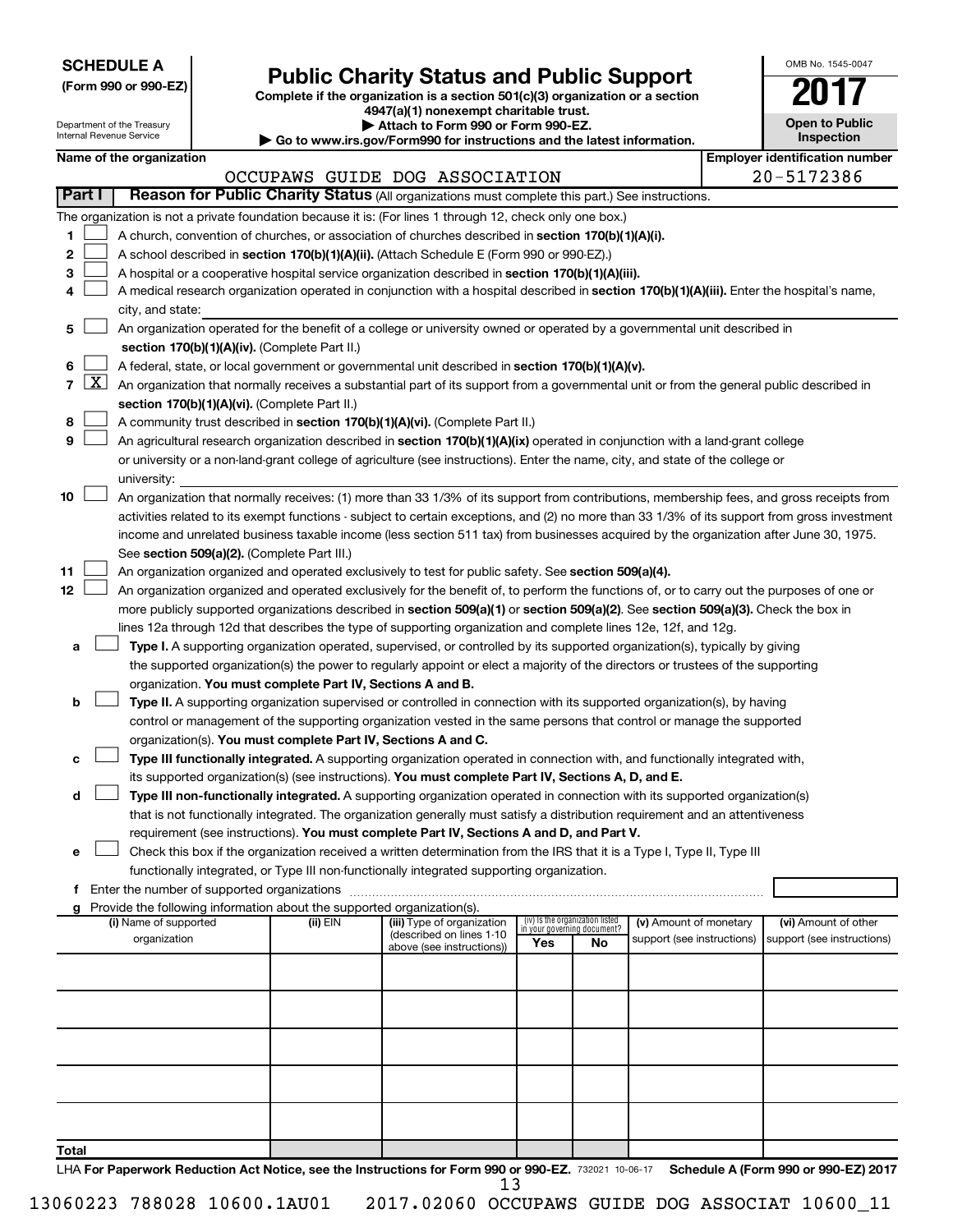**SCHEDULE A**
**(Form 990 or 990-EZ)**

Department of the Treasury
Internal Revenue Service

# Public Charity Status and Public Support

**Complete if the organization is a section 501(c)(3) organization or a section 4947(a)(1) nonexempt charitable trust.**
**▶ Attach to Form 990 or Form 990-EZ.**
**▶ Go to www.irs.gov/Form990 for instructions and the latest information.**

OMB No. 1545-0047

**2017**

**Open to Public Inspection**

**Name of the organization:** OCCUPAWS GUIDE DOG ASSOCIATION
**Employer identification number:** 20-5172386

## Part I — Reason for Public Charity Status (All organizations must complete this part.) See instructions.

The organization is not a private foundation because it is: (For lines 1 through 12, check only one box.)

1. [ ] A church, convention of churches, or association of churches described in **section 170(b)(1)(A)(i).**
2. [ ] A school described in **section 170(b)(1)(A)(ii).** (Attach Schedule E (Form 990 or 990-EZ).)
3. [ ] A hospital or a cooperative hospital service organization described in **section 170(b)(1)(A)(iii).**
4. [ ] A medical research organization operated in conjunction with a hospital described in **section 170(b)(1)(A)(iii).** Enter the hospital's name, city, and state:
5. [ ] An organization operated for the benefit of a college or university owned or operated by a governmental unit described in **section 170(b)(1)(A)(iv).** (Complete Part II.)
6. [ ] A federal, state, or local government or governmental unit described in **section 170(b)(1)(A)(v).**
7. [X] An organization that normally receives a substantial part of its support from a governmental unit or from the general public described in **section 170(b)(1)(A)(vi).** (Complete Part II.)
8. [ ] A community trust described in **section 170(b)(1)(A)(vi).** (Complete Part II.)
9. [ ] An agricultural research organization described in **section 170(b)(1)(A)(ix)** operated in conjunction with a land-grant college or university or a non-land-grant college of agriculture (see instructions). Enter the name, city, and state of the college or university:
10. [ ] An organization that normally receives: (1) more than 33 1/3% of its support from contributions, membership fees, and gross receipts from activities related to its exempt functions - subject to certain exceptions, and (2) no more than 33 1/3% of its support from gross investment income and unrelated business taxable income (less section 511 tax) from businesses acquired by the organization after June 30, 1975. See **section 509(a)(2).** (Complete Part III.)
11. [ ] An organization organized and operated exclusively to test for public safety. See **section 509(a)(4).**
12. [ ] An organization organized and operated exclusively for the benefit of, to perform the functions of, or to carry out the purposes of one or more publicly supported organizations described in **section 509(a)(1)** or **section 509(a)(2).** See **section 509(a)(3).** Check the box in lines 12a through 12d that describes the type of supporting organization and complete lines 12e, 12f, and 12g.
   - a [ ] **Type I.** A supporting organization operated, supervised, or controlled by its supported organization(s), typically by giving the supported organization(s) the power to regularly appoint or elect a majority of the directors or trustees of the supporting organization. **You must complete Part IV, Sections A and B.**
   - b [ ] **Type II.** A supporting organization supervised or controlled in connection with its supported organization(s), by having control or management of the supporting organization vested in the same persons that control or manage the supported organization(s). **You must complete Part IV, Sections A and C.**
   - c [ ] **Type III functionally integrated.** A supporting organization operated in connection with, and functionally integrated with, its supported organization(s) (see instructions). **You must complete Part IV, Sections A, D, and E.**
   - d [ ] **Type III non-functionally integrated.** A supporting organization operated in connection with its supported organization(s) that is not functionally integrated. The organization generally must satisfy a distribution requirement and an attentiveness requirement (see instructions). **You must complete Part IV, Sections A and D, and Part V.**
   - e [ ] Check this box if the organization received a written determination from the IRS that it is a Type I, Type II, Type III functionally integrated, or Type III non-functionally integrated supporting organization.
   - f Enter the number of supported organizations
   - g Provide the following information about the supported organization(s).

| (i) Name of supported organization | (ii) EIN | (iii) Type of organization (described on lines 1-10 above (see instructions)) | (iv) Is the organization listed in your governing document? Yes | No | (v) Amount of monetary support (see instructions) | (vi) Amount of other support (see instructions) |
|---|---|---|---|---|---|---|
| | | | | | | |
| | | | | | | |
| | | | | | | |
| | | | | | | |
| | | | | | | |
| **Total** | | | | | | |

LHA **For Paperwork Reduction Act Notice, see the Instructions for Form 990 or 990-EZ.** 732021 10-06-17 **Schedule A (Form 990 or 990-EZ) 2017**

13060223 788028 10600.1AU01 2017.02060 OCCUPAWS GUIDE DOG ASSOCIAT 10600_11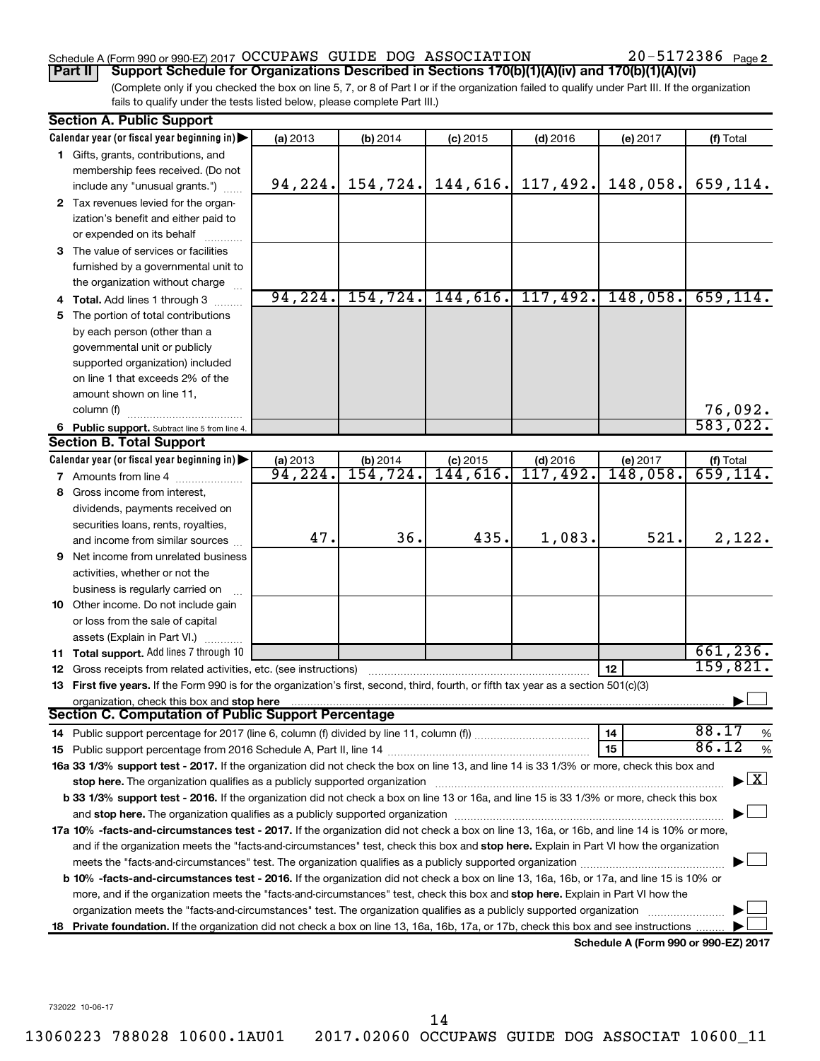Schedule A (Form 990 or 990-EZ) 2017 OCCUPAWS GUIDE DOG ASSOCIATION 20-5172386 Page 2

**Part II** **Support Schedule for Organizations Described in Sections 170(b)(1)(A)(iv) and 170(b)(1)(A)(vi)**

(Complete only if you checked the box on line 5, 7, or 8 of Part I or if the organization failed to qualify under Part III. If the organization fails to qualify under the tests listed below, please complete Part III.)

**Section A. Public Support**

| Calendar year (or fiscal year beginning in) ▶ | (a) 2013 | (b) 2014 | (c) 2015 | (d) 2016 | (e) 2017 | (f) Total |
|---|---|---|---|---|---|---|
| **1** Gifts, grants, contributions, and membership fees received. (Do not include any "unusual grants.") | 94,224. | 154,724. | 144,616. | 117,492. | 148,058. | 659,114. |
| **2** Tax revenues levied for the organization's benefit and either paid to or expended on its behalf | | | | | | |
| **3** The value of services or facilities furnished by a governmental unit to the organization without charge | | | | | | |
| **4 Total.** Add lines 1 through 3 | 94,224. | 154,724. | 144,616. | 117,492. | 148,058. | 659,114. |
| **5** The portion of total contributions by each person (other than a governmental unit or publicly supported organization) included on line 1 that exceeds 2% of the amount shown on line 11, column (f) | | | | | | 76,092. |
| **6 Public support.** Subtract line 5 from line 4. | | | | | | 583,022. |

**Section B. Total Support**

| Calendar year (or fiscal year beginning in) ▶ | (a) 2013 | (b) 2014 | (c) 2015 | (d) 2016 | (e) 2017 | (f) Total |
|---|---|---|---|---|---|---|
| **7** Amounts from line 4 | 94,224. | 154,724. | 144,616. | 117,492. | 148,058. | 659,114. |
| **8** Gross income from interest, dividends, payments received on securities loans, rents, royalties, and income from similar sources | 47. | 36. | 435. | 1,083. | 521. | 2,122. |
| **9** Net income from unrelated business activities, whether or not the business is regularly carried on | | | | | | |
| **10** Other income. Do not include gain or loss from the sale of capital assets (Explain in Part VI.) | | | | | | |
| **11 Total support.** Add lines 7 through 10 | | | | | | 661,236. |
| **12** Gross receipts from related activities, etc. (see instructions) | | | | | **12** | 159,821. |

**13 First five years.** If the Form 990 is for the organization's first, second, third, fourth, or fifth tax year as a section 501(c)(3) organization, check this box and **stop here** ▶ ☐

**Section C. Computation of Public Support Percentage**

**14** Public support percentage for 2017 (line 6, column (f) divided by line 11, column (f)) **14** 88.17 %

**15** Public support percentage from 2016 Schedule A, Part II, line 14 **15** 86.12 %

**16a 33 1/3% support test - 2017.** If the organization did not check the box on line 13, and line 14 is 33 1/3% or more, check this box and **stop here.** The organization qualifies as a publicly supported organization ▶ ☒

**b 33 1/3% support test - 2016.** If the organization did not check a box on line 13 or 16a, and line 15 is 33 1/3% or more, check this box and **stop here.** The organization qualifies as a publicly supported organization ▶ ☐

**17a 10% -facts-and-circumstances test - 2017.** If the organization did not check a box on line 13, 16a, or 16b, and line 14 is 10% or more, and if the organization meets the "facts-and-circumstances" test, check this box and **stop here.** Explain in Part VI how the organization meets the "facts-and-circumstances" test. The organization qualifies as a publicly supported organization ▶ ☐

**b 10% -facts-and-circumstances test - 2016.** If the organization did not check a box on line 13, 16a, 16b, or 17a, and line 15 is 10% or more, and if the organization meets the "facts-and-circumstances" test, check this box and **stop here.** Explain in Part VI how the organization meets the "facts-and-circumstances" test. The organization qualifies as a publicly supported organization ▶ ☐

**18 Private foundation.** If the organization did not check a box on line 13, 16a, 16b, 17a, or 17b, check this box and see instructions ▶ ☐

**Schedule A (Form 990 or 990-EZ) 2017**

732022 10-06-17

13060223 788028 10600.1AU01 2017.02060 OCCUPAWS GUIDE DOG ASSOCIAT 10600_11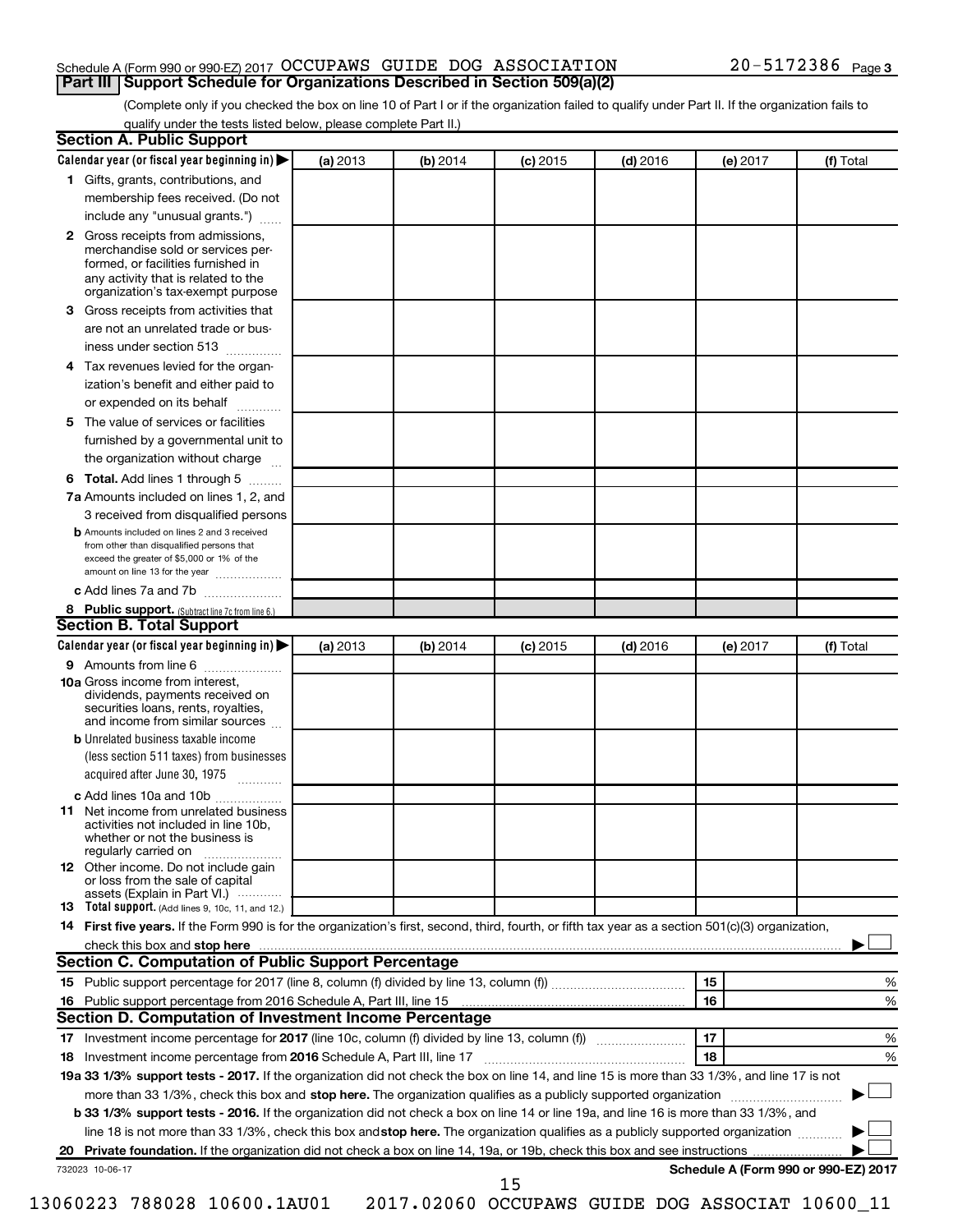Schedule A (Form 990 or 990-EZ) 2017 OCCUPAWS GUIDE DOG ASSOCIATION 20-5172386 Page 3

## Part III Support Schedule for Organizations Described in Section 509(a)(2)

(Complete only if you checked the box on line 10 of Part I or if the organization failed to qualify under Part II. If the organization fails to qualify under the tests listed below, please complete Part II.)

### Section A. Public Support

| Calendar year (or fiscal year beginning in) ▶ | (a) 2013 | (b) 2014 | (c) 2015 | (d) 2016 | (e) 2017 | (f) Total |
|---|---|---|---|---|---|---|
| **1** Gifts, grants, contributions, and membership fees received. (Do not include any "unusual grants.") | | | | | | |
| **2** Gross receipts from admissions, merchandise sold or services performed, or facilities furnished in any activity that is related to the organization's tax-exempt purpose | | | | | | |
| **3** Gross receipts from activities that are not an unrelated trade or business under section 513 | | | | | | |
| **4** Tax revenues levied for the organization's benefit and either paid to or expended on its behalf | | | | | | |
| **5** The value of services or facilities furnished by a governmental unit to the organization without charge | | | | | | |
| **6 Total.** Add lines 1 through 5 | | | | | | |
| **7a** Amounts included on lines 1, 2, and 3 received from disqualified persons | | | | | | |
| **b** Amounts included on lines 2 and 3 received from other than disqualified persons that exceed the greater of $5,000 or 1% of the amount on line 13 for the year | | | | | | |
| **c** Add lines 7a and 7b | | | | | | |
| **8 Public support.** (Subtract line 7c from line 6.) | | | | | | |

### Section B. Total Support

| Calendar year (or fiscal year beginning in) ▶ | (a) 2013 | (b) 2014 | (c) 2015 | (d) 2016 | (e) 2017 | (f) Total |
|---|---|---|---|---|---|---|
| **9** Amounts from line 6 | | | | | | |
| **10a** Gross income from interest, dividends, payments received on securities loans, rents, royalties, and income from similar sources | | | | | | |
| **b** Unrelated business taxable income (less section 511 taxes) from businesses acquired after June 30, 1975 | | | | | | |
| **c** Add lines 10a and 10b | | | | | | |
| **11** Net income from unrelated business activities not included in line 10b, whether or not the business is regularly carried on | | | | | | |
| **12** Other income. Do not include gain or loss from the sale of capital assets (Explain in Part VI.) | | | | | | |
| **13 Total support.** (Add lines 9, 10c, 11, and 12.) | | | | | | |

**14 First five years.** If the Form 990 is for the organization's first, second, third, fourth, or fifth tax year as a section 501(c)(3) organization, check this box and **stop here** ▶ ☐

### Section C. Computation of Public Support Percentage

| | | | |
|---|---|---|---|
| **15** | Public support percentage for 2017 (line 8, column (f) divided by line 13, column (f)) | 15 | % |
| **16** | Public support percentage from 2016 Schedule A, Part III, line 15 | 16 | % |

### Section D. Computation of Investment Income Percentage

| | | | |
|---|---|---|---|
| **17** | Investment income percentage for **2017** (line 10c, column (f) divided by line 13, column (f)) | 17 | % |
| **18** | Investment income percentage from **2016** Schedule A, Part III, line 17 | 18 | % |

**19a 33 1/3% support tests - 2017.** If the organization did not check the box on line 14, and line 15 is more than 33 1/3%, and line 17 is not more than 33 1/3%, check this box and **stop here.** The organization qualifies as a publicly supported organization ▶ ☐

**b 33 1/3% support tests - 2016.** If the organization did not check a box on line 14 or line 19a, and line 16 is more than 33 1/3%, and line 18 is not more than 33 1/3%, check this box and **stop here.** The organization qualifies as a publicly supported organization ▶ ☐

**20 Private foundation.** If the organization did not check a box on line 14, 19a, or 19b, check this box and see instructions ▶ ☐

732023 10-06-17 **Schedule A (Form 990 or 990-EZ) 2017**

13060223 788028 10600.1AU01 2017.02060 OCCUPAWS GUIDE DOG ASSOCIAT 10600_11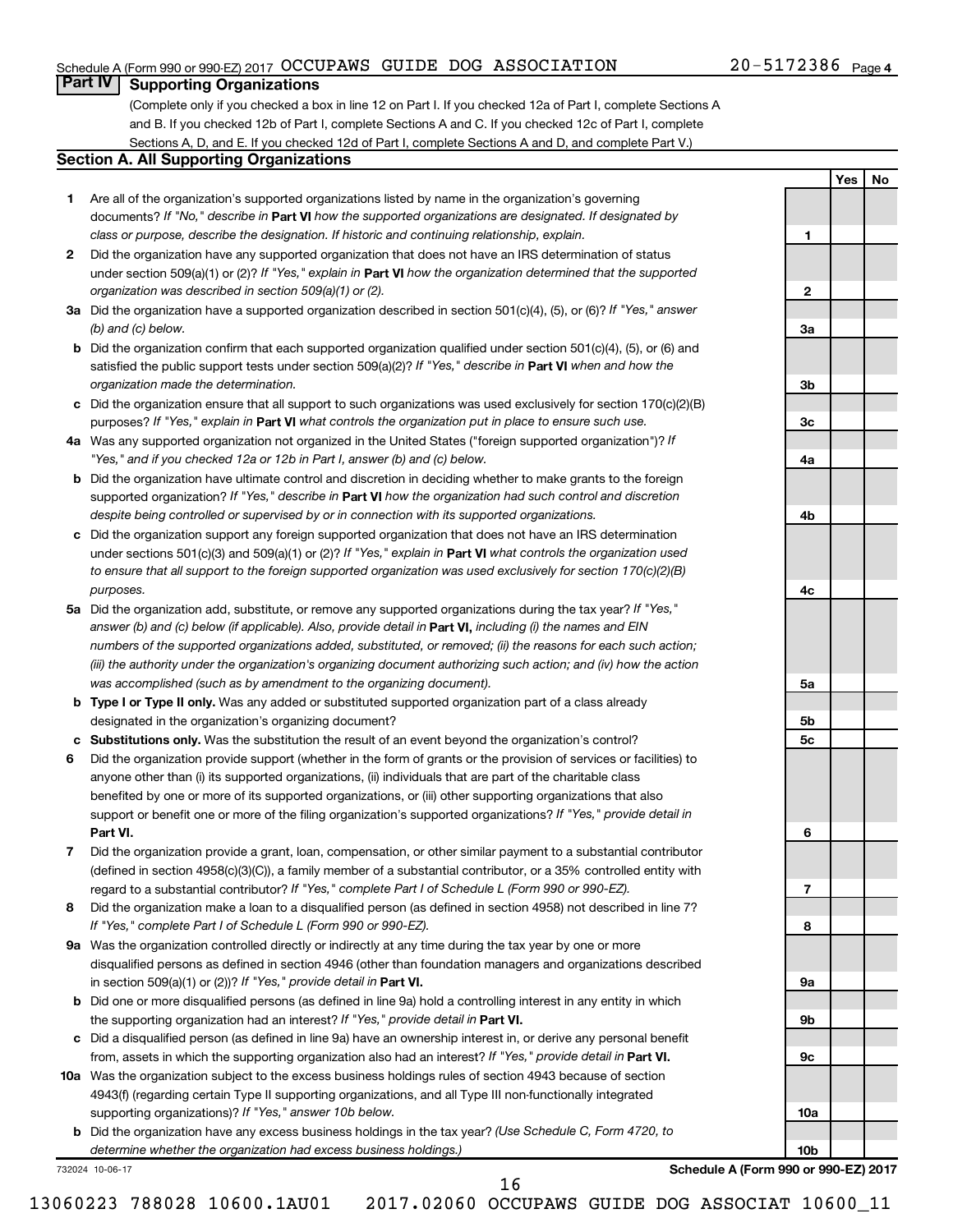Schedule A (Form 990 or 990-EZ) 2017 OCCUPAWS GUIDE DOG ASSOCIATION 20-5172386 Page 4

## Part IV Supporting Organizations

(Complete only if you checked a box in line 12 on Part I. If you checked 12a of Part I, complete Sections A and B. If you checked 12b of Part I, complete Sections A and C. If you checked 12c of Part I, complete Sections A, D, and E. If you checked 12d of Part I, complete Sections A and D, and complete Part V.)

### Section A. All Supporting Organizations

| | | | Yes | No |
|---|---|---|---|---|
| **1** | Are all of the organization's supported organizations listed by name in the organization's governing documents? *If "No," describe in* **Part VI** *how the supported organizations are designated. If designated by class or purpose, describe the designation. If historic and continuing relationship, explain.* | 1 | | |
| **2** | Did the organization have any supported organization that does not have an IRS determination of status under section 509(a)(1) or (2)? *If "Yes," explain in* **Part VI** *how the organization determined that the supported organization was described in section 509(a)(1) or (2).* | 2 | | |
| **3a** | Did the organization have a supported organization described in section 501(c)(4), (5), or (6)? *If "Yes," answer (b) and (c) below.* | 3a | | |
| **b** | Did the organization confirm that each supported organization qualified under section 501(c)(4), (5), or (6) and satisfied the public support tests under section 509(a)(2)? *If "Yes," describe in* **Part VI** *when and how the organization made the determination.* | 3b | | |
| **c** | Did the organization ensure that all support to such organizations was used exclusively for section 170(c)(2)(B) purposes? *If "Yes," explain in* **Part VI** *what controls the organization put in place to ensure such use.* | 3c | | |
| **4a** | Was any supported organization not organized in the United States ("foreign supported organization")? *If "Yes," and if you checked 12a or 12b in Part I, answer (b) and (c) below.* | 4a | | |
| **b** | Did the organization have ultimate control and discretion in deciding whether to make grants to the foreign supported organization? *If "Yes," describe in* **Part VI** *how the organization had such control and discretion despite being controlled or supervised by or in connection with its supported organizations.* | 4b | | |
| **c** | Did the organization support any foreign supported organization that does not have an IRS determination under sections 501(c)(3) and 509(a)(1) or (2)? *If "Yes," explain in* **Part VI** *what controls the organization used to ensure that all support to the foreign supported organization was used exclusively for section 170(c)(2)(B) purposes.* | 4c | | |
| **5a** | Did the organization add, substitute, or remove any supported organizations during the tax year? *If "Yes," answer (b) and (c) below (if applicable). Also, provide detail in* **Part VI,** *including (i) the names and EIN numbers of the supported organizations added, substituted, or removed; (ii) the reasons for each such action; (iii) the authority under the organization's organizing document authorizing such action; and (iv) how the action was accomplished (such as by amendment to the organizing document).* | 5a | | |
| **b** | **Type I or Type II only.** Was any added or substituted supported organization part of a class already designated in the organization's organizing document? | 5b | | |
| **c** | **Substitutions only.** Was the substitution the result of an event beyond the organization's control? | 5c | | |
| **6** | Did the organization provide support (whether in the form of grants or the provision of services or facilities) to anyone other than (i) its supported organizations, (ii) individuals that are part of the charitable class benefited by one or more of its supported organizations, or (iii) other supporting organizations that also support or benefit one or more of the filing organization's supported organizations? *If "Yes," provide detail in* **Part VI.** | 6 | | |
| **7** | Did the organization provide a grant, loan, compensation, or other similar payment to a substantial contributor (defined in section 4958(c)(3)(C)), a family member of a substantial contributor, or a 35% controlled entity with regard to a substantial contributor? *If "Yes," complete Part I of Schedule L (Form 990 or 990-EZ).* | 7 | | |
| **8** | Did the organization make a loan to a disqualified person (as defined in section 4958) not described in line 7? *If "Yes," complete Part I of Schedule L (Form 990 or 990-EZ).* | 8 | | |
| **9a** | Was the organization controlled directly or indirectly at any time during the tax year by one or more disqualified persons as defined in section 4946 (other than foundation managers and organizations described in section 509(a)(1) or (2))? *If "Yes," provide detail in* **Part VI.** | 9a | | |
| **b** | Did one or more disqualified persons (as defined in line 9a) hold a controlling interest in any entity in which the supporting organization had an interest? *If "Yes," provide detail in* **Part VI.** | 9b | | |
| **c** | Did a disqualified person (as defined in line 9a) have an ownership interest in, or derive any personal benefit from, assets in which the supporting organization also had an interest? *If "Yes," provide detail in* **Part VI.** | 9c | | |
| **10a** | Was the organization subject to the excess business holdings rules of section 4943 because of section 4943(f) (regarding certain Type II supporting organizations, and all Type III non-functionally integrated supporting organizations)? *If "Yes," answer 10b below.* | 10a | | |
| **b** | Did the organization have any excess business holdings in the tax year? *(Use Schedule C, Form 4720, to determine whether the organization had excess business holdings.)* | 10b | | |

732024 10-06-17

**Schedule A (Form 990 or 990-EZ) 2017**

13060223 788028 10600.1AU01 2017.02060 OCCUPAWS GUIDE DOG ASSOCIAT 10600_11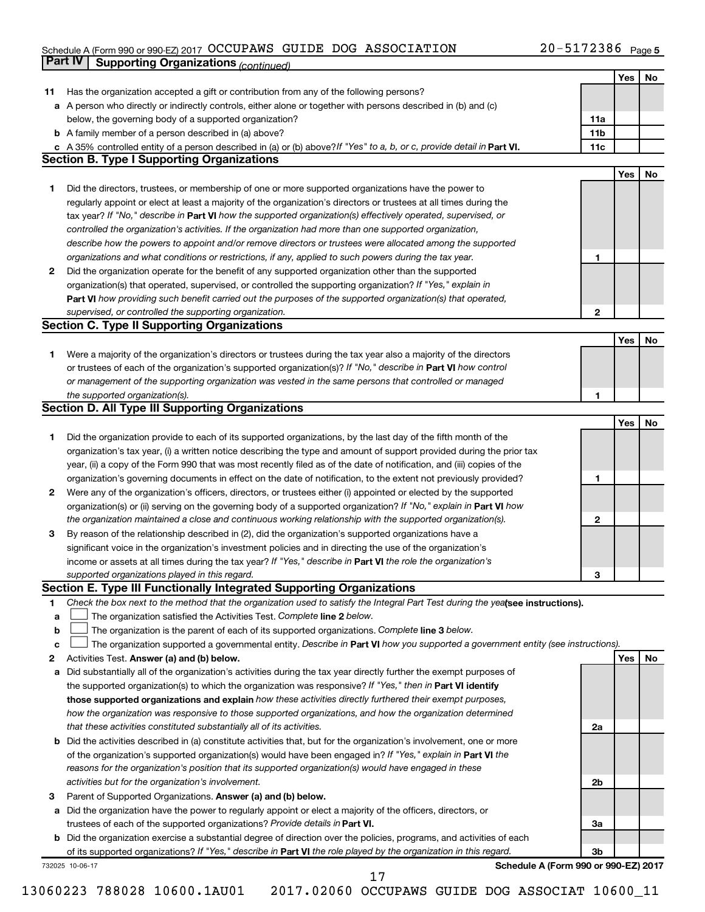Schedule A (Form 990 or 990-EZ) 2017 OCCUPAWS GUIDE DOG ASSOCIATION 20-5172386 Page 5

## Part IV Supporting Organizations *(continued)*

| | | | Yes | No |
|---|---|---|---|---|
| **11** | Has the organization accepted a gift or contribution from any of the following persons? | | | |
| **a** | A person who directly or indirectly controls, either alone or together with persons described in (b) and (c) below, the governing body of a supported organization? | **11a** | | |
| **b** | A family member of a person described in (a) above? | **11b** | | |
| **c** | A 35% controlled entity of a person described in (a) or (b) above? *If "Yes" to a, b, or c, provide detail in* **Part VI.** | **11c** | | |

### Section B. Type I Supporting Organizations

| | | | Yes | No |
|---|---|---|---|---|
| **1** | Did the directors, trustees, or membership of one or more supported organizations have the power to regularly appoint or elect at least a majority of the organization's directors or trustees at all times during the tax year? *If "No," describe in* **Part VI** *how the supported organization(s) effectively operated, supervised, or controlled the organization's activities. If the organization had more than one supported organization, describe how the powers to appoint and/or remove directors or trustees were allocated among the supported organizations and what conditions or restrictions, if any, applied to such powers during the tax year.* | **1** | | |
| **2** | Did the organization operate for the benefit of any supported organization other than the supported organization(s) that operated, supervised, or controlled the supporting organization? *If "Yes," explain in* **Part VI** *how providing such benefit carried out the purposes of the supported organization(s) that operated, supervised, or controlled the supporting organization.* | **2** | | |

### Section C. Type II Supporting Organizations

| | | | Yes | No |
|---|---|---|---|---|
| **1** | Were a majority of the organization's directors or trustees during the tax year also a majority of the directors or trustees of each of the organization's supported organization(s)? *If "No," describe in* **Part VI** *how control or management of the supporting organization was vested in the same persons that controlled or managed the supported organization(s).* | **1** | | |

### Section D. All Type III Supporting Organizations

| | | | Yes | No |
|---|---|---|---|---|
| **1** | Did the organization provide to each of its supported organizations, by the last day of the fifth month of the organization's tax year, (i) a written notice describing the type and amount of support provided during the prior tax year, (ii) a copy of the Form 990 that was most recently filed as of the date of notification, and (iii) copies of the organization's governing documents in effect on the date of notification, to the extent not previously provided? | **1** | | |
| **2** | Were any of the organization's officers, directors, or trustees either (i) appointed or elected by the supported organization(s) or (ii) serving on the governing body of a supported organization? *If "No," explain in* **Part VI** *how the organization maintained a close and continuous working relationship with the supported organization(s).* | **2** | | |
| **3** | By reason of the relationship described in (2), did the organization's supported organizations have a significant voice in the organization's investment policies and in directing the use of the organization's income or assets at all times during the tax year? *If "Yes," describe in* **Part VI** *the role the organization's supported organizations played in this regard.* | **3** | | |

### Section E. Type III Functionally Integrated Supporting Organizations

**1** *Check the box next to the method that the organization used to satisfy the Integral Part Test during the year* **(see instructions).**

- **a** ☐ The organization satisfied the Activities Test. *Complete* **line 2** *below.*
- **b** ☐ The organization is the parent of each of its supported organizations. *Complete* **line 3** *below.*
- **c** ☐ The organization supported a governmental entity. *Describe in* **Part VI** *how you supported a government entity (see instructions).*

| | | | Yes | No |
|---|---|---|---|---|
| **2** | Activities Test. **Answer (a) and (b) below.** | | | |
| **a** | Did substantially all of the organization's activities during the tax year directly further the exempt purposes of the supported organization(s) to which the organization was responsive? *If "Yes," then in* **Part VI identify those supported organizations and explain** *how these activities directly furthered their exempt purposes, how the organization was responsive to those supported organizations, and how the organization determined that these activities constituted substantially all of its activities.* | **2a** | | |
| **b** | Did the activities described in (a) constitute activities that, but for the organization's involvement, one or more of the organization's supported organization(s) would have been engaged in? *If "Yes," explain in* **Part VI** *the reasons for the organization's position that its supported organization(s) would have engaged in these activities but for the organization's involvement.* | **2b** | | |
| **3** | Parent of Supported Organizations. **Answer (a) and (b) below.** | | | |
| **a** | Did the organization have the power to regularly appoint or elect a majority of the officers, directors, or trustees of each of the supported organizations? *Provide details in* **Part VI.** | **3a** | | |
| **b** | Did the organization exercise a substantial degree of direction over the policies, programs, and activities of each of its supported organizations? *If "Yes," describe in* **Part VI** *the role played by the organization in this regard.* | **3b** | | |

732025 10-06-17 **Schedule A (Form 990 or 990-EZ) 2017**

13060223 788028 10600.1AU01 2017.02060 OCCUPAWS GUIDE DOG ASSOCIAT 10600_11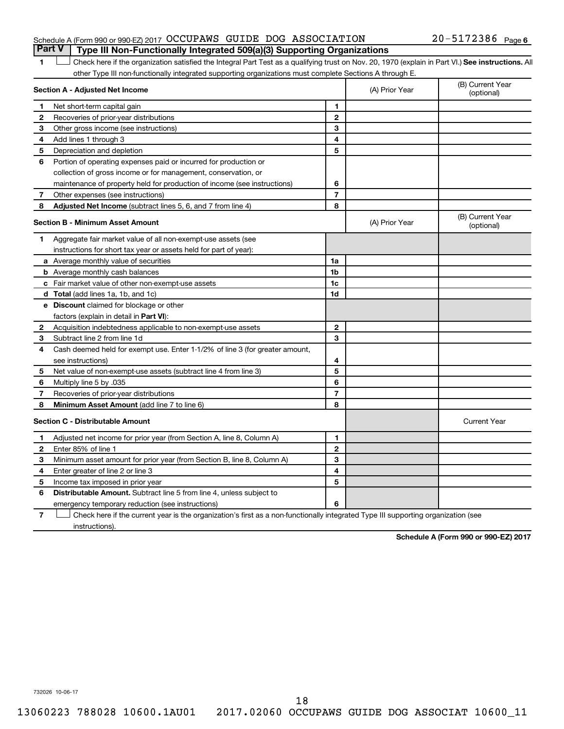Schedule A (Form 990 or 990-EZ) 2017 OCCUPAWS GUIDE DOG ASSOCIATION 20-5172386 Page 6

## Part V Type III Non-Functionally Integrated 509(a)(3) Supporting Organizations

1 ☐ Check here if the organization satisfied the Integral Part Test as a qualifying trust on Nov. 20, 1970 (explain in Part VI.) **See instructions.** All other Type III non-functionally integrated supporting organizations must complete Sections A through E.

| **Section A - Adjusted Net Income** | | | (A) Prior Year | (B) Current Year (optional) |
|---|---|---|---|---|
| 1 | Net short-term capital gain | 1 | | |
| 2 | Recoveries of prior-year distributions | 2 | | |
| 3 | Other gross income (see instructions) | 3 | | |
| 4 | Add lines 1 through 3 | 4 | | |
| 5 | Depreciation and depletion | 5 | | |
| 6 | Portion of operating expenses paid or incurred for production or collection of gross income or for management, conservation, or maintenance of property held for production of income (see instructions) | 6 | | |
| 7 | Other expenses (see instructions) | 7 | | |
| 8 | **Adjusted Net Income** (subtract lines 5, 6, and 7 from line 4) | 8 | | |

| **Section B - Minimum Asset Amount** | | | (A) Prior Year | (B) Current Year (optional) |
|---|---|---|---|---|
| 1 | Aggregate fair market value of all non-exempt-use assets (see instructions for short tax year or assets held for part of year): | | | |
| a | Average monthly value of securities | 1a | | |
| b | Average monthly cash balances | 1b | | |
| c | Fair market value of other non-exempt-use assets | 1c | | |
| d | **Total** (add lines 1a, 1b, and 1c) | 1d | | |
| e | **Discount** claimed for blockage or other factors (explain in detail in **Part VI**): | | | |
| 2 | Acquisition indebtedness applicable to non-exempt-use assets | 2 | | |
| 3 | Subtract line 2 from line 1d | 3 | | |
| 4 | Cash deemed held for exempt use. Enter 1-1/2% of line 3 (for greater amount, see instructions) | 4 | | |
| 5 | Net value of non-exempt-use assets (subtract line 4 from line 3) | 5 | | |
| 6 | Multiply line 5 by .035 | 6 | | |
| 7 | Recoveries of prior-year distributions | 7 | | |
| 8 | **Minimum Asset Amount** (add line 7 to line 6) | 8 | | |

| **Section C - Distributable Amount** | | | | Current Year |
|---|---|---|---|---|
| 1 | Adjusted net income for prior year (from Section A, line 8, Column A) | 1 | | |
| 2 | Enter 85% of line 1 | 2 | | |
| 3 | Minimum asset amount for prior year (from Section B, line 8, Column A) | 3 | | |
| 4 | Enter greater of line 2 or line 3 | 4 | | |
| 5 | Income tax imposed in prior year | 5 | | |
| 6 | **Distributable Amount.** Subtract line 5 from line 4, unless subject to emergency temporary reduction (see instructions) | 6 | | |

7 ☐ Check here if the current year is the organization's first as a non-functionally integrated Type III supporting organization (see instructions).

**Schedule A (Form 990 or 990-EZ) 2017**

732026 10-06-17

13060223 788028 10600.1AU01 2017.02060 OCCUPAWS GUIDE DOG ASSOCIAT 10600_11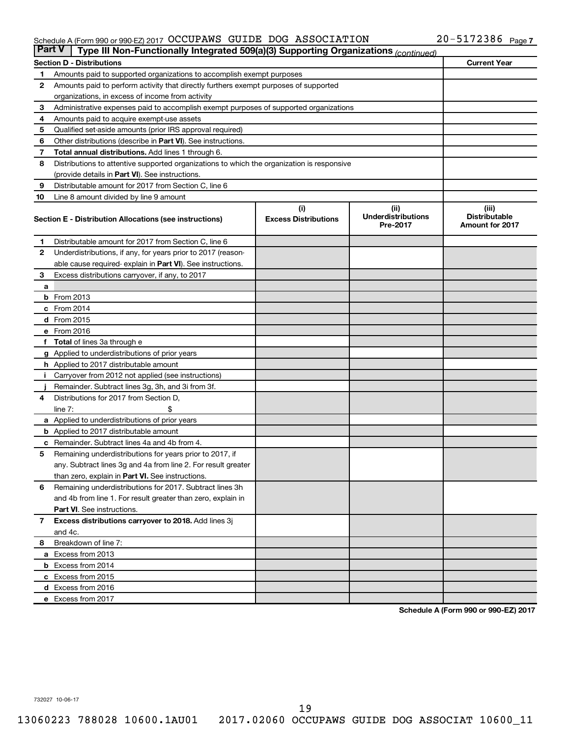Schedule A (Form 990 or 990-EZ) 2017 OCCUPAWS GUIDE DOG ASSOCIATION 20-5172386 Page 7

## Part V — Type III Non-Functionally Integrated 509(a)(3) Supporting Organizations *(continued)*

| Section D - Distributions | | Current Year |
|---|---|---|
| 1 | Amounts paid to supported organizations to accomplish exempt purposes | |
| 2 | Amounts paid to perform activity that directly furthers exempt purposes of supported organizations, in excess of income from activity | |
| 3 | Administrative expenses paid to accomplish exempt purposes of supported organizations | |
| 4 | Amounts paid to acquire exempt-use assets | |
| 5 | Qualified set-aside amounts (prior IRS approval required) | |
| 6 | Other distributions (describe in **Part VI**). See instructions. | |
| 7 | **Total annual distributions.** Add lines 1 through 6. | |
| 8 | Distributions to attentive supported organizations to which the organization is responsive (provide details in **Part VI**). See instructions. | |
| 9 | Distributable amount for 2017 from Section C, line 6 | |
| 10 | Line 8 amount divided by line 9 amount | |

| Section E - Distribution Allocations (see instructions) | (i) Excess Distributions | (ii) Underdistributions Pre-2017 | (iii) Distributable Amount for 2017 |
|---|---|---|---|
| **1** Distributable amount for 2017 from Section C, line 6 | | | |
| **2** Underdistributions, if any, for years prior to 2017 (reasonable cause required- explain in **Part VI**). See instructions. | | | |
| **3** Excess distributions carryover, if any, to 2017 | | | |
| **a** | | | |
| **b** From 2013 | | | |
| **c** From 2014 | | | |
| **d** From 2015 | | | |
| **e** From 2016 | | | |
| **f** **Total** of lines 3a through e | | | |
| **g** Applied to underdistributions of prior years | | | |
| **h** Applied to 2017 distributable amount | | | |
| **i** Carryover from 2012 not applied (see instructions) | | | |
| **j** Remainder. Subtract lines 3g, 3h, and 3i from 3f. | | | |
| **4** Distributions for 2017 from Section D, line 7: $ | | | |
| **a** Applied to underdistributions of prior years | | | |
| **b** Applied to 2017 distributable amount | | | |
| **c** Remainder. Subtract lines 4a and 4b from 4. | | | |
| **5** Remaining underdistributions for years prior to 2017, if any. Subtract lines 3g and 4a from line 2. For result greater than zero, explain in **Part VI.** See instructions. | | | |
| **6** Remaining underdistributions for 2017. Subtract lines 3h and 4b from line 1. For result greater than zero, explain in **Part VI**. See instructions. | | | |
| **7** **Excess distributions carryover to 2018.** Add lines 3j and 4c. | | | |
| **8** Breakdown of line 7: | | | |
| **a** Excess from 2013 | | | |
| **b** Excess from 2014 | | | |
| **c** Excess from 2015 | | | |
| **d** Excess from 2016 | | | |
| **e** Excess from 2017 | | | |

**Schedule A (Form 990 or 990-EZ) 2017**

732027 10-06-17

13060223 788028 10600.1AU01 2017.02060 OCCUPAWS GUIDE DOG ASSOCIAT 10600_11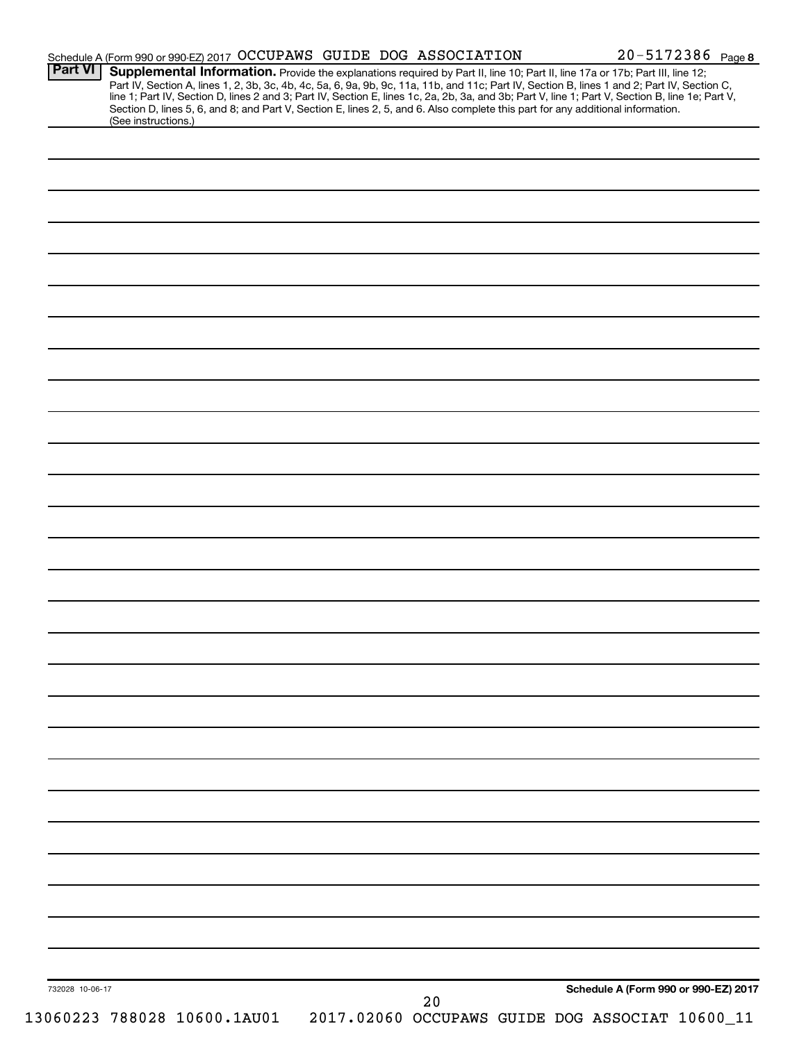Schedule A (Form 990 or 990-EZ) 2017 OCCUPAWS GUIDE DOG ASSOCIATION 20-5172386 Page **8**

**Part VI** **Supplemental Information.** Provide the explanations required by Part II, line 10; Part II, line 17a or 17b; Part III, line 12; Part IV, Section A, lines 1, 2, 3b, 3c, 4b, 4c, 5a, 6, 9a, 9b, 9c, 11a, 11b, and 11c; Part IV, Section B, lines 1 and 2; Part IV, Section C, line 1; Part IV, Section D, lines 2 and 3; Part IV, Section E, lines 1c, 2a, 2b, 3a, and 3b; Part V, line 1; Part V, Section B, line 1e; Part V, Section D, lines 5, 6, and 8; and Part V, Section E, lines 2, 5, and 6. Also complete this part for any additional information. (See instructions.)

732028 10-06-17

**Schedule A (Form 990 or 990-EZ) 2017**

13060223 788028 10600.1AU01 2017.02060 OCCUPAWS GUIDE DOG ASSOCIAT 10600_11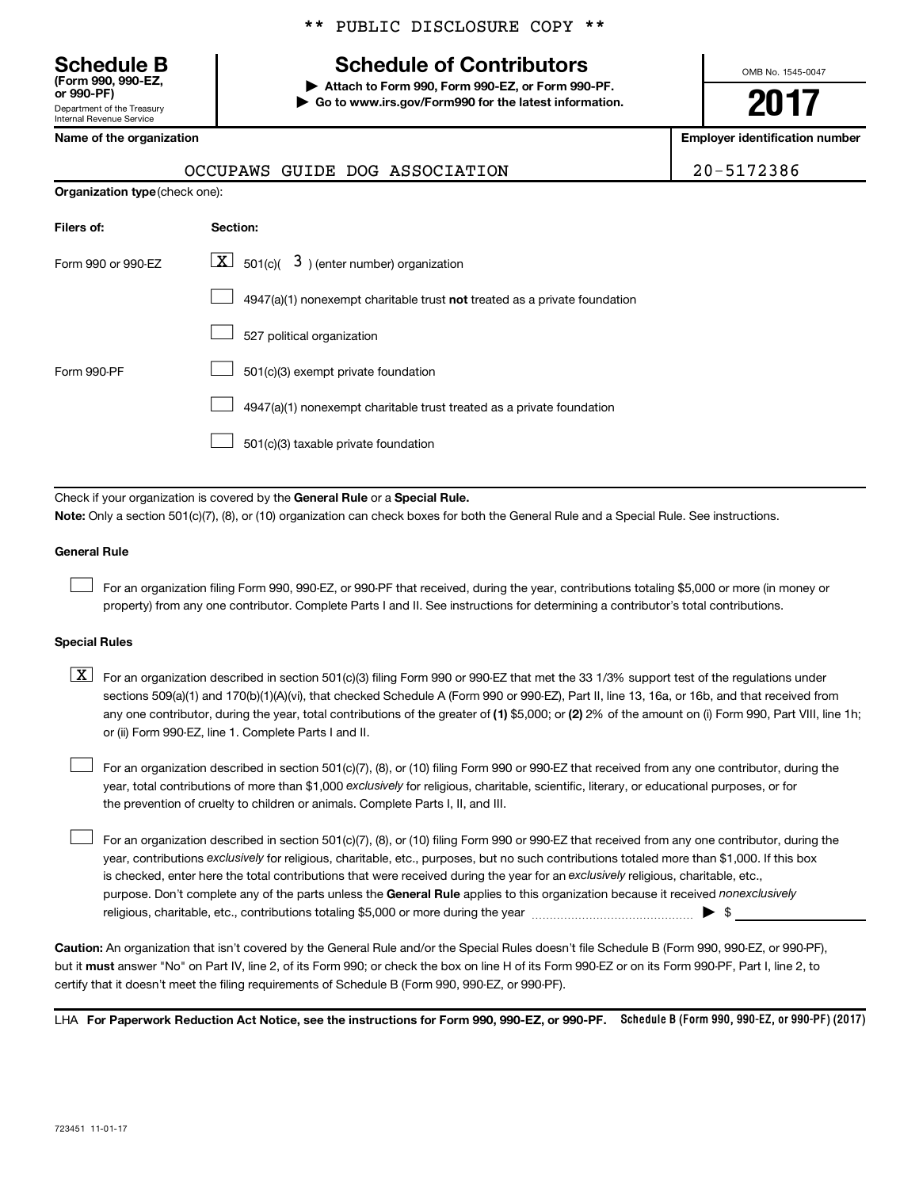\*\* PUBLIC DISCLOSURE COPY \*\*

**Schedule B**
**(Form 990, 990-EZ, or 990-PF)**
Department of the Treasury
Internal Revenue Service

# Schedule of Contributors

▶ **Attach to Form 990, Form 990-EZ, or Form 990-PF.**
▶ **Go to www.irs.gov/Form990 for the latest information.**

OMB No. 1545-0047

**2017**

| **Name of the organization** | **Employer identification number** |
|---|---|
| OCCUPAWS GUIDE DOG ASSOCIATION | 20-5172386 |

**Organization type** (check one):

| **Filers of:** | **Section:** |
|---|---|
| Form 990 or 990-EZ | [X] 501(c)( 3 ) (enter number) organization |
| | [ ] 4947(a)(1) nonexempt charitable trust **not** treated as a private foundation |
| | [ ] 527 political organization |
| Form 990-PF | [ ] 501(c)(3) exempt private foundation |
| | [ ] 4947(a)(1) nonexempt charitable trust treated as a private foundation |
| | [ ] 501(c)(3) taxable private foundation |

Check if your organization is covered by the **General Rule** or a **Special Rule.**

**Note:** Only a section 501(c)(7), (8), or (10) organization can check boxes for both the General Rule and a Special Rule. See instructions.

**General Rule**

[ ] For an organization filing Form 990, 990-EZ, or 990-PF that received, during the year, contributions totaling $5,000 or more (in money or property) from any one contributor. Complete Parts I and II. See instructions for determining a contributor's total contributions.

**Special Rules**

[X] For an organization described in section 501(c)(3) filing Form 990 or 990-EZ that met the 33 1/3% support test of the regulations under sections 509(a)(1) and 170(b)(1)(A)(vi), that checked Schedule A (Form 990 or 990-EZ), Part II, line 13, 16a, or 16b, and that received from any one contributor, during the year, total contributions of the greater of **(1)** $5,000; or **(2)** 2% of the amount on (i) Form 990, Part VIII, line 1h; or (ii) Form 990-EZ, line 1. Complete Parts I and II.

[ ] For an organization described in section 501(c)(7), (8), or (10) filing Form 990 or 990-EZ that received from any one contributor, during the year, total contributions of more than $1,000 *exclusively* for religious, charitable, scientific, literary, or educational purposes, or for the prevention of cruelty to children or animals. Complete Parts I, II, and III.

[ ] For an organization described in section 501(c)(7), (8), or (10) filing Form 990 or 990-EZ that received from any one contributor, during the year, contributions *exclusively* for religious, charitable, etc., purposes, but no such contributions totaled more than $1,000. If this box is checked, enter here the total contributions that were received during the year for an *exclusively* religious, charitable, etc., purpose. Don't complete any of the parts unless the **General Rule** applies to this organization because it received *nonexclusively* religious, charitable, etc., contributions totaling $5,000 or more during the year ▶ $ \_\_\_\_\_\_\_\_\_\_

**Caution:** An organization that isn't covered by the General Rule and/or the Special Rules doesn't file Schedule B (Form 990, 990-EZ, or 990-PF), but it **must** answer "No" on Part IV, line 2, of its Form 990; or check the box on line H of its Form 990-EZ or on its Form 990-PF, Part I, line 2, to certify that it doesn't meet the filing requirements of Schedule B (Form 990, 990-EZ, or 990-PF).

LHA **For Paperwork Reduction Act Notice, see the instructions for Form 990, 990-EZ, or 990-PF.** **Schedule B (Form 990, 990-EZ, or 990-PF) (2017)**

723451 11-01-17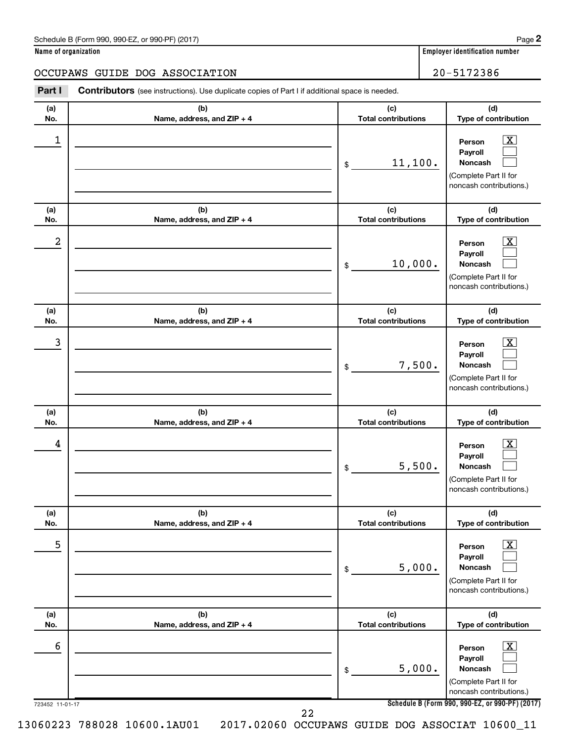Schedule B (Form 990, 990-EZ, or 990-PF) (2017)

| Name of organization | Employer identification number |
|---|---|
| OCCUPAWS GUIDE DOG ASSOCIATION | 20-5172386 |

**Part I** **Contributors** (see instructions). Use duplicate copies of Part I if additional space is needed.

| (a) No. | (b) Name, address, and ZIP + 4 | (c) Total contributions | (d) Type of contribution |
|---|---|---|---|
| 1 | | $ 11,100. | Person [X] Payroll [ ] Noncash [ ] (Complete Part II for noncash contributions.) |
| 2 | | $ 10,000. | Person [X] Payroll [ ] Noncash [ ] (Complete Part II for noncash contributions.) |
| 3 | | $ 7,500. | Person [X] Payroll [ ] Noncash [ ] (Complete Part II for noncash contributions.) |
| 4 | | $ 5,500. | Person [X] Payroll [ ] Noncash [ ] (Complete Part II for noncash contributions.) |
| 5 | | $ 5,000. | Person [X] Payroll [ ] Noncash [ ] (Complete Part II for noncash contributions.) |
| 6 | | $ 5,000. | Person [X] Payroll [ ] Noncash [ ] (Complete Part II for noncash contributions.) |

723452 11-01-17

Schedule B (Form 990, 990-EZ, or 990-PF) (2017)

13060223 788028 10600.1AU01 2017.02060 OCCUPAWS GUIDE DOG ASSOCIAT 10600_11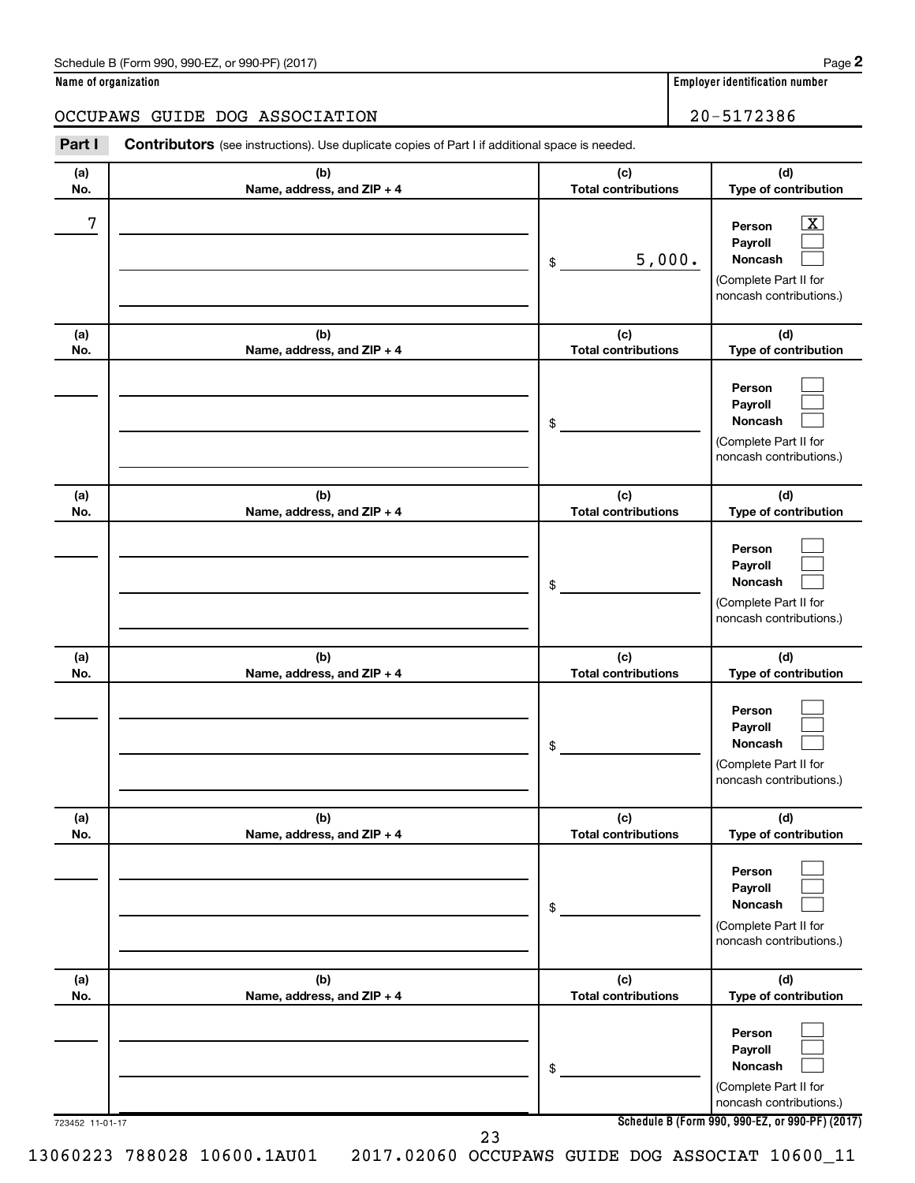Schedule B (Form 990, 990-EZ, or 990-PF) (2017)

**Name of organization**

OCCUPAWS GUIDE DOG ASSOCIATION

**Employer identification number**

20-5172386

**Part I** **Contributors** (see instructions). Use duplicate copies of Part I if additional space is needed.

| (a) No. | (b) Name, address, and ZIP + 4 | (c) Total contributions | (d) Type of contribution |
|---|---|---|---|
| 7 | | $ 5,000. | Person [X] Payroll [ ] Noncash [ ] (Complete Part II for noncash contributions.) |
| | | $ | Person [ ] Payroll [ ] Noncash [ ] (Complete Part II for noncash contributions.) |
| | | $ | Person [ ] Payroll [ ] Noncash [ ] (Complete Part II for noncash contributions.) |
| | | $ | Person [ ] Payroll [ ] Noncash [ ] (Complete Part II for noncash contributions.) |
| | | $ | Person [ ] Payroll [ ] Noncash [ ] (Complete Part II for noncash contributions.) |
| | | $ | Person [ ] Payroll [ ] Noncash [ ] (Complete Part II for noncash contributions.) |

723452 11-01-17

**Schedule B (Form 990, 990-EZ, or 990-PF) (2017)**

13060223 788028 10600.1AU01 2017.02060 OCCUPAWS GUIDE DOG ASSOCIAT 10600_11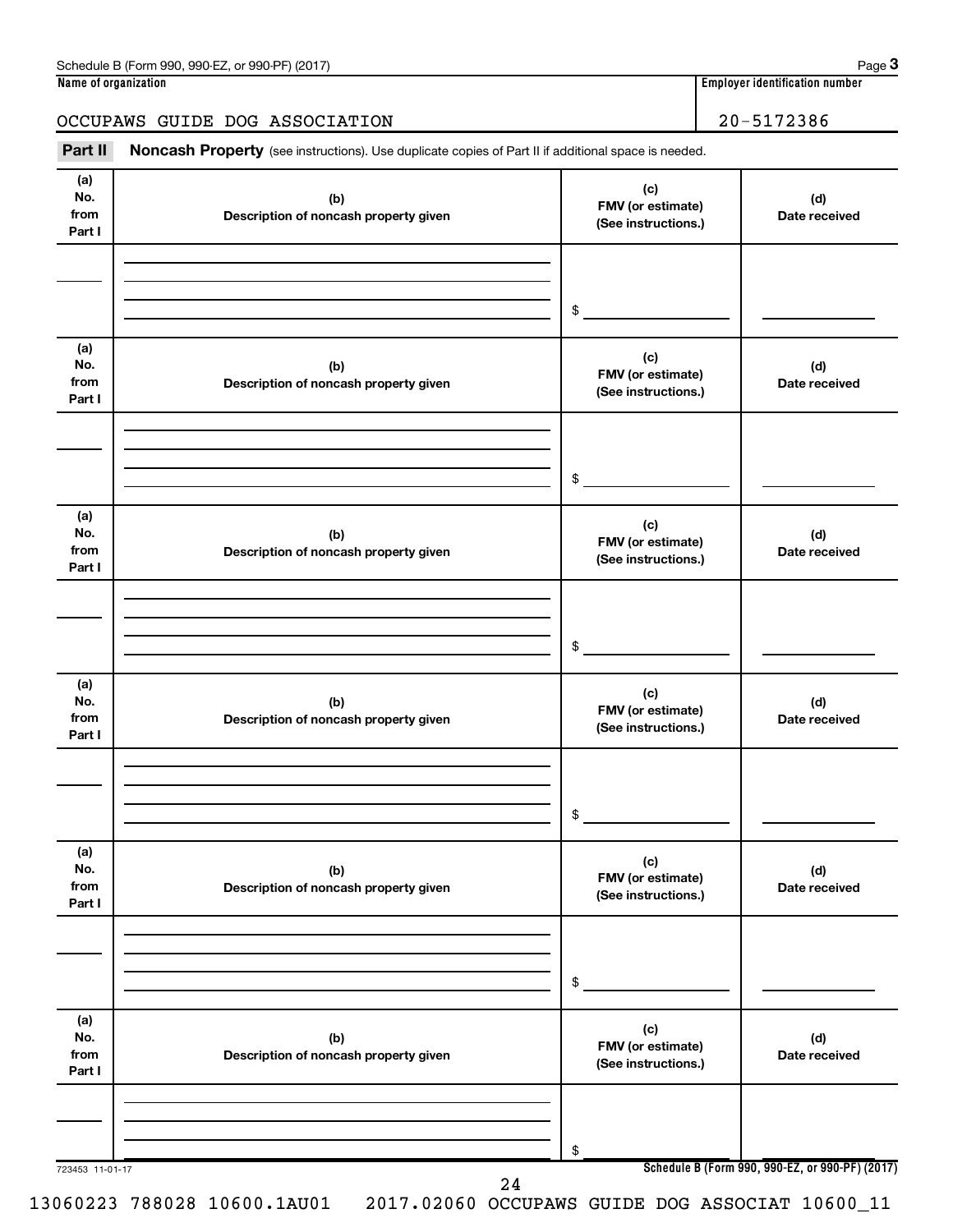Name of organization

OCCUPAWS GUIDE DOG ASSOCIATION

Employer identification number

20-5172386

**Part II** **Noncash Property** (see instructions). Use duplicate copies of Part II if additional space is needed.

| (a) No. from Part I | (b) Description of noncash property given | (c) FMV (or estimate) (See instructions.) | (d) Date received |
|---|---|---|---|
| | | $ | |

| (a) No. from Part I | (b) Description of noncash property given | (c) FMV (or estimate) (See instructions.) | (d) Date received |
|---|---|---|---|
| | | $ | |

| (a) No. from Part I | (b) Description of noncash property given | (c) FMV (or estimate) (See instructions.) | (d) Date received |
|---|---|---|---|
| | | $ | |

| (a) No. from Part I | (b) Description of noncash property given | (c) FMV (or estimate) (See instructions.) | (d) Date received |
|---|---|---|---|
| | | $ | |

| (a) No. from Part I | (b) Description of noncash property given | (c) FMV (or estimate) (See instructions.) | (d) Date received |
|---|---|---|---|
| | | $ | |

| (a) No. from Part I | (b) Description of noncash property given | (c) FMV (or estimate) (See instructions.) | (d) Date received |
|---|---|---|---|
| | | $ | |

723453 11-01-17

**Schedule B (Form 990, 990-EZ, or 990-PF) (2017)**

13060223 788028 10600.1AU01 2017.02060 OCCUPAWS GUIDE DOG ASSOCIAT 10600_11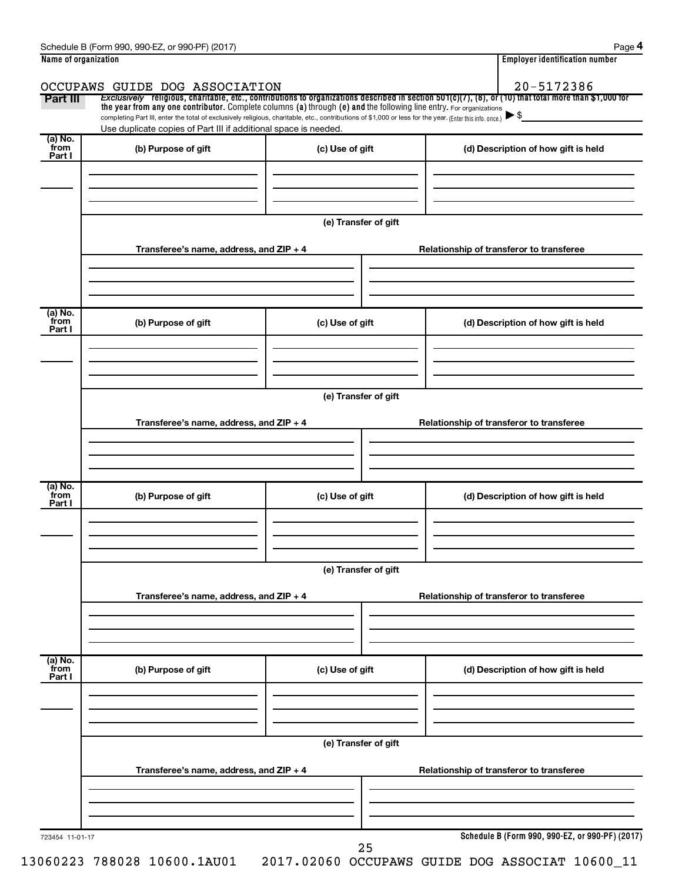Schedule B (Form 990, 990-EZ, or 990-PF) (2017)

**Name of organization**

OCCUPAWS GUIDE DOG ASSOCIATION

**Employer identification number**

20-5172386

**Part III** *Exclusively* religious, charitable, etc., contributions to organizations described in section 501(c)(7), (8), or (10) that total more than $1,000 for the year from any one contributor. Complete columns (a) through (e) and the following line entry. For organizations completing Part III, enter the total of exclusively religious, charitable, etc., contributions of $1,000 or less for the year. (Enter this info. once.) ▶ $

Use duplicate copies of Part III if additional space is needed.

| (a) No. from Part I | (b) Purpose of gift | (c) Use of gift | (d) Description of how gift is held |
|---|---|---|---|
| | | | |

**(e) Transfer of gift**

| Transferee's name, address, and ZIP + 4 | Relationship of transferor to transferee |
|---|---|
| | |

| (a) No. from Part I | (b) Purpose of gift | (c) Use of gift | (d) Description of how gift is held |
|---|---|---|---|
| | | | |

**(e) Transfer of gift**

| Transferee's name, address, and ZIP + 4 | Relationship of transferor to transferee |
|---|---|
| | |

| (a) No. from Part I | (b) Purpose of gift | (c) Use of gift | (d) Description of how gift is held |
|---|---|---|---|
| | | | |

**(e) Transfer of gift**

| Transferee's name, address, and ZIP + 4 | Relationship of transferor to transferee |
|---|---|
| | |

| (a) No. from Part I | (b) Purpose of gift | (c) Use of gift | (d) Description of how gift is held |
|---|---|---|---|
| | | | |

**(e) Transfer of gift**

| Transferee's name, address, and ZIP + 4 | Relationship of transferor to transferee |
|---|---|
| | |

723454 11-01-17

**Schedule B (Form 990, 990-EZ, or 990-PF) (2017)**

13060223 788028 10600.1AU01 2017.02060 OCCUPAWS GUIDE DOG ASSOCIAT 10600_11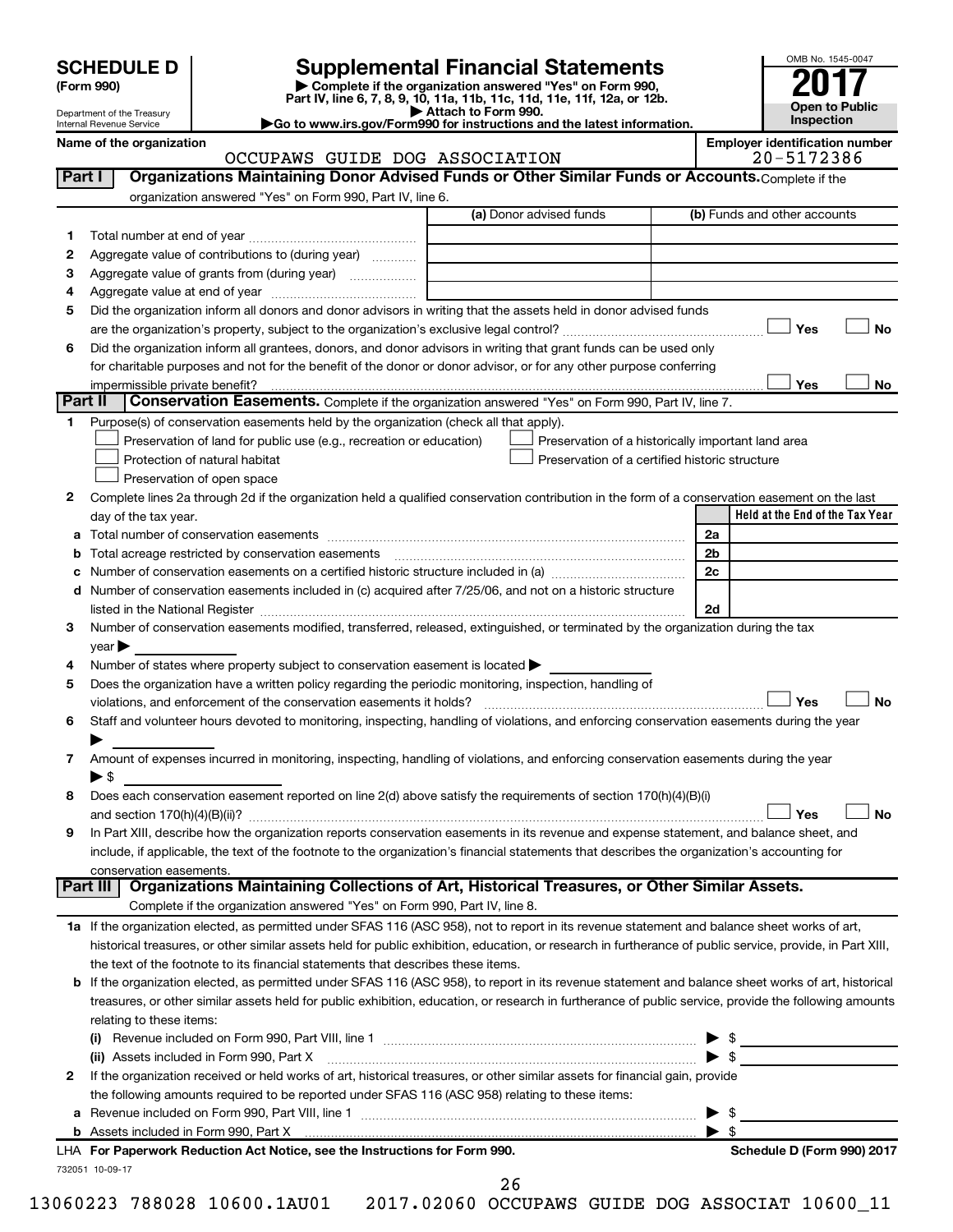# SCHEDULE D (Form 990)

Department of the Treasury
Internal Revenue Service

# Supplemental Financial Statements

▶ Complete if the organization answered "Yes" on Form 990, Part IV, line 6, 7, 8, 9, 10, 11a, 11b, 11c, 11d, 11e, 11f, 12a, or 12b.
▶ Attach to Form 990.
▶Go to www.irs.gov/Form990 for instructions and the latest information.

OMB No. 1545-0047

**2017**

**Open to Public Inspection**

**Name of the organization**
OCCUPAWS GUIDE DOG ASSOCIATION

**Employer identification number**
20-5172386

## Part I — Organizations Maintaining Donor Advised Funds or Other Similar Funds or Accounts.

Complete if the organization answered "Yes" on Form 990, Part IV, line 6.

| | | (a) Donor advised funds | (b) Funds and other accounts |
|---|---|---|---|
| 1 | Total number at end of year | | |
| 2 | Aggregate value of contributions to (during year) | | |
| 3 | Aggregate value of grants from (during year) | | |
| 4 | Aggregate value at end of year | | |

5 Did the organization inform all donors and donor advisors in writing that the assets held in donor advised funds are the organization's property, subject to the organization's exclusive legal control? ☐ Yes ☐ No

6 Did the organization inform all grantees, donors, and donor advisors in writing that grant funds can be used only for charitable purposes and not for the benefit of the donor or donor advisor, or for any other purpose conferring impermissible private benefit? ☐ Yes ☐ No

## Part II — Conservation Easements.

Complete if the organization answered "Yes" on Form 990, Part IV, line 7.

1 Purpose(s) of conservation easements held by the organization (check all that apply).

- ☐ Preservation of land for public use (e.g., recreation or education)
- ☐ Preservation of a historically important land area
- ☐ Protection of natural habitat
- ☐ Preservation of a certified historic structure
- ☐ Preservation of open space

2 Complete lines 2a through 2d if the organization held a qualified conservation contribution in the form of a conservation easement on the last day of the tax year.

| | | | Held at the End of the Tax Year |
|---|---|---|---|
| a | Total number of conservation easements | 2a | |
| b | Total acreage restricted by conservation easements | 2b | |
| c | Number of conservation easements on a certified historic structure included in (a) | 2c | |
| d | Number of conservation easements included in (c) acquired after 7/25/06, and not on a historic structure listed in the National Register | 2d | |

3 Number of conservation easements modified, transferred, released, extinguished, or terminated by the organization during the tax year ▶

4 Number of states where property subject to conservation easement is located ▶

5 Does the organization have a written policy regarding the periodic monitoring, inspection, handling of violations, and enforcement of the conservation easements it holds? ☐ Yes ☐ No

6 Staff and volunteer hours devoted to monitoring, inspecting, handling of violations, and enforcing conservation easements during the year ▶

7 Amount of expenses incurred in monitoring, inspecting, handling of violations, and enforcing conservation easements during the year ▶ $

8 Does each conservation easement reported on line 2(d) above satisfy the requirements of section 170(h)(4)(B)(i) and section 170(h)(4)(B)(ii)? ☐ Yes ☐ No

9 In Part XIII, describe how the organization reports conservation easements in its revenue and expense statement, and balance sheet, and include, if applicable, the text of the footnote to the organization's financial statements that describes the organization's accounting for conservation easements.

## Part III — Organizations Maintaining Collections of Art, Historical Treasures, or Other Similar Assets.

Complete if the organization answered "Yes" on Form 990, Part IV, line 8.

1a If the organization elected, as permitted under SFAS 116 (ASC 958), not to report in its revenue statement and balance sheet works of art, historical treasures, or other similar assets held for public exhibition, education, or research in furtherance of public service, provide, in Part XIII, the text of the footnote to its financial statements that describes these items.

b If the organization elected, as permitted under SFAS 116 (ASC 958), to report in its revenue statement and balance sheet works of art, historical treasures, or other similar assets held for public exhibition, education, or research in furtherance of public service, provide the following amounts relating to these items:

(i) Revenue included on Form 990, Part VIII, line 1 ▶ $

(ii) Assets included in Form 990, Part X ▶ $

2 If the organization received or held works of art, historical treasures, or other similar assets for financial gain, provide the following amounts required to be reported under SFAS 116 (ASC 958) relating to these items:

a Revenue included on Form 990, Part VIII, line 1 ▶ $

b Assets included in Form 990, Part X ▶ $

LHA **For Paperwork Reduction Act Notice, see the Instructions for Form 990.** **Schedule D (Form 990) 2017**

732051 10-09-17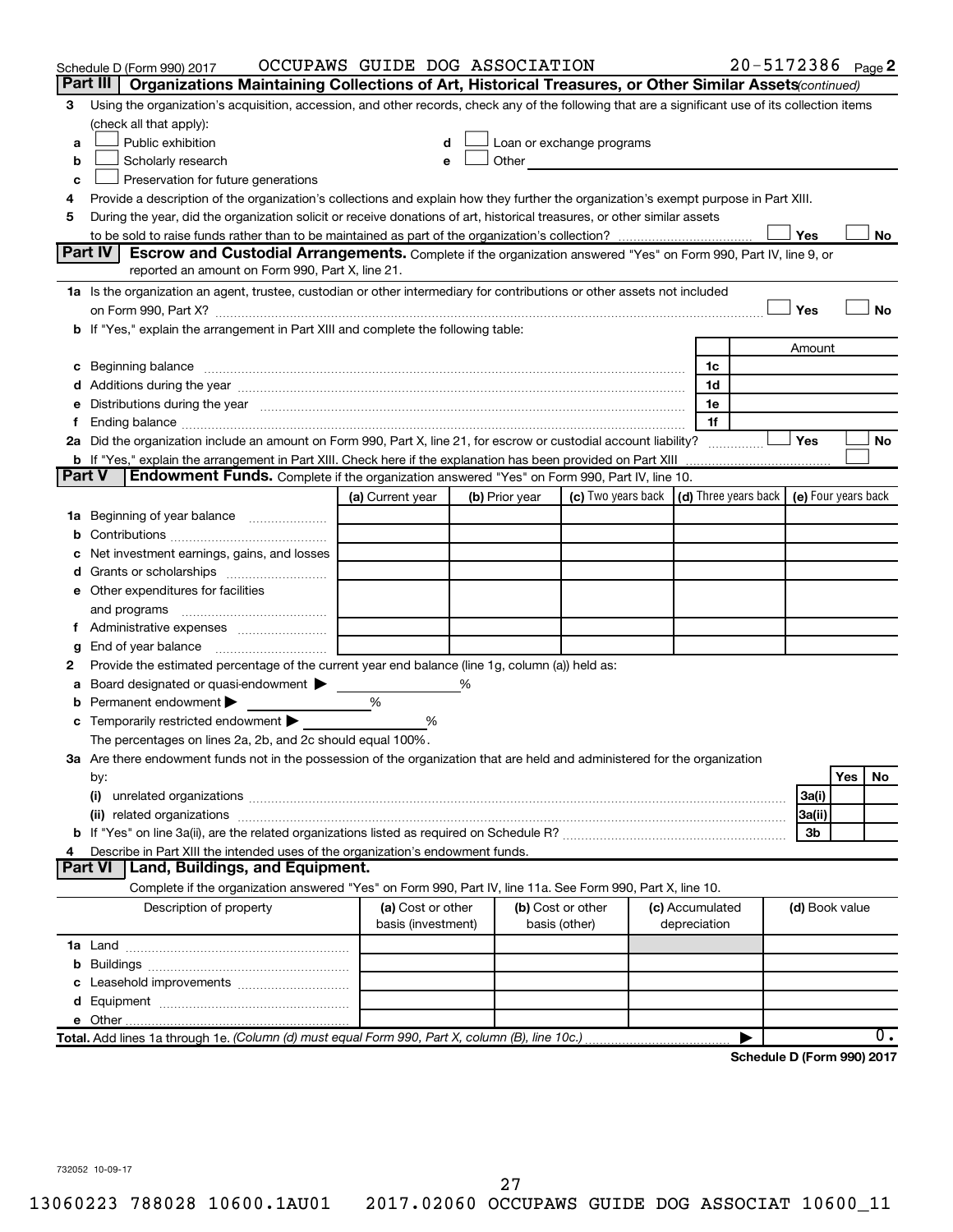Schedule D (Form 990) 2017 OCCUPAWS GUIDE DOG ASSOCIATION 20-5172386 Page 2

**Part III | Organizations Maintaining Collections of Art, Historical Treasures, or Other Similar Assets** *(continued)*

3 Using the organization's acquisition, accession, and other records, check any of the following that are a significant use of its collection items (check all that apply):

- a ☐ Public exhibition
- b ☐ Scholarly research
- c ☐ Preservation for future generations
- d ☐ Loan or exchange programs
- e ☐ Other

4 Provide a description of the organization's collections and explain how they further the organization's exempt purpose in Part XIII.

5 During the year, did the organization solicit or receive donations of art, historical treasures, or other similar assets to be sold to raise funds rather than to be maintained as part of the organization's collection? ☐ Yes ☐ No

**Part IV | Escrow and Custodial Arrangements.** Complete if the organization answered "Yes" on Form 990, Part IV, line 9, or reported an amount on Form 990, Part X, line 21.

1a Is the organization an agent, trustee, custodian or other intermediary for contributions or other assets not included on Form 990, Part X? ☐ Yes ☐ No

b If "Yes," explain the arrangement in Part XIII and complete the following table:

| | | Amount |
|---|---|---|
| c Beginning balance | 1c | |
| d Additions during the year | 1d | |
| e Distributions during the year | 1e | |
| f Ending balance | 1f | |

2a Did the organization include an amount on Form 990, Part X, line 21, for escrow or custodial account liability? ☐ Yes ☐ No

b If "Yes," explain the arrangement in Part XIII. Check here if the explanation has been provided on Part XIII ☐

**Part V | Endowment Funds.** Complete if the organization answered "Yes" on Form 990, Part IV, line 10.

| | (a) Current year | (b) Prior year | (c) Two years back | (d) Three years back | (e) Four years back |
|---|---|---|---|---|---|
| 1a Beginning of year balance | | | | | |
| b Contributions | | | | | |
| c Net investment earnings, gains, and losses | | | | | |
| d Grants or scholarships | | | | | |
| e Other expenditures for facilities and programs | | | | | |
| f Administrative expenses | | | | | |
| g End of year balance | | | | | |

2 Provide the estimated percentage of the current year end balance (line 1g, column (a)) held as:

a Board designated or quasi-endowment ▶ %

b Permanent endowment ▶ %

c Temporarily restricted endowment ▶ %

The percentages on lines 2a, 2b, and 2c should equal 100%.

3a Are there endowment funds not in the possession of the organization that are held and administered for the organization by:

| | | Yes | No |
|---|---|---|---|
| (i) unrelated organizations | 3a(i) | | |
| (ii) related organizations | 3a(ii) | | |
| b If "Yes" on line 3a(ii), are the related organizations listed as required on Schedule R? | 3b | | |

4 Describe in Part XIII the intended uses of the organization's endowment funds.

**Part VI | Land, Buildings, and Equipment.**

Complete if the organization answered "Yes" on Form 990, Part IV, line 11a. See Form 990, Part X, line 10.

| Description of property | (a) Cost or other basis (investment) | (b) Cost or other basis (other) | (c) Accumulated depreciation | (d) Book value |
|---|---|---|---|---|
| 1a Land | | | | |
| b Buildings | | | | |
| c Leasehold improvements | | | | |
| d Equipment | | | | |
| e Other | | | | |
| **Total.** Add lines 1a through 1e. *(Column (d) must equal Form 990, Part X, column (B), line 10c.)* ▶ | | | | 0. |

**Schedule D (Form 990) 2017**

732052 10-09-17

13060223 788028 10600.1AU01 2017.02060 OCCUPAWS GUIDE DOG ASSOCIAT 10600_11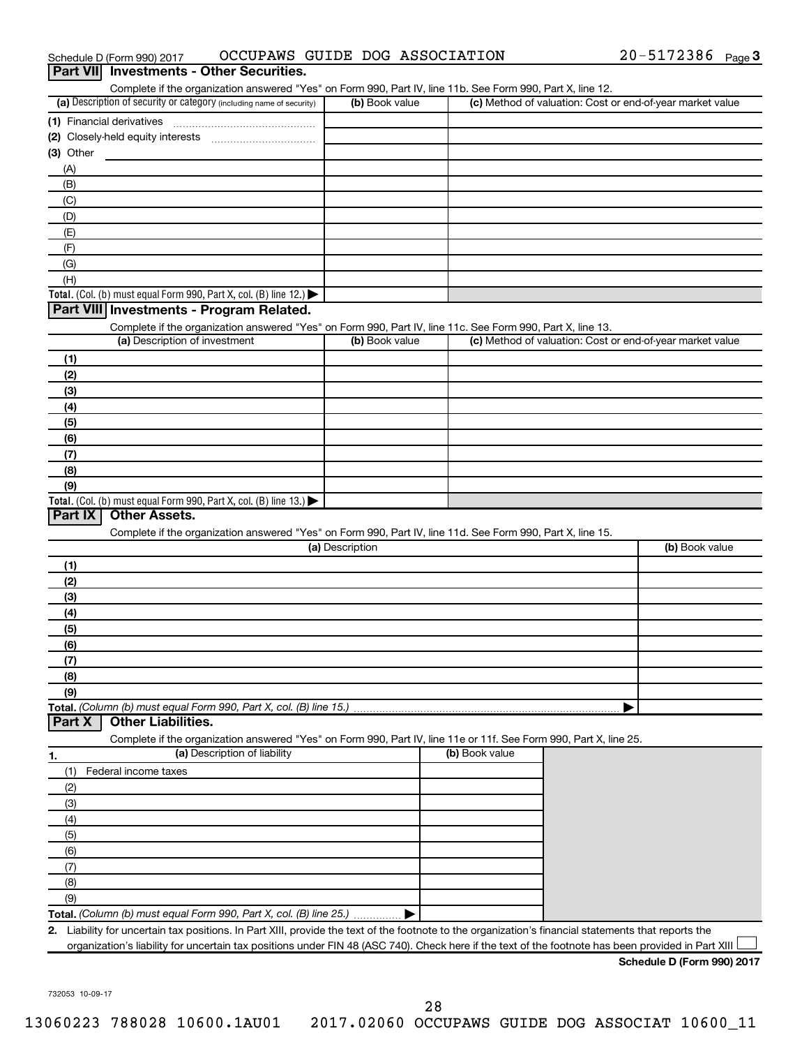Schedule D (Form 990) 2017 OCCUPAWS GUIDE DOG ASSOCIATION 20-5172386 Page 3

## Part VII Investments - Other Securities.

Complete if the organization answered "Yes" on Form 990, Part IV, line 11b. See Form 990, Part X, line 12.

| (a) Description of security or category (including name of security) | (b) Book value | (c) Method of valuation: Cost or end-of-year market value |
|---|---|---|
| (1) Financial derivatives | | |
| (2) Closely-held equity interests | | |
| (3) Other | | |
| (A) | | |
| (B) | | |
| (C) | | |
| (D) | | |
| (E) | | |
| (F) | | |
| (G) | | |
| (H) | | |
| **Total.** (Col. (b) must equal Form 990, Part X, col. (B) line 12.) | | |

## Part VIII Investments - Program Related.

Complete if the organization answered "Yes" on Form 990, Part IV, line 11c. See Form 990, Part X, line 13.

| (a) Description of investment | (b) Book value | (c) Method of valuation: Cost or end-of-year market value |
|---|---|---|
| (1) | | |
| (2) | | |
| (3) | | |
| (4) | | |
| (5) | | |
| (6) | | |
| (7) | | |
| (8) | | |
| (9) | | |
| **Total.** (Col. (b) must equal Form 990, Part X, col. (B) line 13.) | | |

## Part IX Other Assets.

Complete if the organization answered "Yes" on Form 990, Part IV, line 11d. See Form 990, Part X, line 15.

| (a) Description | (b) Book value |
|---|---|
| (1) | |
| (2) | |
| (3) | |
| (4) | |
| (5) | |
| (6) | |
| (7) | |
| (8) | |
| (9) | |
| **Total.** *(Column (b) must equal Form 990, Part X, col. (B) line 15.)* | |

## Part X Other Liabilities.

Complete if the organization answered "Yes" on Form 990, Part IV, line 11e or 11f. See Form 990, Part X, line 25.

| 1. (a) Description of liability | (b) Book value |
|---|---|
| (1) Federal income taxes | |
| (2) | |
| (3) | |
| (4) | |
| (5) | |
| (6) | |
| (7) | |
| (8) | |
| (9) | |
| **Total.** *(Column (b) must equal Form 990, Part X, col. (B) line 25.)* | |

2. Liability for uncertain tax positions. In Part XIII, provide the text of the footnote to the organization's financial statements that reports the organization's liability for uncertain tax positions under FIN 48 (ASC 740). Check here if the text of the footnote has been provided in Part XIII ☐

**Schedule D (Form 990) 2017**

732053 10-09-17

13060223 788028 10600.1AU01 2017.02060 OCCUPAWS GUIDE DOG ASSOCIAT 10600_11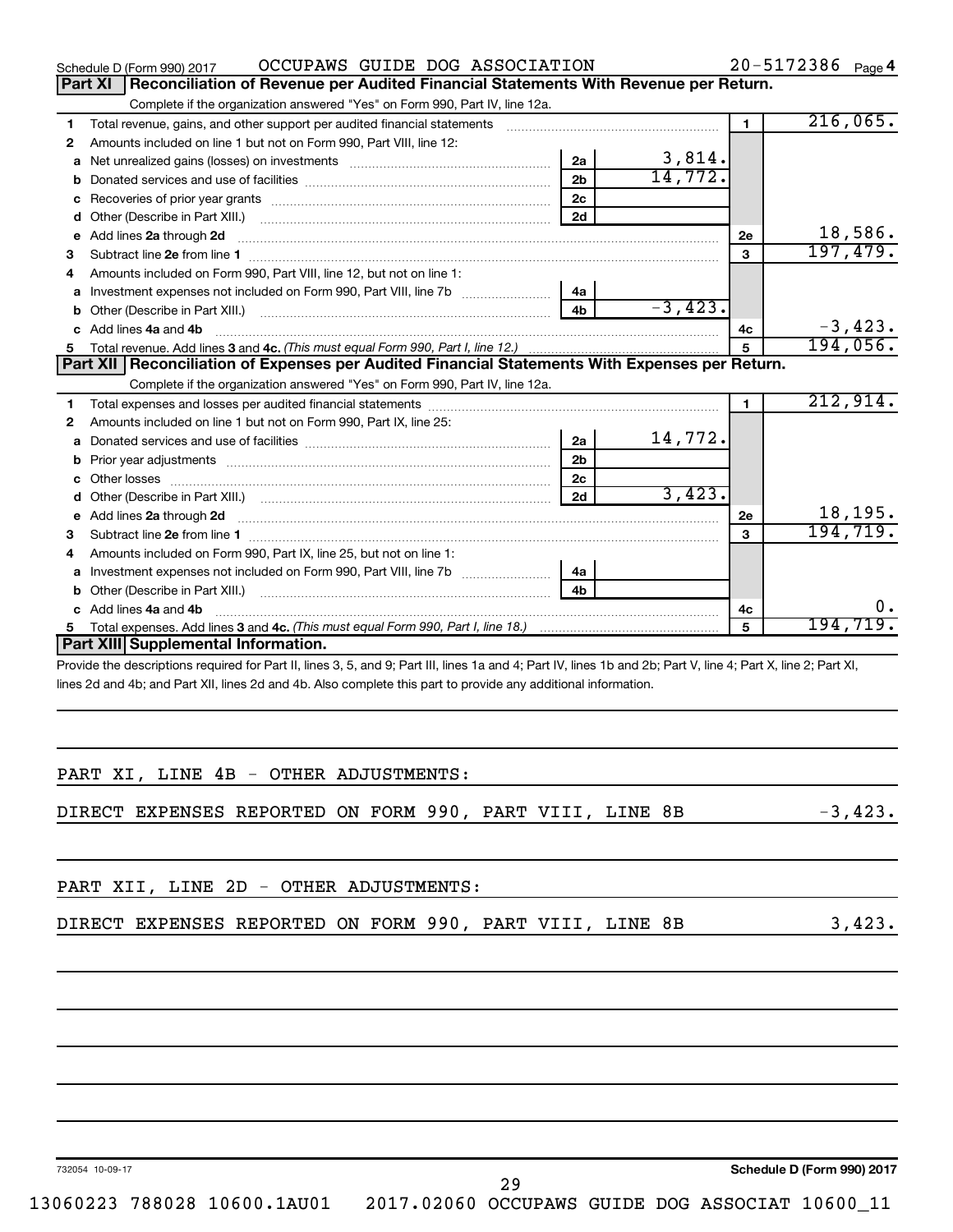Schedule D (Form 990) 2017 OCCUPAWS GUIDE DOG ASSOCIATION 20-5172386 Page 4

## Part XI Reconciliation of Revenue per Audited Financial Statements With Revenue per Return.

Complete if the organization answered "Yes" on Form 990, Part IV, line 12a.

| | | | | | |
|---|---|---|---|---|---|
| 1 | Total revenue, gains, and other support per audited financial statements | | | 1 | 216,065. |
| 2 | Amounts included on line 1 but not on Form 990, Part VIII, line 12: | | | | |
| a | Net unrealized gains (losses) on investments | 2a | 3,814. | | |
| b | Donated services and use of facilities | 2b | 14,772. | | |
| c | Recoveries of prior year grants | 2c | | | |
| d | Other (Describe in Part XIII.) | 2d | | | |
| e | Add lines 2a through 2d | | | 2e | 18,586. |
| 3 | Subtract line 2e from line 1 | | | 3 | 197,479. |
| 4 | Amounts included on Form 990, Part VIII, line 12, but not on line 1: | | | | |
| a | Investment expenses not included on Form 990, Part VIII, line 7b | 4a | | | |
| b | Other (Describe in Part XIII.) | 4b | -3,423. | | |
| c | Add lines 4a and 4b | | | 4c | -3,423. |
| 5 | Total revenue. Add lines 3 and 4c. *(This must equal Form 990, Part I, line 12.)* | | | 5 | 194,056. |

## Part XII Reconciliation of Expenses per Audited Financial Statements With Expenses per Return.

Complete if the organization answered "Yes" on Form 990, Part IV, line 12a.

| | | | | | |
|---|---|---|---|---|---|
| 1 | Total expenses and losses per audited financial statements | | | 1 | 212,914. |
| 2 | Amounts included on line 1 but not on Form 990, Part IX, line 25: | | | | |
| a | Donated services and use of facilities | 2a | 14,772. | | |
| b | Prior year adjustments | 2b | | | |
| c | Other losses | 2c | | | |
| d | Other (Describe in Part XIII.) | 2d | 3,423. | | |
| e | Add lines 2a through 2d | | | 2e | 18,195. |
| 3 | Subtract line 2e from line 1 | | | 3 | 194,719. |
| 4 | Amounts included on Form 990, Part IX, line 25, but not on line 1: | | | | |
| a | Investment expenses not included on Form 990, Part VIII, line 7b | 4a | | | |
| b | Other (Describe in Part XIII.) | 4b | | | |
| c | Add lines 4a and 4b | | | 4c | 0. |
| 5 | Total expenses. Add lines 3 and 4c. *(This must equal Form 990, Part I, line 18.)* | | | 5 | 194,719. |

## Part XIII Supplemental Information.

Provide the descriptions required for Part II, lines 3, 5, and 9; Part III, lines 1a and 4; Part IV, lines 1b and 2b; Part V, line 4; Part X, line 2; Part XI, lines 2d and 4b; and Part XII, lines 2d and 4b. Also complete this part to provide any additional information.

PART XI, LINE 4B - OTHER ADJUSTMENTS:

DIRECT EXPENSES REPORTED ON FORM 990, PART VIII, LINE 8B -3,423.

PART XII, LINE 2D - OTHER ADJUSTMENTS:

DIRECT EXPENSES REPORTED ON FORM 990, PART VIII, LINE 8B 3,423.

732054 10-09-17 Schedule D (Form 990) 2017

13060223 788028 10600.1AU01 2017.02060 OCCUPAWS GUIDE DOG ASSOCIAT 10600_11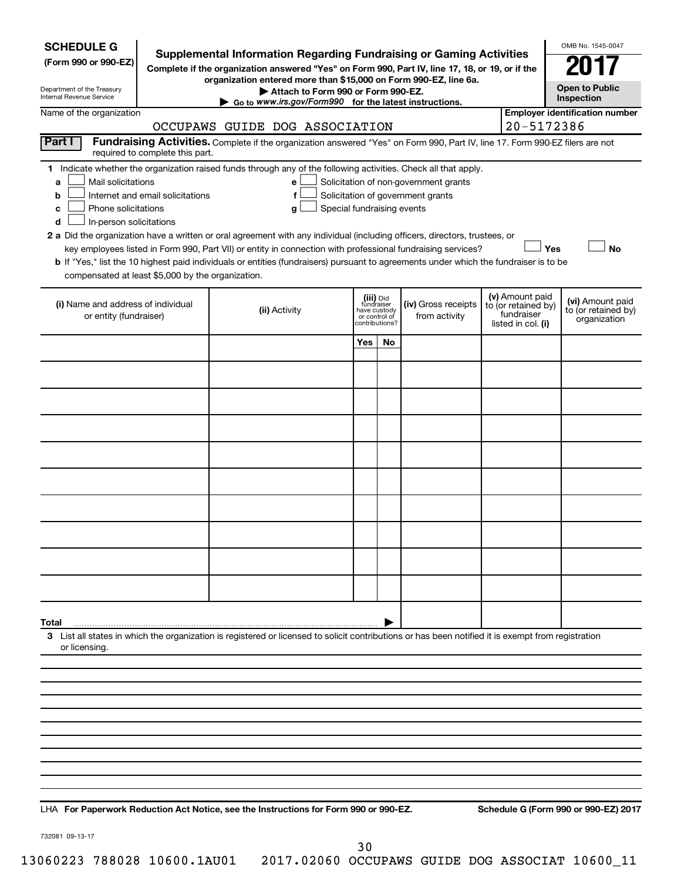**SCHEDULE G**
**(Form 990 or 990-EZ)**

Department of the Treasury
Internal Revenue Service

# Supplemental Information Regarding Fundraising or Gaming Activities

**Complete if the organization answered "Yes" on Form 990, Part IV, line 17, 18, or 19, or if the organization entered more than $15,000 on Form 990-EZ, line 6a.**

**▶ Attach to Form 990 or Form 990-EZ.**

**▶ Go to www.irs.gov/Form990 for the latest instructions.**

OMB No. 1545-0047

**2017**

**Open to Public Inspection**

Name of the organization: OCCUPAWS GUIDE DOG ASSOCIATION

**Employer identification number** 20-5172386

**Part I** **Fundraising Activities.** Complete if the organization answered "Yes" on Form 990, Part IV, line 17. Form 990-EZ filers are not required to complete this part.

1 Indicate whether the organization raised funds through any of the following activities. Check all that apply.

- a ☐ Mail solicitations
- b ☐ Internet and email solicitations
- c ☐ Phone solicitations
- d ☐ In-person solicitations
- e ☐ Solicitation of non-government grants
- f ☐ Solicitation of government grants
- g ☐ Special fundraising events

**2 a** Did the organization have a written or oral agreement with any individual (including officers, directors, trustees, or key employees listed in Form 990, Part VII) or entity in connection with professional fundraising services? ☐ **Yes** ☐ **No**

**b** If "Yes," list the 10 highest paid individuals or entities (fundraisers) pursuant to agreements under which the fundraiser is to be compensated at least $5,000 by the organization.

| (i) Name and address of individual or entity (fundraiser) | (ii) Activity | (iii) Did fundraiser have custody or control of contributions? Yes | No | (iv) Gross receipts from activity | (v) Amount paid to (or retained by) fundraiser listed in col. (i) | (vi) Amount paid to (or retained by) organization |
|---|---|---|---|---|---|---|
| | | | | | | |
| | | | | | | |
| | | | | | | |
| | | | | | | |
| | | | | | | |
| | | | | | | |
| | | | | | | |
| | | | | | | |
| | | | | | | |
| | | | | | | |
| **Total** ▶ | | | | | | |

**3** List all states in which the organization is registered or licensed to solicit contributions or has been notified it is exempt from registration or licensing.

LHA **For Paperwork Reduction Act Notice, see the Instructions for Form 990 or 990-EZ.** **Schedule G (Form 990 or 990-EZ) 2017**

732081 09-13-17

13060223 788028 10600.1AU01 2017.02060 OCCUPAWS GUIDE DOG ASSOCIAT 10600_11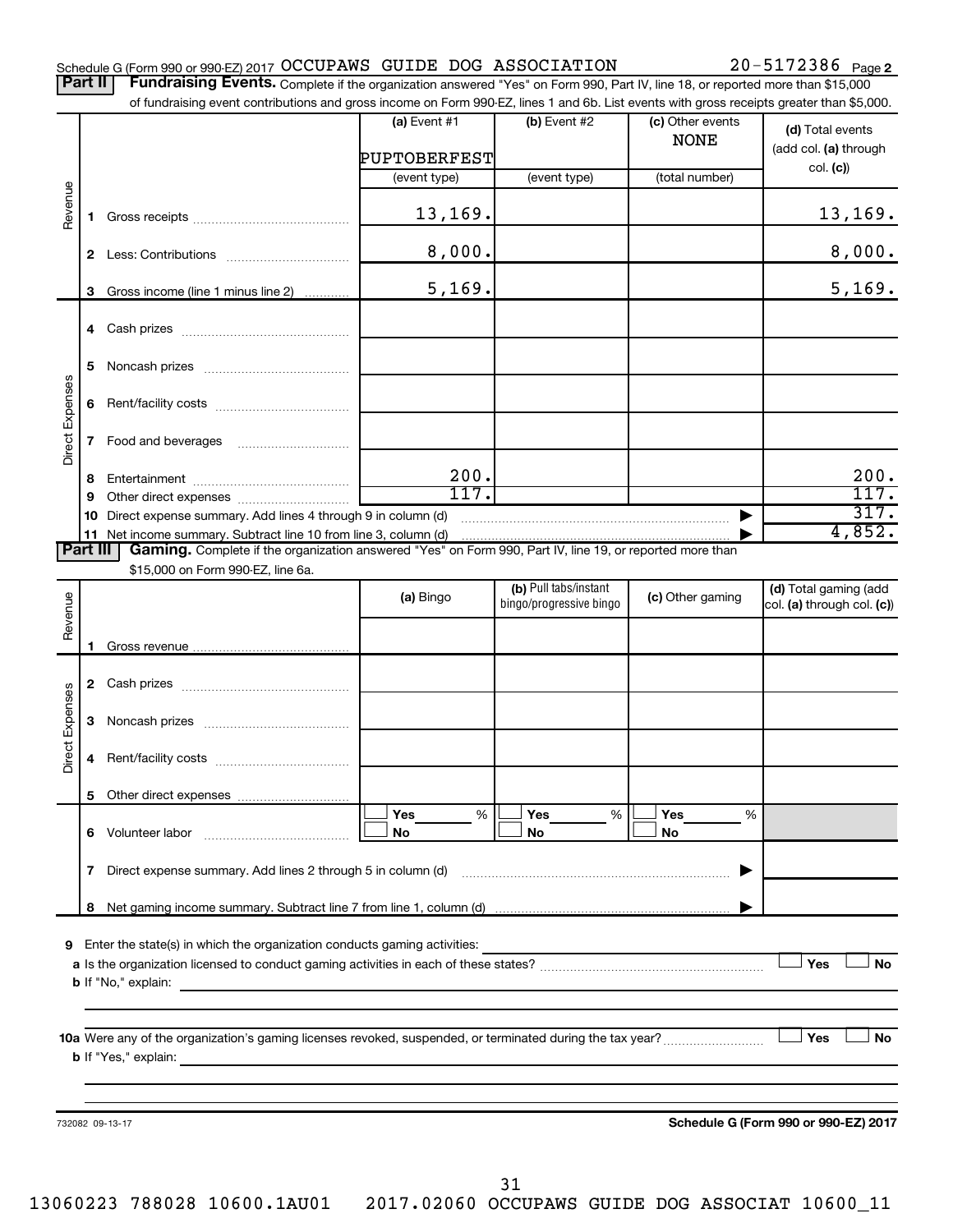Schedule G (Form 990 or 990-EZ) 2017 OCCUPAWS GUIDE DOG ASSOCIATION 20-5172386 Page 2

**Part II | Fundraising Events.** Complete if the organization answered "Yes" on Form 990, Part IV, line 18, or reported more than $15,000 of fundraising event contributions and gross income on Form 990-EZ, lines 1 and 6b. List events with gross receipts greater than $5,000.

| | | (a) Event #1 | (b) Event #2 | (c) Other events | (d) Total events (add col. (a) through col. (c)) |
|---|---|---|---|---|---|
| | | PUPTOBERFEST | | NONE | |
| | | (event type) | (event type) | (total number) | |
| Revenue | 1 Gross receipts | 13,169. | | | 13,169. |
| | 2 Less: Contributions | 8,000. | | | 8,000. |
| | 3 Gross income (line 1 minus line 2) | 5,169. | | | 5,169. |
| Direct Expenses | 4 Cash prizes | | | | |
| | 5 Noncash prizes | | | | |
| | 6 Rent/facility costs | | | | |
| | 7 Food and beverages | | | | |
| | 8 Entertainment | 200. | | | 200. |
| | 9 Other direct expenses | 117. | | | 117. |
| | 10 Direct expense summary. Add lines 4 through 9 in column (d) | | | ▶ | 317. |
| | 11 Net income summary. Subtract line 10 from line 3, column (d) | | | ▶ | 4,852. |

**Part III | Gaming.** Complete if the organization answered "Yes" on Form 990, Part IV, line 19, or reported more than $15,000 on Form 990-EZ, line 6a.

| | | (a) Bingo | (b) Pull tabs/instant bingo/progressive bingo | (c) Other gaming | (d) Total gaming (add col. (a) through col. (c)) |
|---|---|---|---|---|---|
| Revenue | 1 Gross revenue | | | | |
| Direct Expenses | 2 Cash prizes | | | | |
| | 3 Noncash prizes | | | | |
| | 4 Rent/facility costs | | | | |
| | 5 Other direct expenses | | | | |
| | 6 Volunteer labor | ☐ Yes ___% ☐ No | ☐ Yes ___% ☐ No | ☐ Yes ___% ☐ No | |
| | 7 Direct expense summary. Add lines 2 through 5 in column (d) | | | ▶ | |
| | 8 Net gaming income summary. Subtract line 7 from line 1, column (d) | | | ▶ | |

**9** Enter the state(s) in which the organization conducts gaming activities: ____________________

**a** Is the organization licensed to conduct gaming activities in each of these states? ☐ Yes ☐ No

**b** If "No," explain: ____________________

**10a** Were any of the organization's gaming licenses revoked, suspended, or terminated during the tax year? ☐ Yes ☐ No

**b** If "Yes," explain: ____________________

732082 09-13-17 **Schedule G (Form 990 or 990-EZ) 2017**

13060223 788028 10600.1AU01 2017.02060 OCCUPAWS GUIDE DOG ASSOCIAT 10600_11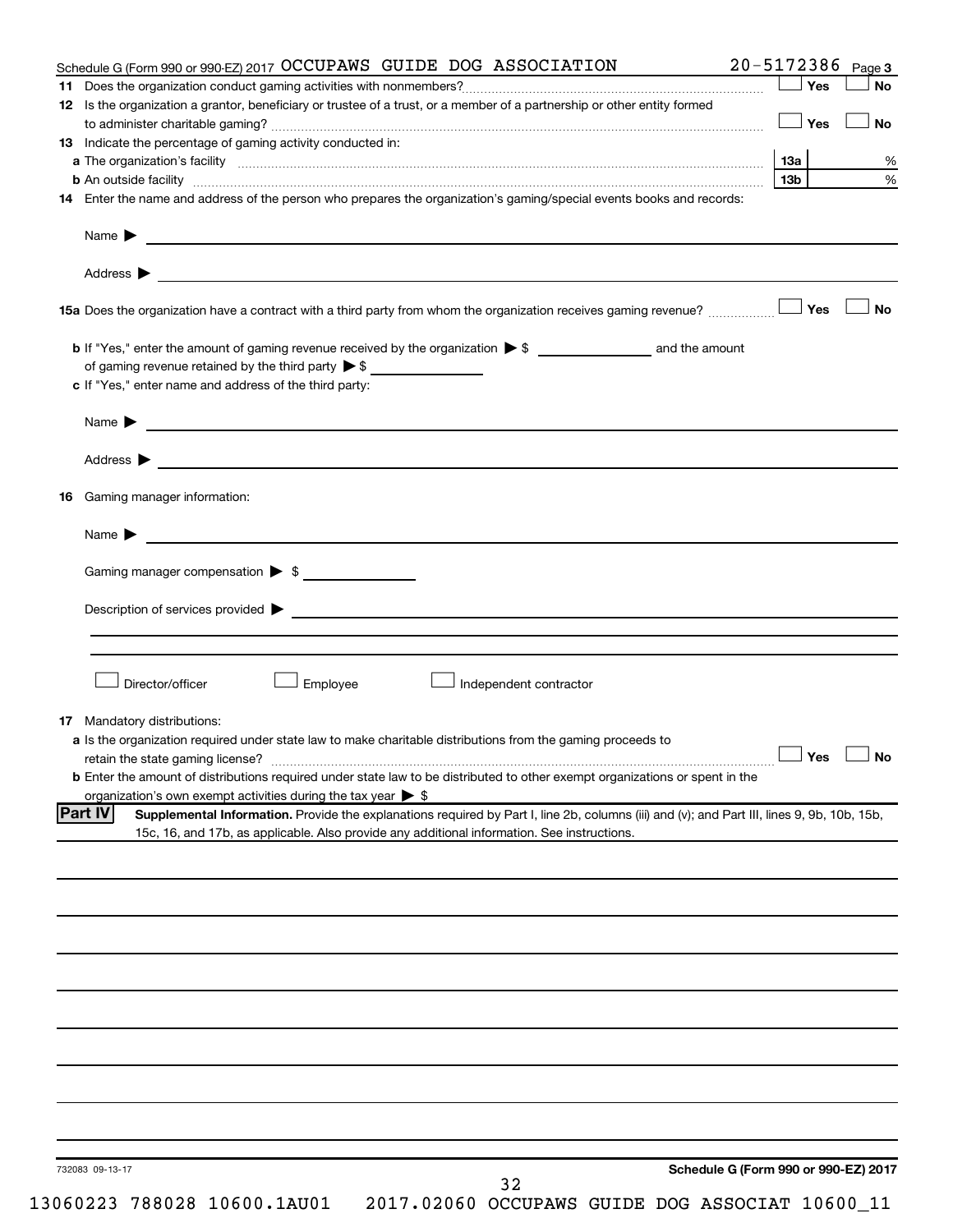Schedule G (Form 990 or 990-EZ) 2017 OCCUPAWS GUIDE DOG ASSOCIATION 20-5172386 Page 3

**11** Does the organization conduct gaming activities with nonmembers? ☐ Yes ☐ No

**12** Is the organization a grantor, beneficiary or trustee of a trust, or a member of a partnership or other entity formed to administer charitable gaming? ☐ Yes ☐ No

**13** Indicate the percentage of gaming activity conducted in:

**a** The organization's facility **13a** %

**b** An outside facility **13b** %

**14** Enter the name and address of the person who prepares the organization's gaming/special events books and records:

Name ▶

Address ▶

**15a** Does the organization have a contract with a third party from whom the organization receives gaming revenue? ☐ Yes ☐ No

**b** If "Yes," enter the amount of gaming revenue received by the organization ▶ $ ______ and the amount of gaming revenue retained by the third party ▶ $ ______

**c** If "Yes," enter name and address of the third party:

Name ▶

Address ▶

**16** Gaming manager information:

Name ▶

Gaming manager compensation ▶ $

Description of services provided ▶

☐ Director/officer ☐ Employee ☐ Independent contractor

**17** Mandatory distributions:

**a** Is the organization required under state law to make charitable distributions from the gaming proceeds to retain the state gaming license? ☐ Yes ☐ No

**b** Enter the amount of distributions required under state law to be distributed to other exempt organizations or spent in the organization's own exempt activities during the tax year ▶ $

**Part IV** **Supplemental Information.** Provide the explanations required by Part I, line 2b, columns (iii) and (v); and Part III, lines 9, 9b, 10b, 15b, 15c, 16, and 17b, as applicable. Also provide any additional information. See instructions.

732083 09-13-17

**Schedule G (Form 990 or 990-EZ) 2017**

13060223 788028 10600.1AU01 2017.02060 OCCUPAWS GUIDE DOG ASSOCIAT 10600_11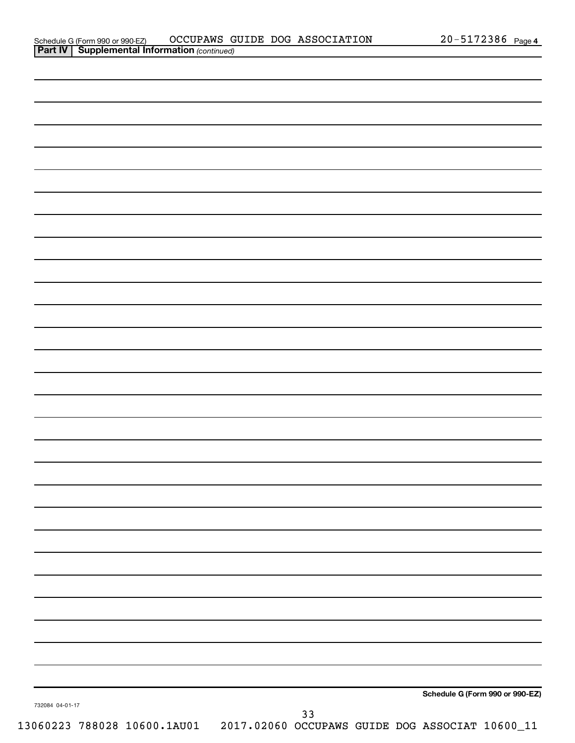Schedule G (Form 990 or 990-EZ) OCCUPAWS GUIDE DOG ASSOCIATION 20-5172386 Page 4

**Part IV | Supplemental Information** *(continued)*

**Schedule G (Form 990 or 990-EZ)**

732084 04-01-17

13060223 788028 10600.1AU01 2017.02060 OCCUPAWS GUIDE DOG ASSOCIAT 10600_11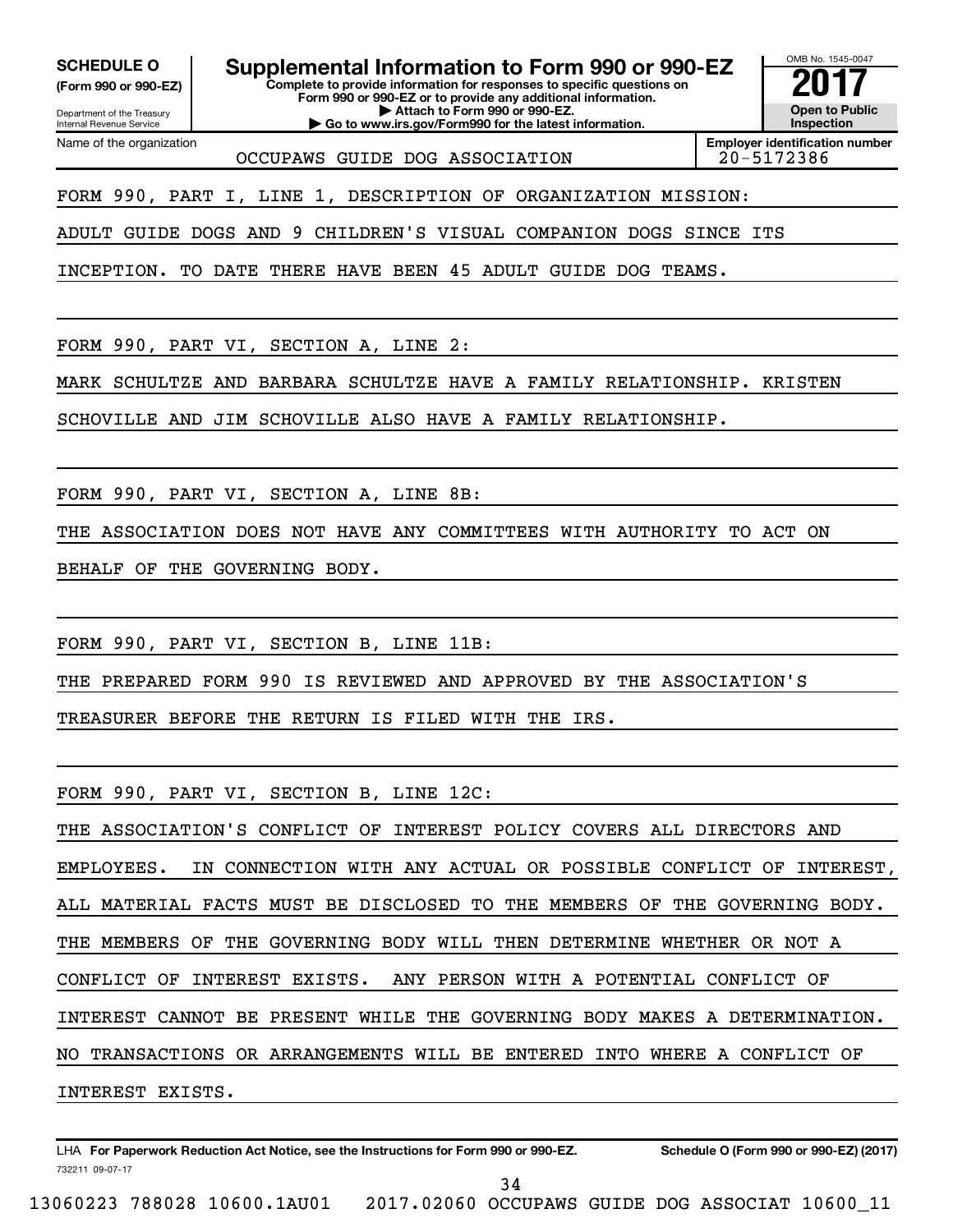**SCHEDULE O**
**(Form 990 or 990-EZ)**

Department of the Treasury
Internal Revenue Service

# Supplemental Information to Form 990 or 990-EZ

**Complete to provide information for responses to specific questions on Form 990 or 990-EZ or to provide any additional information.**
**▶ Attach to Form 990 or 990-EZ.**
**▶ Go to www.irs.gov/Form990 for the latest information.**

OMB No. 1545-0047
**2017**
**Open to Public Inspection**

| Name of the organization | Employer identification number |
|---|---|
| OCCUPAWS GUIDE DOG ASSOCIATION | 20-5172386 |

FORM 990, PART I, LINE 1, DESCRIPTION OF ORGANIZATION MISSION:

ADULT GUIDE DOGS AND 9 CHILDREN'S VISUAL COMPANION DOGS SINCE ITS INCEPTION. TO DATE THERE HAVE BEEN 45 ADULT GUIDE DOG TEAMS.

FORM 990, PART VI, SECTION A, LINE 2:

MARK SCHULTZE AND BARBARA SCHULTZE HAVE A FAMILY RELATIONSHIP. KRISTEN SCHOVILLE AND JIM SCHOVILLE ALSO HAVE A FAMILY RELATIONSHIP.

FORM 990, PART VI, SECTION A, LINE 8B:

THE ASSOCIATION DOES NOT HAVE ANY COMMITTEES WITH AUTHORITY TO ACT ON BEHALF OF THE GOVERNING BODY.

FORM 990, PART VI, SECTION B, LINE 11B:

THE PREPARED FORM 990 IS REVIEWED AND APPROVED BY THE ASSOCIATION'S TREASURER BEFORE THE RETURN IS FILED WITH THE IRS.

FORM 990, PART VI, SECTION B, LINE 12C:

THE ASSOCIATION'S CONFLICT OF INTEREST POLICY COVERS ALL DIRECTORS AND EMPLOYEES. IN CONNECTION WITH ANY ACTUAL OR POSSIBLE CONFLICT OF INTEREST, ALL MATERIAL FACTS MUST BE DISCLOSED TO THE MEMBERS OF THE GOVERNING BODY. THE MEMBERS OF THE GOVERNING BODY WILL THEN DETERMINE WHETHER OR NOT A CONFLICT OF INTEREST EXISTS. ANY PERSON WITH A POTENTIAL CONFLICT OF INTEREST CANNOT BE PRESENT WHILE THE GOVERNING BODY MAKES A DETERMINATION. NO TRANSACTIONS OR ARRANGEMENTS WILL BE ENTERED INTO WHERE A CONFLICT OF INTEREST EXISTS.

LHA **For Paperwork Reduction Act Notice, see the Instructions for Form 990 or 990-EZ.** **Schedule O (Form 990 or 990-EZ) (2017)**

732211 09-07-17

13060223 788028 10600.1AU01 2017.02060 OCCUPAWS GUIDE DOG ASSOCIAT 10600_11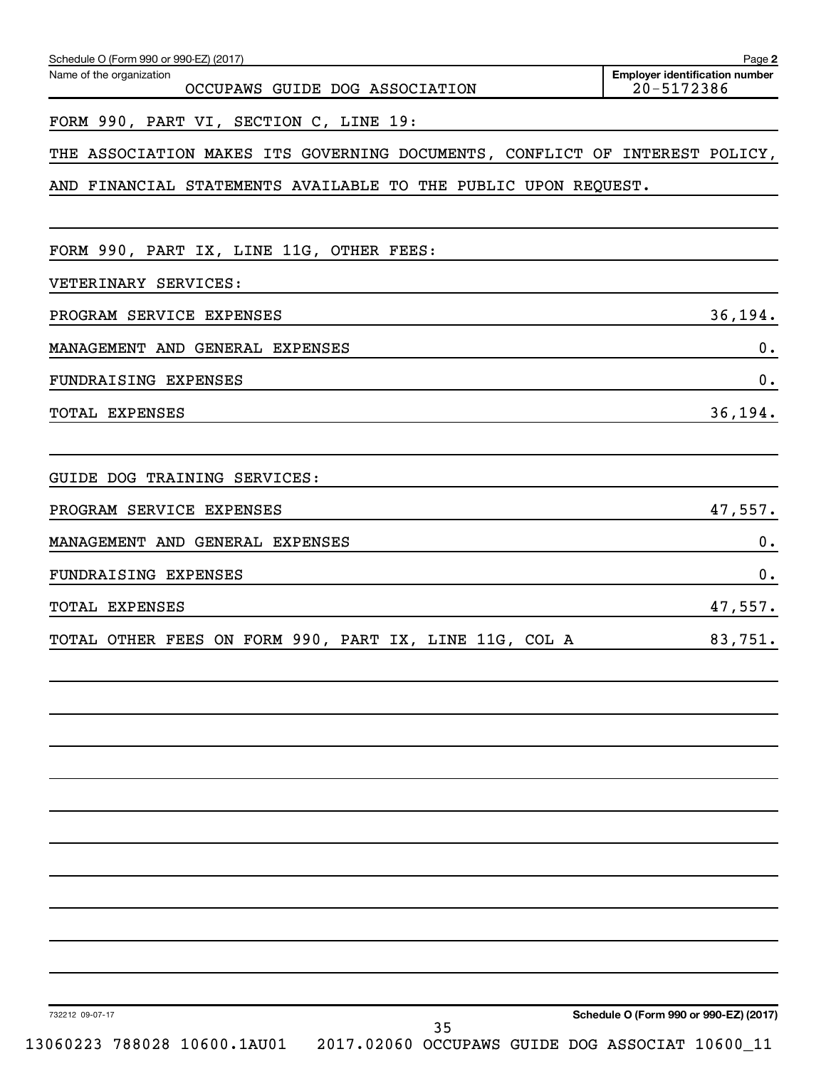Schedule O (Form 990 or 990-EZ) (2017)

Name of the organization: OCCUPAWS GUIDE DOG ASSOCIATION

Employer identification number: 20-5172386

FORM 990, PART VI, SECTION C, LINE 19:

THE ASSOCIATION MAKES ITS GOVERNING DOCUMENTS, CONFLICT OF INTEREST POLICY, AND FINANCIAL STATEMENTS AVAILABLE TO THE PUBLIC UPON REQUEST.

FORM 990, PART IX, LINE 11G, OTHER FEES:

| | |
|---|---|
| VETERINARY SERVICES: | |
| PROGRAM SERVICE EXPENSES | 36,194. |
| MANAGEMENT AND GENERAL EXPENSES | 0. |
| FUNDRAISING EXPENSES | 0. |
| TOTAL EXPENSES | 36,194. |
| GUIDE DOG TRAINING SERVICES: | |
| PROGRAM SERVICE EXPENSES | 47,557. |
| MANAGEMENT AND GENERAL EXPENSES | 0. |
| FUNDRAISING EXPENSES | 0. |
| TOTAL EXPENSES | 47,557. |
| TOTAL OTHER FEES ON FORM 990, PART IX, LINE 11G, COL A | 83,751. |

Schedule O (Form 990 or 990-EZ) (2017)